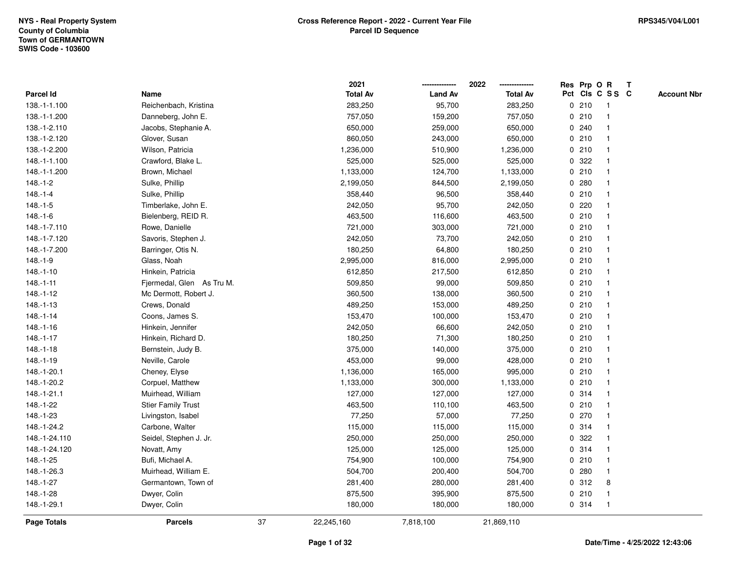**NYS - Real Property System**
**County of Columbia**
**Town of GERMANTOWN**
**SWIS Code - 103600**

# Cross Reference Report - 2022 - Current Year File
## Parcel ID Sequence

RPS345/V04/L001

| Parcel Id | Name | 2021 Total Av | 2022 Land Av | 2022 Total Av | Res Pct | Prp Cls | O C | R S S | T C | Account Nbr |
|---|---|---|---|---|---|---|---|---|---|---|
| 138.-1-1.100 | Reichenbach, Kristina | 283,250 | 95,700 | 283,250 | 0 | 210 | | 1 | | |
| 138.-1-1.200 | Danneberg, John E. | 757,050 | 159,200 | 757,050 | 0 | 210 | | 1 | | |
| 138.-1-2.110 | Jacobs, Stephanie A. | 650,000 | 259,000 | 650,000 | 0 | 240 | | 1 | | |
| 138.-1-2.120 | Glover, Susan | 860,050 | 243,000 | 650,000 | 0 | 210 | | 1 | | |
| 138.-1-2.200 | Wilson, Patricia | 1,236,000 | 510,900 | 1,236,000 | 0 | 210 | | 1 | | |
| 148.-1-1.100 | Crawford, Blake L. | 525,000 | 525,000 | 525,000 | 0 | 322 | | 1 | | |
| 148.-1-1.200 | Brown, Michael | 1,133,000 | 124,700 | 1,133,000 | 0 | 210 | | 1 | | |
| 148.-1-2 | Sulke, Phillip | 2,199,050 | 844,500 | 2,199,050 | 0 | 280 | | 1 | | |
| 148.-1-4 | Sulke, Phillip | 358,440 | 96,500 | 358,440 | 0 | 210 | | 1 | | |
| 148.-1-5 | Timberlake, John E. | 242,050 | 95,700 | 242,050 | 0 | 220 | | 1 | | |
| 148.-1-6 | Bielenberg, REID R. | 463,500 | 116,600 | 463,500 | 0 | 210 | | 1 | | |
| 148.-1-7.110 | Rowe, Danielle | 721,000 | 303,000 | 721,000 | 0 | 210 | | 1 | | |
| 148.-1-7.120 | Savoris, Stephen J. | 242,050 | 73,700 | 242,050 | 0 | 210 | | 1 | | |
| 148.-1-7.200 | Barringer, Otis N. | 180,250 | 64,800 | 180,250 | 0 | 210 | | 1 | | |
| 148.-1-9 | Glass, Noah | 2,995,000 | 816,000 | 2,995,000 | 0 | 210 | | 1 | | |
| 148.-1-10 | Hinkein, Patricia | 612,850 | 217,500 | 612,850 | 0 | 210 | | 1 | | |
| 148.-1-11 | Fjermedal, Glen As Tru M. | 509,850 | 99,000 | 509,850 | 0 | 210 | | 1 | | |
| 148.-1-12 | Mc Dermott, Robert J. | 360,500 | 138,000 | 360,500 | 0 | 210 | | 1 | | |
| 148.-1-13 | Crews, Donald | 489,250 | 153,000 | 489,250 | 0 | 210 | | 1 | | |
| 148.-1-14 | Coons, James S. | 153,470 | 100,000 | 153,470 | 0 | 210 | | 1 | | |
| 148.-1-16 | Hinkein, Jennifer | 242,050 | 66,600 | 242,050 | 0 | 210 | | 1 | | |
| 148.-1-17 | Hinkein, Richard D. | 180,250 | 71,300 | 180,250 | 0 | 210 | | 1 | | |
| 148.-1-18 | Bernstein, Judy B. | 375,000 | 140,000 | 375,000 | 0 | 210 | | 1 | | |
| 148.-1-19 | Neville, Carole | 453,000 | 99,000 | 428,000 | 0 | 210 | | 1 | | |
| 148.-1-20.1 | Cheney, Elyse | 1,136,000 | 165,000 | 995,000 | 0 | 210 | | 1 | | |
| 148.-1-20.2 | Corpuel, Matthew | 1,133,000 | 300,000 | 1,133,000 | 0 | 210 | | 1 | | |
| 148.-1-21.1 | Muirhead, William | 127,000 | 127,000 | 127,000 | 0 | 314 | | 1 | | |
| 148.-1-22 | Stier Family Trust | 463,500 | 110,100 | 463,500 | 0 | 210 | | 1 | | |
| 148.-1-23 | Livingston, Isabel | 77,250 | 57,000 | 77,250 | 0 | 270 | | 1 | | |
| 148.-1-24.2 | Carbone, Walter | 115,000 | 115,000 | 115,000 | 0 | 314 | | 1 | | |
| 148.-1-24.110 | Seidel, Stephen J. Jr. | 250,000 | 250,000 | 250,000 | 0 | 322 | | 1 | | |
| 148.-1-24.120 | Novatt, Amy | 125,000 | 125,000 | 125,000 | 0 | 314 | | 1 | | |
| 148.-1-25 | Bufi, Michael A. | 754,900 | 100,000 | 754,900 | 0 | 210 | | 1 | | |
| 148.-1-26.3 | Muirhead, William E. | 504,700 | 200,400 | 504,700 | 0 | 280 | | 1 | | |
| 148.-1-27 | Germantown, Town of | 281,400 | 280,000 | 281,400 | 0 | 312 | | 8 | | |
| 148.-1-28 | Dwyer, Colin | 875,500 | 395,900 | 875,500 | 0 | 210 | | 1 | | |
| 148.-1-29.1 | Dwyer, Colin | 180,000 | 180,000 | 180,000 | 0 | 314 | | 1 | | |
| **Page Totals** | **Parcels** 37 | 22,245,160 | 7,818,100 | 21,869,110 | | | | | | |

**Date/Time - 4/25/2022 12:43:06**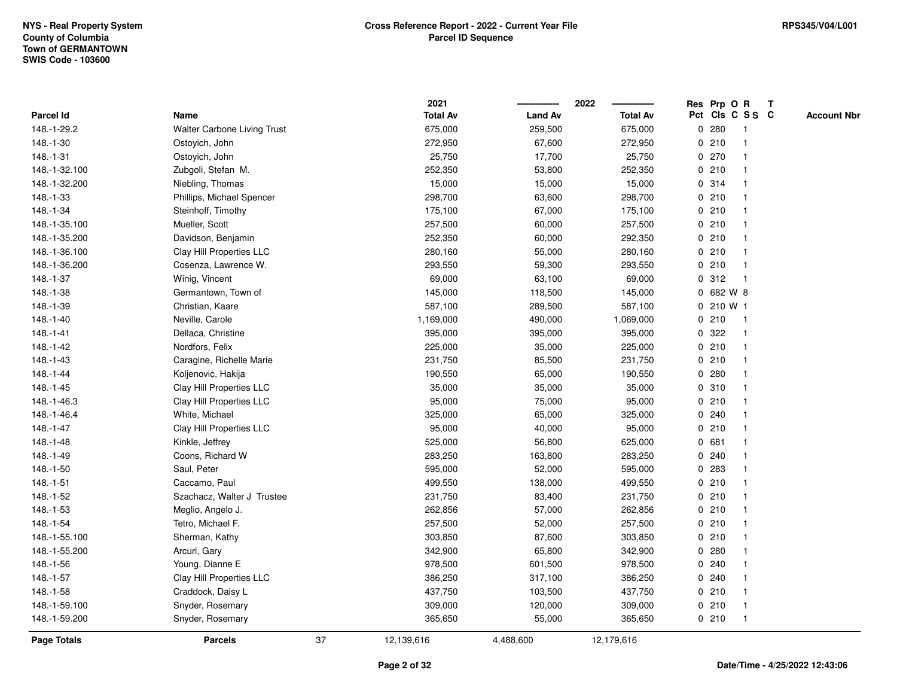NYS - Real Property System
County of Columbia
Town of GERMANTOWN
SWIS Code - 103600

**Cross Reference Report - 2022 - Current Year File**
**Parcel ID Sequence**

RPS345/V04/L001

| Parcel Id | Name | 2021 Total Av | 2022 Land Av | 2022 Total Av | Res Pct | Prp Cls | O C | R S S | T C | Account Nbr |
|---|---|---|---|---|---|---|---|---|---|---|
| 148.-1-29.2 | Walter Carbone Living Trust | 675,000 | 259,500 | 675,000 | 0 | 280 | | 1 | | |
| 148.-1-30 | Ostoyich, John | 272,950 | 67,600 | 272,950 | 0 | 210 | | 1 | | |
| 148.-1-31 | Ostoyich, John | 25,750 | 17,700 | 25,750 | 0 | 270 | | 1 | | |
| 148.-1-32.100 | Zubgoli, Stefan M. | 252,350 | 53,800 | 252,350 | 0 | 210 | | 1 | | |
| 148.-1-32.200 | Niebling, Thomas | 15,000 | 15,000 | 15,000 | 0 | 314 | | 1 | | |
| 148.-1-33 | Phillips, Michael Spencer | 298,700 | 63,600 | 298,700 | 0 | 210 | | 1 | | |
| 148.-1-34 | Steinhoff, Timothy | 175,100 | 67,000 | 175,100 | 0 | 210 | | 1 | | |
| 148.-1-35.100 | Mueller, Scott | 257,500 | 60,000 | 257,500 | 0 | 210 | | 1 | | |
| 148.-1-35.200 | Davidson, Benjamin | 252,350 | 60,000 | 292,350 | 0 | 210 | | 1 | | |
| 148.-1-36.100 | Clay Hill Properties LLC | 280,160 | 55,000 | 280,160 | 0 | 210 | | 1 | | |
| 148.-1-36.200 | Cosenza, Lawrence W. | 293,550 | 59,300 | 293,550 | 0 | 210 | | 1 | | |
| 148.-1-37 | Winig, Vincent | 69,000 | 63,100 | 69,000 | 0 | 312 | | 1 | | |
| 148.-1-38 | Germantown, Town of | 145,000 | 118,500 | 145,000 | 0 | 682 | W | 8 | | |
| 148.-1-39 | Christian, Kaare | 587,100 | 289,500 | 587,100 | 0 | 210 | W | 1 | | |
| 148.-1-40 | Neville, Carole | 1,169,000 | 490,000 | 1,069,000 | 0 | 210 | | 1 | | |
| 148.-1-41 | Dellaca, Christine | 395,000 | 395,000 | 395,000 | 0 | 322 | | 1 | | |
| 148.-1-42 | Nordfors, Felix | 225,000 | 35,000 | 225,000 | 0 | 210 | | 1 | | |
| 148.-1-43 | Caragine, Richelle Marie | 231,750 | 85,500 | 231,750 | 0 | 210 | | 1 | | |
| 148.-1-44 | Koljenovic, Hakija | 190,550 | 65,000 | 190,550 | 0 | 280 | | 1 | | |
| 148.-1-45 | Clay Hill Properties LLC | 35,000 | 35,000 | 35,000 | 0 | 310 | | 1 | | |
| 148.-1-46.3 | Clay Hill Properties LLC | 95,000 | 75,000 | 95,000 | 0 | 210 | | 1 | | |
| 148.-1-46.4 | White, Michael | 325,000 | 65,000 | 325,000 | 0 | 240 | | 1 | | |
| 148.-1-47 | Clay Hill Properties LLC | 95,000 | 40,000 | 95,000 | 0 | 210 | | 1 | | |
| 148.-1-48 | Kinkle, Jeffrey | 525,000 | 56,800 | 625,000 | 0 | 681 | | 1 | | |
| 148.-1-49 | Coons, Richard W | 283,250 | 163,800 | 283,250 | 0 | 240 | | 1 | | |
| 148.-1-50 | Saul, Peter | 595,000 | 52,000 | 595,000 | 0 | 283 | | 1 | | |
| 148.-1-51 | Caccamo, Paul | 499,550 | 138,000 | 499,550 | 0 | 210 | | 1 | | |
| 148.-1-52 | Szachacz, Walter J Trustee | 231,750 | 83,400 | 231,750 | 0 | 210 | | 1 | | |
| 148.-1-53 | Meglio, Angelo J. | 262,856 | 57,000 | 262,856 | 0 | 210 | | 1 | | |
| 148.-1-54 | Tetro, Michael F. | 257,500 | 52,000 | 257,500 | 0 | 210 | | 1 | | |
| 148.-1-55.100 | Sherman, Kathy | 303,850 | 87,600 | 303,850 | 0 | 210 | | 1 | | |
| 148.-1-55.200 | Arcuri, Gary | 342,900 | 65,800 | 342,900 | 0 | 280 | | 1 | | |
| 148.-1-56 | Young, Dianne E | 978,500 | 601,500 | 978,500 | 0 | 240 | | 1 | | |
| 148.-1-57 | Clay Hill Properties LLC | 386,250 | 317,100 | 386,250 | 0 | 240 | | 1 | | |
| 148.-1-58 | Craddock, Daisy L | 437,750 | 103,500 | 437,750 | 0 | 210 | | 1 | | |
| 148.-1-59.100 | Snyder, Rosemary | 309,000 | 120,000 | 309,000 | 0 | 210 | | 1 | | |
| 148.-1-59.200 | Snyder, Rosemary | 365,650 | 55,000 | 365,650 | 0 | 210 | | 1 | | |
| **Page Totals** | **Parcels** 37 | 12,139,616 | 4,488,600 | 12,179,616 | | | | | | |

**Date/Time - 4/25/2022 12:43:06**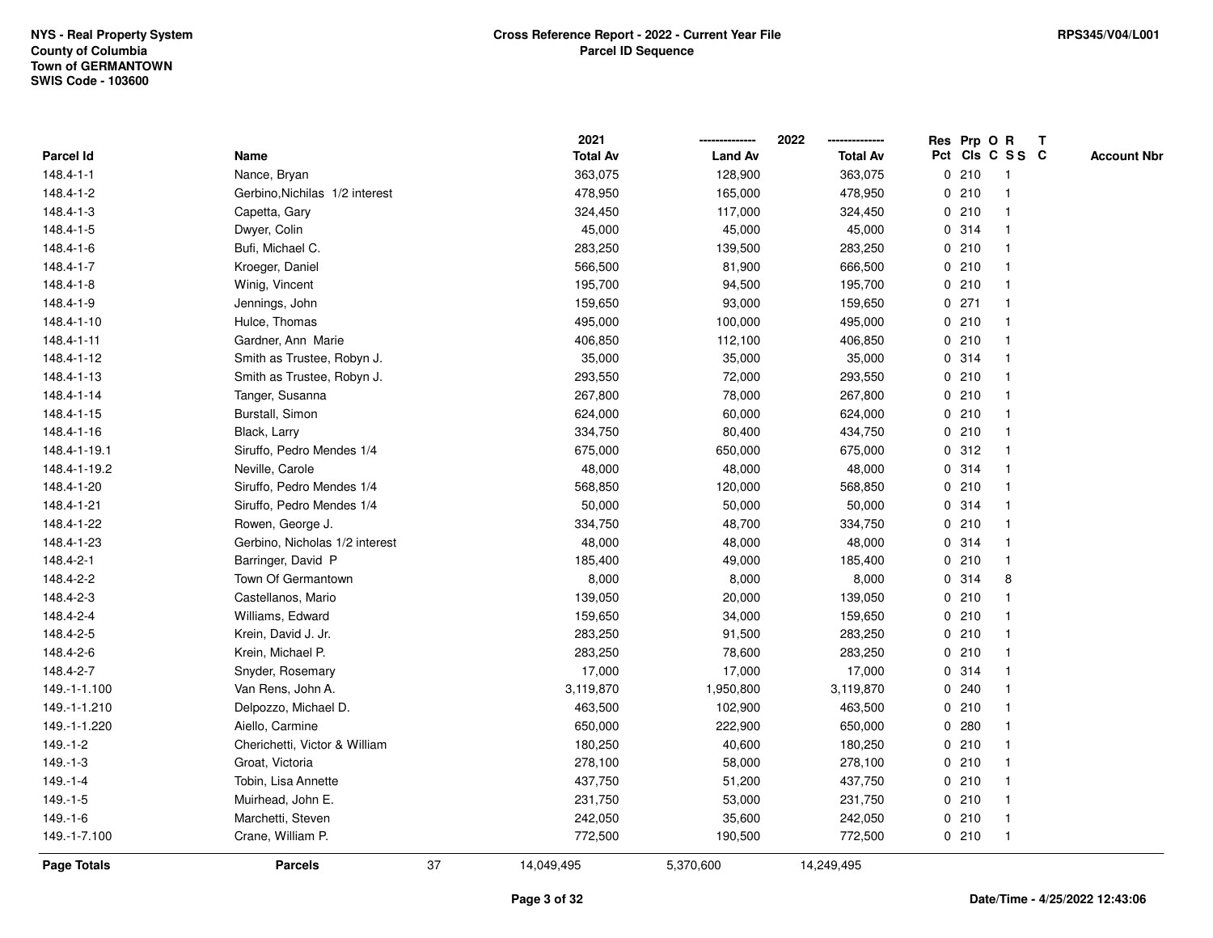NYS - Real Property System
County of Columbia
Town of GERMANTOWN
SWIS Code - 103600

**Cross Reference Report - 2022 - Current Year File**
**Parcel ID Sequence**

RPS345/V04/L001

| Parcel Id | Name | 2021 Total Av | 2022 Land Av | 2022 Total Av | Res Pct | Prp Cls | O C | R SS | T C | Account Nbr |
|---|---|---|---|---|---|---|---|---|---|---|
| 148.4-1-1 | Nance, Bryan | 363,075 | 128,900 | 363,075 | 0 | 210 | | 1 | | |
| 148.4-1-2 | Gerbino,Nichilas 1/2 interest | 478,950 | 165,000 | 478,950 | 0 | 210 | | 1 | | |
| 148.4-1-3 | Capetta, Gary | 324,450 | 117,000 | 324,450 | 0 | 210 | | 1 | | |
| 148.4-1-5 | Dwyer, Colin | 45,000 | 45,000 | 45,000 | 0 | 314 | | 1 | | |
| 148.4-1-6 | Bufi, Michael C. | 283,250 | 139,500 | 283,250 | 0 | 210 | | 1 | | |
| 148.4-1-7 | Kroeger, Daniel | 566,500 | 81,900 | 666,500 | 0 | 210 | | 1 | | |
| 148.4-1-8 | Winig, Vincent | 195,700 | 94,500 | 195,700 | 0 | 210 | | 1 | | |
| 148.4-1-9 | Jennings, John | 159,650 | 93,000 | 159,650 | 0 | 271 | | 1 | | |
| 148.4-1-10 | Hulce, Thomas | 495,000 | 100,000 | 495,000 | 0 | 210 | | 1 | | |
| 148.4-1-11 | Gardner, Ann Marie | 406,850 | 112,100 | 406,850 | 0 | 210 | | 1 | | |
| 148.4-1-12 | Smith as Trustee, Robyn J. | 35,000 | 35,000 | 35,000 | 0 | 314 | | 1 | | |
| 148.4-1-13 | Smith as Trustee, Robyn J. | 293,550 | 72,000 | 293,550 | 0 | 210 | | 1 | | |
| 148.4-1-14 | Tanger, Susanna | 267,800 | 78,000 | 267,800 | 0 | 210 | | 1 | | |
| 148.4-1-15 | Burstall, Simon | 624,000 | 60,000 | 624,000 | 0 | 210 | | 1 | | |
| 148.4-1-16 | Black, Larry | 334,750 | 80,400 | 434,750 | 0 | 210 | | 1 | | |
| 148.4-1-19.1 | Siruffo, Pedro Mendes 1/4 | 675,000 | 650,000 | 675,000 | 0 | 312 | | 1 | | |
| 148.4-1-19.2 | Neville, Carole | 48,000 | 48,000 | 48,000 | 0 | 314 | | 1 | | |
| 148.4-1-20 | Siruffo, Pedro Mendes 1/4 | 568,850 | 120,000 | 568,850 | 0 | 210 | | 1 | | |
| 148.4-1-21 | Siruffo, Pedro Mendes 1/4 | 50,000 | 50,000 | 50,000 | 0 | 314 | | 1 | | |
| 148.4-1-22 | Rowen, George J. | 334,750 | 48,700 | 334,750 | 0 | 210 | | 1 | | |
| 148.4-1-23 | Gerbino, Nicholas 1/2 interest | 48,000 | 48,000 | 48,000 | 0 | 314 | | 1 | | |
| 148.4-2-1 | Barringer, David P | 185,400 | 49,000 | 185,400 | 0 | 210 | | 1 | | |
| 148.4-2-2 | Town Of Germantown | 8,000 | 8,000 | 8,000 | 0 | 314 | | 8 | | |
| 148.4-2-3 | Castellanos, Mario | 139,050 | 20,000 | 139,050 | 0 | 210 | | 1 | | |
| 148.4-2-4 | Williams, Edward | 159,650 | 34,000 | 159,650 | 0 | 210 | | 1 | | |
| 148.4-2-5 | Krein, David J. Jr. | 283,250 | 91,500 | 283,250 | 0 | 210 | | 1 | | |
| 148.4-2-6 | Krein, Michael P. | 283,250 | 78,600 | 283,250 | 0 | 210 | | 1 | | |
| 148.4-2-7 | Snyder, Rosemary | 17,000 | 17,000 | 17,000 | 0 | 314 | | 1 | | |
| 149.-1-1.100 | Van Rens, John A. | 3,119,870 | 1,950,800 | 3,119,870 | 0 | 240 | | 1 | | |
| 149.-1-1.210 | Delpozzo, Michael D. | 463,500 | 102,900 | 463,500 | 0 | 210 | | 1 | | |
| 149.-1-1.220 | Aiello, Carmine | 650,000 | 222,900 | 650,000 | 0 | 280 | | 1 | | |
| 149.-1-2 | Cherichetti, Victor & William | 180,250 | 40,600 | 180,250 | 0 | 210 | | 1 | | |
| 149.-1-3 | Groat, Victoria | 278,100 | 58,000 | 278,100 | 0 | 210 | | 1 | | |
| 149.-1-4 | Tobin, Lisa Annette | 437,750 | 51,200 | 437,750 | 0 | 210 | | 1 | | |
| 149.-1-5 | Muirhead, John E. | 231,750 | 53,000 | 231,750 | 0 | 210 | | 1 | | |
| 149.-1-6 | Marchetti, Steven | 242,050 | 35,600 | 242,050 | 0 | 210 | | 1 | | |
| 149.-1-7.100 | Crane, William P. | 772,500 | 190,500 | 772,500 | 0 | 210 | | 1 | | |
| **Page Totals** | **Parcels** 37 | 14,049,495 | 5,370,600 | 14,249,495 | | | | | | |

Date/Time - 4/25/2022 12:43:06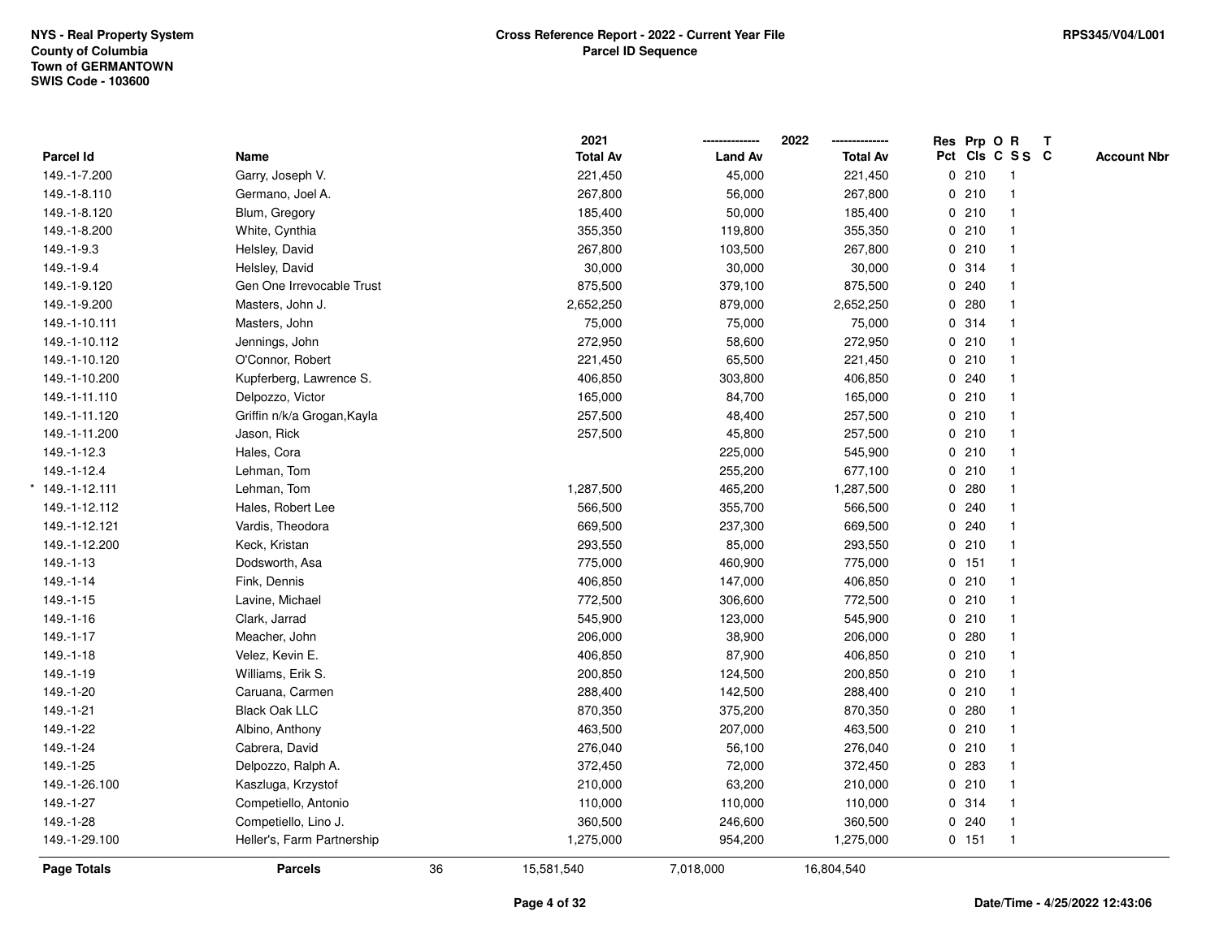NYS - Real Property System
County of Columbia
Town of GERMANTOWN
SWIS Code - 103600

**Cross Reference Report - 2022 - Current Year File**
**Parcel ID Sequence**

RPS345/V04/L001

| Parcel Id | Name | 2021 Total Av | 2022 Land Av | 2022 Total Av | Res Pct | Prp Cls | O C | R S S | T C | Account Nbr |
|---|---|---|---|---|---|---|---|---|---|---|
| 149.-1-7.200 | Garry, Joseph V. | 221,450 | 45,000 | 221,450 | 0 | 210 | | 1 | | |
| 149.-1-8.110 | Germano, Joel A. | 267,800 | 56,000 | 267,800 | 0 | 210 | | 1 | | |
| 149.-1-8.120 | Blum, Gregory | 185,400 | 50,000 | 185,400 | 0 | 210 | | 1 | | |
| 149.-1-8.200 | White, Cynthia | 355,350 | 119,800 | 355,350 | 0 | 210 | | 1 | | |
| 149.-1-9.3 | Helsley, David | 267,800 | 103,500 | 267,800 | 0 | 210 | | 1 | | |
| 149.-1-9.4 | Helsley, David | 30,000 | 30,000 | 30,000 | 0 | 314 | | 1 | | |
| 149.-1-9.120 | Gen One Irrevocable Trust | 875,500 | 379,100 | 875,500 | 0 | 240 | | 1 | | |
| 149.-1-9.200 | Masters, John J. | 2,652,250 | 879,000 | 2,652,250 | 0 | 280 | | 1 | | |
| 149.-1-10.111 | Masters, John | 75,000 | 75,000 | 75,000 | 0 | 314 | | 1 | | |
| 149.-1-10.112 | Jennings, John | 272,950 | 58,600 | 272,950 | 0 | 210 | | 1 | | |
| 149.-1-10.120 | O'Connor, Robert | 221,450 | 65,500 | 221,450 | 0 | 210 | | 1 | | |
| 149.-1-10.200 | Kupferberg, Lawrence S. | 406,850 | 303,800 | 406,850 | 0 | 240 | | 1 | | |
| 149.-1-11.110 | Delpozzo, Victor | 165,000 | 84,700 | 165,000 | 0 | 210 | | 1 | | |
| 149.-1-11.120 | Griffin n/k/a Grogan,Kayla | 257,500 | 48,400 | 257,500 | 0 | 210 | | 1 | | |
| 149.-1-11.200 | Jason, Rick | 257,500 | 45,800 | 257,500 | 0 | 210 | | 1 | | |
| 149.-1-12.3 | Hales, Cora | | 225,000 | 545,900 | 0 | 210 | | 1 | | |
| 149.-1-12.4 | Lehman, Tom | | 255,200 | 677,100 | 0 | 210 | | 1 | | |
| * 149.-1-12.111 | Lehman, Tom | 1,287,500 | 465,200 | 1,287,500 | 0 | 280 | | 1 | | |
| 149.-1-12.112 | Hales, Robert Lee | 566,500 | 355,700 | 566,500 | 0 | 240 | | 1 | | |
| 149.-1-12.121 | Vardis, Theodora | 669,500 | 237,300 | 669,500 | 0 | 240 | | 1 | | |
| 149.-1-12.200 | Keck, Kristan | 293,550 | 85,000 | 293,550 | 0 | 210 | | 1 | | |
| 149.-1-13 | Dodsworth, Asa | 775,000 | 460,900 | 775,000 | 0 | 151 | | 1 | | |
| 149.-1-14 | Fink, Dennis | 406,850 | 147,000 | 406,850 | 0 | 210 | | 1 | | |
| 149.-1-15 | Lavine, Michael | 772,500 | 306,600 | 772,500 | 0 | 210 | | 1 | | |
| 149.-1-16 | Clark, Jarrad | 545,900 | 123,000 | 545,900 | 0 | 210 | | 1 | | |
| 149.-1-17 | Meacher, John | 206,000 | 38,900 | 206,000 | 0 | 280 | | 1 | | |
| 149.-1-18 | Velez, Kevin E. | 406,850 | 87,900 | 406,850 | 0 | 210 | | 1 | | |
| 149.-1-19 | Williams, Erik S. | 200,850 | 124,500 | 200,850 | 0 | 210 | | 1 | | |
| 149.-1-20 | Caruana, Carmen | 288,400 | 142,500 | 288,400 | 0 | 210 | | 1 | | |
| 149.-1-21 | Black Oak LLC | 870,350 | 375,200 | 870,350 | 0 | 280 | | 1 | | |
| 149.-1-22 | Albino, Anthony | 463,500 | 207,000 | 463,500 | 0 | 210 | | 1 | | |
| 149.-1-24 | Cabrera, David | 276,040 | 56,100 | 276,040 | 0 | 210 | | 1 | | |
| 149.-1-25 | Delpozzo, Ralph A. | 372,450 | 72,000 | 372,450 | 0 | 283 | | 1 | | |
| 149.-1-26.100 | Kaszluga, Krzystof | 210,000 | 63,200 | 210,000 | 0 | 210 | | 1 | | |
| 149.-1-27 | Competiello, Antonio | 110,000 | 110,000 | 110,000 | 0 | 314 | | 1 | | |
| 149.-1-28 | Competiello, Lino J. | 360,500 | 246,600 | 360,500 | 0 | 240 | | 1 | | |
| 149.-1-29.100 | Heller's, Farm Partnership | 1,275,000 | 954,200 | 1,275,000 | 0 | 151 | | 1 | | |
| **Page Totals** | **Parcels** 36 | 15,581,540 | 7,018,000 | 16,804,540 | | | | | | |

Date/Time - 4/25/2022 12:43:06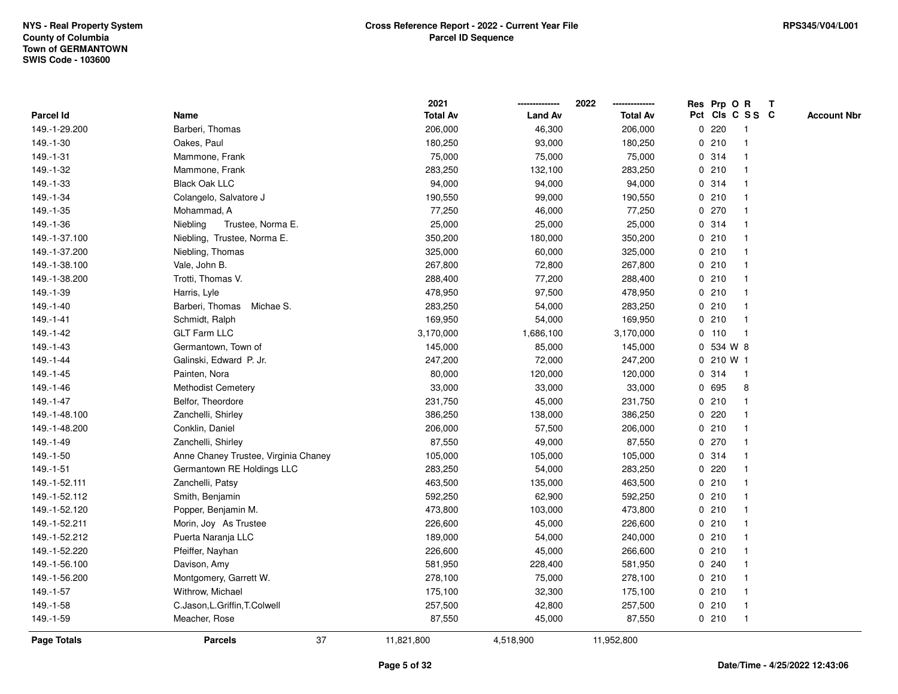NYS - Real Property System
County of Columbia
Town of GERMANTOWN
SWIS Code - 103600

**Cross Reference Report - 2022 - Current Year File**
**Parcel ID Sequence**

RPS345/V04/L001

| Parcel Id | Name | 2021 Total Av | 2022 Land Av | 2022 Total Av | Res Pct | Prp Cls | O C | R S S | T C | Account Nbr |
|---|---|---|---|---|---|---|---|---|---|---|
| 149.-1-29.200 | Barberi, Thomas | 206,000 | 46,300 | 206,000 | 0 | 220 | | 1 | | |
| 149.-1-30 | Oakes, Paul | 180,250 | 93,000 | 180,250 | 0 | 210 | | 1 | | |
| 149.-1-31 | Mammone, Frank | 75,000 | 75,000 | 75,000 | 0 | 314 | | 1 | | |
| 149.-1-32 | Mammone, Frank | 283,250 | 132,100 | 283,250 | 0 | 210 | | 1 | | |
| 149.-1-33 | Black Oak LLC | 94,000 | 94,000 | 94,000 | 0 | 314 | | 1 | | |
| 149.-1-34 | Colangelo, Salvatore J | 190,550 | 99,000 | 190,550 | 0 | 210 | | 1 | | |
| 149.-1-35 | Mohammad, A | 77,250 | 46,000 | 77,250 | 0 | 270 | | 1 | | |
| 149.-1-36 | Niebling Trustee, Norma E. | 25,000 | 25,000 | 25,000 | 0 | 314 | | 1 | | |
| 149.-1-37.100 | Niebling, Trustee, Norma E. | 350,200 | 180,000 | 350,200 | 0 | 210 | | 1 | | |
| 149.-1-37.200 | Niebling, Thomas | 325,000 | 60,000 | 325,000 | 0 | 210 | | 1 | | |
| 149.-1-38.100 | Vale, John B. | 267,800 | 72,800 | 267,800 | 0 | 210 | | 1 | | |
| 149.-1-38.200 | Trotti, Thomas V. | 288,400 | 77,200 | 288,400 | 0 | 210 | | 1 | | |
| 149.-1-39 | Harris, Lyle | 478,950 | 97,500 | 478,950 | 0 | 210 | | 1 | | |
| 149.-1-40 | Barberi, Thomas Michae S. | 283,250 | 54,000 | 283,250 | 0 | 210 | | 1 | | |
| 149.-1-41 | Schmidt, Ralph | 169,950 | 54,000 | 169,950 | 0 | 210 | | 1 | | |
| 149.-1-42 | GLT Farm LLC | 3,170,000 | 1,686,100 | 3,170,000 | 0 | 110 | | 1 | | |
| 149.-1-43 | Germantown, Town of | 145,000 | 85,000 | 145,000 | 0 | 534 | W | 8 | | |
| 149.-1-44 | Galinski, Edward P. Jr. | 247,200 | 72,000 | 247,200 | 0 | 210 | W | 1 | | |
| 149.-1-45 | Painten, Nora | 80,000 | 120,000 | 120,000 | 0 | 314 | | 1 | | |
| 149.-1-46 | Methodist Cemetery | 33,000 | 33,000 | 33,000 | 0 | 695 | | 8 | | |
| 149.-1-47 | Belfor, Theordore | 231,750 | 45,000 | 231,750 | 0 | 210 | | 1 | | |
| 149.-1-48.100 | Zanchelli, Shirley | 386,250 | 138,000 | 386,250 | 0 | 220 | | 1 | | |
| 149.-1-48.200 | Conklin, Daniel | 206,000 | 57,500 | 206,000 | 0 | 210 | | 1 | | |
| 149.-1-49 | Zanchelli, Shirley | 87,550 | 49,000 | 87,550 | 0 | 270 | | 1 | | |
| 149.-1-50 | Anne Chaney Trustee, Virginia Chaney | 105,000 | 105,000 | 105,000 | 0 | 314 | | 1 | | |
| 149.-1-51 | Germantown RE Holdings LLC | 283,250 | 54,000 | 283,250 | 0 | 220 | | 1 | | |
| 149.-1-52.111 | Zanchelli, Patsy | 463,500 | 135,000 | 463,500 | 0 | 210 | | 1 | | |
| 149.-1-52.112 | Smith, Benjamin | 592,250 | 62,900 | 592,250 | 0 | 210 | | 1 | | |
| 149.-1-52.120 | Popper, Benjamin M. | 473,800 | 103,000 | 473,800 | 0 | 210 | | 1 | | |
| 149.-1-52.211 | Morin, Joy As Trustee | 226,600 | 45,000 | 226,600 | 0 | 210 | | 1 | | |
| 149.-1-52.212 | Puerta Naranja LLC | 189,000 | 54,000 | 240,000 | 0 | 210 | | 1 | | |
| 149.-1-52.220 | Pfeiffer, Nayhan | 226,600 | 45,000 | 266,600 | 0 | 210 | | 1 | | |
| 149.-1-56.100 | Davison, Amy | 581,950 | 228,400 | 581,950 | 0 | 240 | | 1 | | |
| 149.-1-56.200 | Montgomery, Garrett W. | 278,100 | 75,000 | 278,100 | 0 | 210 | | 1 | | |
| 149.-1-57 | Withrow, Michael | 175,100 | 32,300 | 175,100 | 0 | 210 | | 1 | | |
| 149.-1-58 | C.Jason,L.Griffin,T.Colwell | 257,500 | 42,800 | 257,500 | 0 | 210 | | 1 | | |
| 149.-1-59 | Meacher, Rose | 87,550 | 45,000 | 87,550 | 0 | 210 | | 1 | | |
| **Page Totals** | **Parcels** 37 | 11,821,800 | 4,518,900 | 11,952,800 | | | | | | |

**Date/Time - 4/25/2022 12:43:06**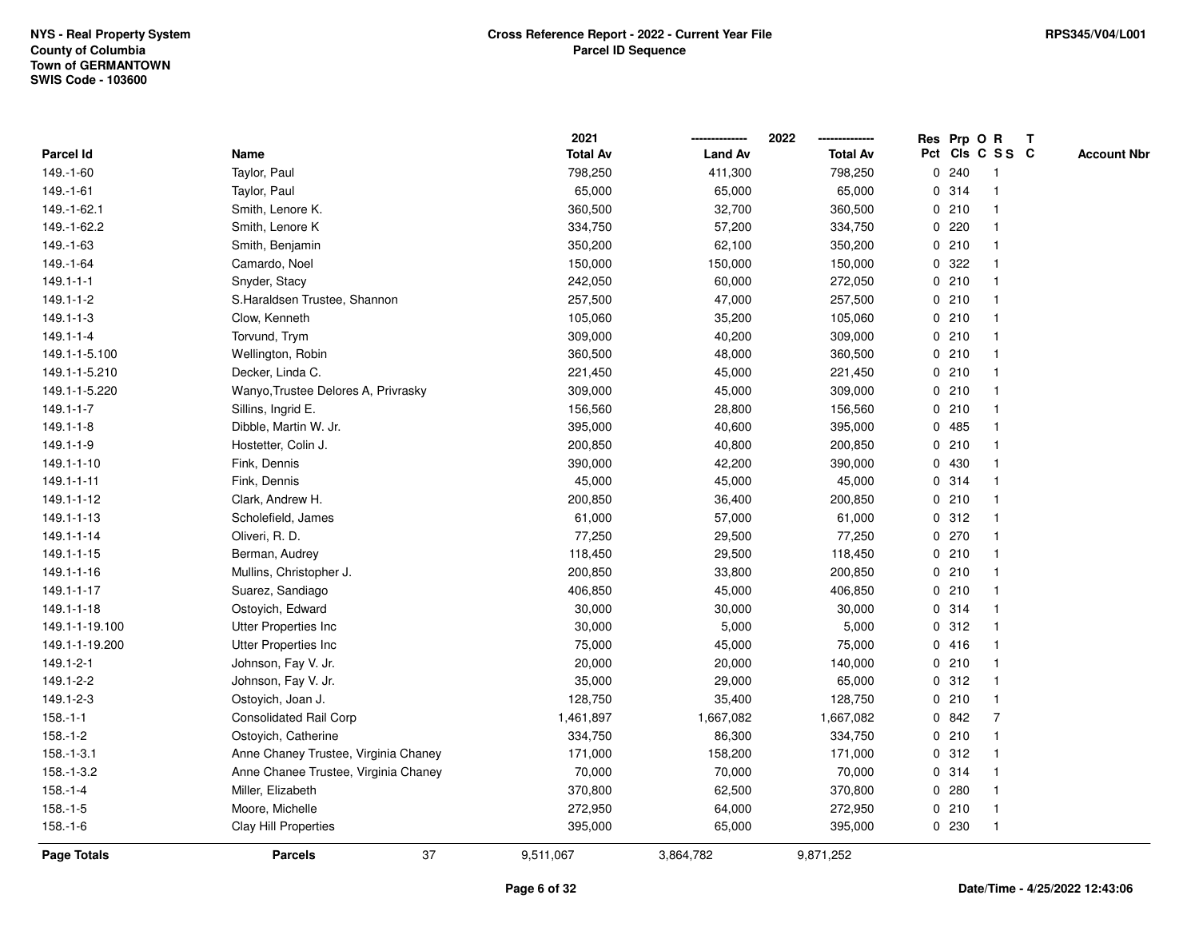NYS - Real Property System
County of Columbia
Town of GERMANTOWN
SWIS Code - 103600

**Cross Reference Report - 2022 - Current Year File**
**Parcel ID Sequence**

RPS345/V04/L001

| Parcel Id | Name | 2021 Total Av | 2022 Land Av | 2022 Total Av | Res Pct | Prp Cls | O C | R S S | T C | Account Nbr |
|---|---|---|---|---|---|---|---|---|---|---|
| 149.-1-60 | Taylor, Paul | 798,250 | 411,300 | 798,250 | 0 | 240 | | 1 | | |
| 149.-1-61 | Taylor, Paul | 65,000 | 65,000 | 65,000 | 0 | 314 | | 1 | | |
| 149.-1-62.1 | Smith, Lenore K. | 360,500 | 32,700 | 360,500 | 0 | 210 | | 1 | | |
| 149.-1-62.2 | Smith, Lenore K | 334,750 | 57,200 | 334,750 | 0 | 220 | | 1 | | |
| 149.-1-63 | Smith, Benjamin | 350,200 | 62,100 | 350,200 | 0 | 210 | | 1 | | |
| 149.-1-64 | Camardo, Noel | 150,000 | 150,000 | 150,000 | 0 | 322 | | 1 | | |
| 149.1-1-1 | Snyder, Stacy | 242,050 | 60,000 | 272,050 | 0 | 210 | | 1 | | |
| 149.1-1-2 | S.Haraldsen Trustee, Shannon | 257,500 | 47,000 | 257,500 | 0 | 210 | | 1 | | |
| 149.1-1-3 | Clow, Kenneth | 105,060 | 35,200 | 105,060 | 0 | 210 | | 1 | | |
| 149.1-1-4 | Torvund, Trym | 309,000 | 40,200 | 309,000 | 0 | 210 | | 1 | | |
| 149.1-1-5.100 | Wellington, Robin | 360,500 | 48,000 | 360,500 | 0 | 210 | | 1 | | |
| 149.1-1-5.210 | Decker, Linda C. | 221,450 | 45,000 | 221,450 | 0 | 210 | | 1 | | |
| 149.1-1-5.220 | Wanyo,Trustee Delores A, Privrasky | 309,000 | 45,000 | 309,000 | 0 | 210 | | 1 | | |
| 149.1-1-7 | Sillins, Ingrid E. | 156,560 | 28,800 | 156,560 | 0 | 210 | | 1 | | |
| 149.1-1-8 | Dibble, Martin W. Jr. | 395,000 | 40,600 | 395,000 | 0 | 485 | | 1 | | |
| 149.1-1-9 | Hostetter, Colin J. | 200,850 | 40,800 | 200,850 | 0 | 210 | | 1 | | |
| 149.1-1-10 | Fink, Dennis | 390,000 | 42,200 | 390,000 | 0 | 430 | | 1 | | |
| 149.1-1-11 | Fink, Dennis | 45,000 | 45,000 | 45,000 | 0 | 314 | | 1 | | |
| 149.1-1-12 | Clark, Andrew H. | 200,850 | 36,400 | 200,850 | 0 | 210 | | 1 | | |
| 149.1-1-13 | Scholefield, James | 61,000 | 57,000 | 61,000 | 0 | 312 | | 1 | | |
| 149.1-1-14 | Oliveri, R. D. | 77,250 | 29,500 | 77,250 | 0 | 270 | | 1 | | |
| 149.1-1-15 | Berman, Audrey | 118,450 | 29,500 | 118,450 | 0 | 210 | | 1 | | |
| 149.1-1-16 | Mullins, Christopher J. | 200,850 | 33,800 | 200,850 | 0 | 210 | | 1 | | |
| 149.1-1-17 | Suarez, Sandiago | 406,850 | 45,000 | 406,850 | 0 | 210 | | 1 | | |
| 149.1-1-18 | Ostoyich, Edward | 30,000 | 30,000 | 30,000 | 0 | 314 | | 1 | | |
| 149.1-1-19.100 | Utter Properties Inc | 30,000 | 5,000 | 5,000 | 0 | 312 | | 1 | | |
| 149.1-1-19.200 | Utter Properties Inc | 75,000 | 45,000 | 75,000 | 0 | 416 | | 1 | | |
| 149.1-2-1 | Johnson, Fay V. Jr. | 20,000 | 20,000 | 140,000 | 0 | 210 | | 1 | | |
| 149.1-2-2 | Johnson, Fay V. Jr. | 35,000 | 29,000 | 65,000 | 0 | 312 | | 1 | | |
| 149.1-2-3 | Ostoyich, Joan J. | 128,750 | 35,400 | 128,750 | 0 | 210 | | 1 | | |
| 158.-1-1 | Consolidated Rail Corp | 1,461,897 | 1,667,082 | 1,667,082 | 0 | 842 | | 7 | | |
| 158.-1-2 | Ostoyich, Catherine | 334,750 | 86,300 | 334,750 | 0 | 210 | | 1 | | |
| 158.-1-3.1 | Anne Chaney Trustee, Virginia Chaney | 171,000 | 158,200 | 171,000 | 0 | 312 | | 1 | | |
| 158.-1-3.2 | Anne Chanee Trustee, Virginia Chaney | 70,000 | 70,000 | 70,000 | 0 | 314 | | 1 | | |
| 158.-1-4 | Miller, Elizabeth | 370,800 | 62,500 | 370,800 | 0 | 280 | | 1 | | |
| 158.-1-5 | Moore, Michelle | 272,950 | 64,000 | 272,950 | 0 | 210 | | 1 | | |
| 158.-1-6 | Clay Hill Properties | 395,000 | 65,000 | 395,000 | 0 | 230 | | 1 | | |
| **Page Totals** | **Parcels** 37 | 9,511,067 | 3,864,782 | 9,871,252 | | | | | | |

Date/Time - 4/25/2022 12:43:06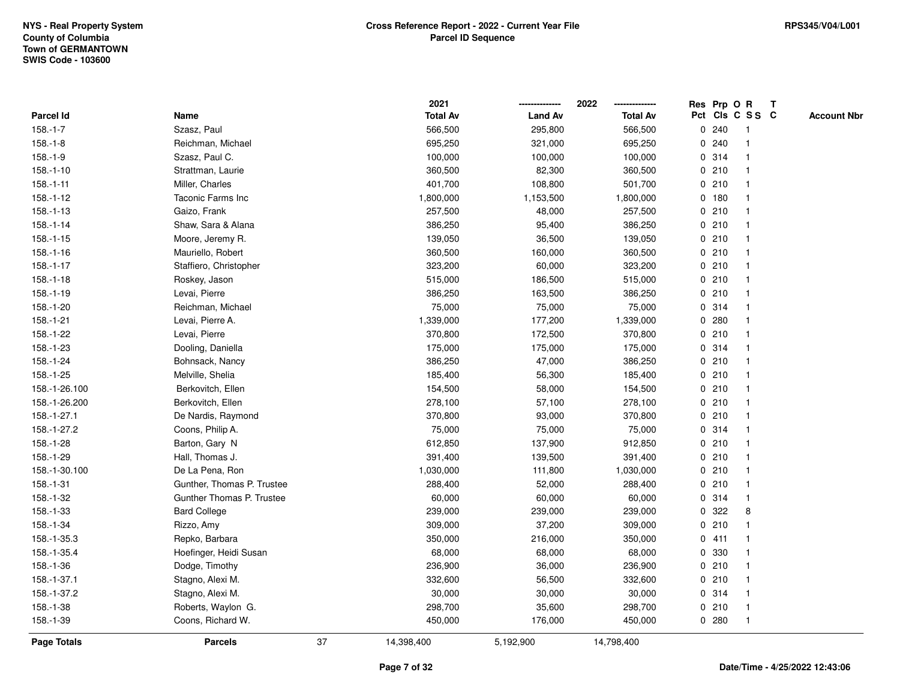NYS - Real Property System
County of Columbia
Town of GERMANTOWN
SWIS Code - 103600

**Cross Reference Report - 2022 - Current Year File**
**Parcel ID Sequence**

RPS345/V04/L001

| Parcel Id | Name | 2021 Total Av | 2022 Land Av | 2022 Total Av | Res Pct | Prp Cls | O C | R S S | T C | Account Nbr |
|---|---|---|---|---|---|---|---|---|---|---|
| 158.-1-7 | Szasz, Paul | 566,500 | 295,800 | 566,500 | 0 | 240 | | 1 | | |
| 158.-1-8 | Reichman, Michael | 695,250 | 321,000 | 695,250 | 0 | 240 | | 1 | | |
| 158.-1-9 | Szasz, Paul C. | 100,000 | 100,000 | 100,000 | 0 | 314 | | 1 | | |
| 158.-1-10 | Strattman, Laurie | 360,500 | 82,300 | 360,500 | 0 | 210 | | 1 | | |
| 158.-1-11 | Miller, Charles | 401,700 | 108,800 | 501,700 | 0 | 210 | | 1 | | |
| 158.-1-12 | Taconic Farms Inc | 1,800,000 | 1,153,500 | 1,800,000 | 0 | 180 | | 1 | | |
| 158.-1-13 | Gaizo, Frank | 257,500 | 48,000 | 257,500 | 0 | 210 | | 1 | | |
| 158.-1-14 | Shaw, Sara & Alana | 386,250 | 95,400 | 386,250 | 0 | 210 | | 1 | | |
| 158.-1-15 | Moore, Jeremy R. | 139,050 | 36,500 | 139,050 | 0 | 210 | | 1 | | |
| 158.-1-16 | Mauriello, Robert | 360,500 | 160,000 | 360,500 | 0 | 210 | | 1 | | |
| 158.-1-17 | Staffiero, Christopher | 323,200 | 60,000 | 323,200 | 0 | 210 | | 1 | | |
| 158.-1-18 | Roskey, Jason | 515,000 | 186,500 | 515,000 | 0 | 210 | | 1 | | |
| 158.-1-19 | Levai, Pierre | 386,250 | 163,500 | 386,250 | 0 | 210 | | 1 | | |
| 158.-1-20 | Reichman, Michael | 75,000 | 75,000 | 75,000 | 0 | 314 | | 1 | | |
| 158.-1-21 | Levai, Pierre A. | 1,339,000 | 177,200 | 1,339,000 | 0 | 280 | | 1 | | |
| 158.-1-22 | Levai, Pierre | 370,800 | 172,500 | 370,800 | 0 | 210 | | 1 | | |
| 158.-1-23 | Dooling, Daniella | 175,000 | 175,000 | 175,000 | 0 | 314 | | 1 | | |
| 158.-1-24 | Bohnsack, Nancy | 386,250 | 47,000 | 386,250 | 0 | 210 | | 1 | | |
| 158.-1-25 | Melville, Shelia | 185,400 | 56,300 | 185,400 | 0 | 210 | | 1 | | |
| 158.-1-26.100 | Berkovitch, Ellen | 154,500 | 58,000 | 154,500 | 0 | 210 | | 1 | | |
| 158.-1-26.200 | Berkovitch, Ellen | 278,100 | 57,100 | 278,100 | 0 | 210 | | 1 | | |
| 158.-1-27.1 | De Nardis, Raymond | 370,800 | 93,000 | 370,800 | 0 | 210 | | 1 | | |
| 158.-1-27.2 | Coons, Philip A. | 75,000 | 75,000 | 75,000 | 0 | 314 | | 1 | | |
| 158.-1-28 | Barton, Gary N | 612,850 | 137,900 | 912,850 | 0 | 210 | | 1 | | |
| 158.-1-29 | Hall, Thomas J. | 391,400 | 139,500 | 391,400 | 0 | 210 | | 1 | | |
| 158.-1-30.100 | De La Pena, Ron | 1,030,000 | 111,800 | 1,030,000 | 0 | 210 | | 1 | | |
| 158.-1-31 | Gunther, Thomas P. Trustee | 288,400 | 52,000 | 288,400 | 0 | 210 | | 1 | | |
| 158.-1-32 | Gunther Thomas P. Trustee | 60,000 | 60,000 | 60,000 | 0 | 314 | | 1 | | |
| 158.-1-33 | Bard College | 239,000 | 239,000 | 239,000 | 0 | 322 | | 8 | | |
| 158.-1-34 | Rizzo, Amy | 309,000 | 37,200 | 309,000 | 0 | 210 | | 1 | | |
| 158.-1-35.3 | Repko, Barbara | 350,000 | 216,000 | 350,000 | 0 | 411 | | 1 | | |
| 158.-1-35.4 | Hoefinger, Heidi Susan | 68,000 | 68,000 | 68,000 | 0 | 330 | | 1 | | |
| 158.-1-36 | Dodge, Timothy | 236,900 | 36,000 | 236,900 | 0 | 210 | | 1 | | |
| 158.-1-37.1 | Stagno, Alexi M. | 332,600 | 56,500 | 332,600 | 0 | 210 | | 1 | | |
| 158.-1-37.2 | Stagno, Alexi M. | 30,000 | 30,000 | 30,000 | 0 | 314 | | 1 | | |
| 158.-1-38 | Roberts, Waylon G. | 298,700 | 35,600 | 298,700 | 0 | 210 | | 1 | | |
| 158.-1-39 | Coons, Richard W. | 450,000 | 176,000 | 450,000 | 0 | 280 | | 1 | | |
| **Page Totals** | **Parcels** 37 | 14,398,400 | 5,192,900 | 14,798,400 | | | | | | |

**Date/Time - 4/25/2022 12:43:06**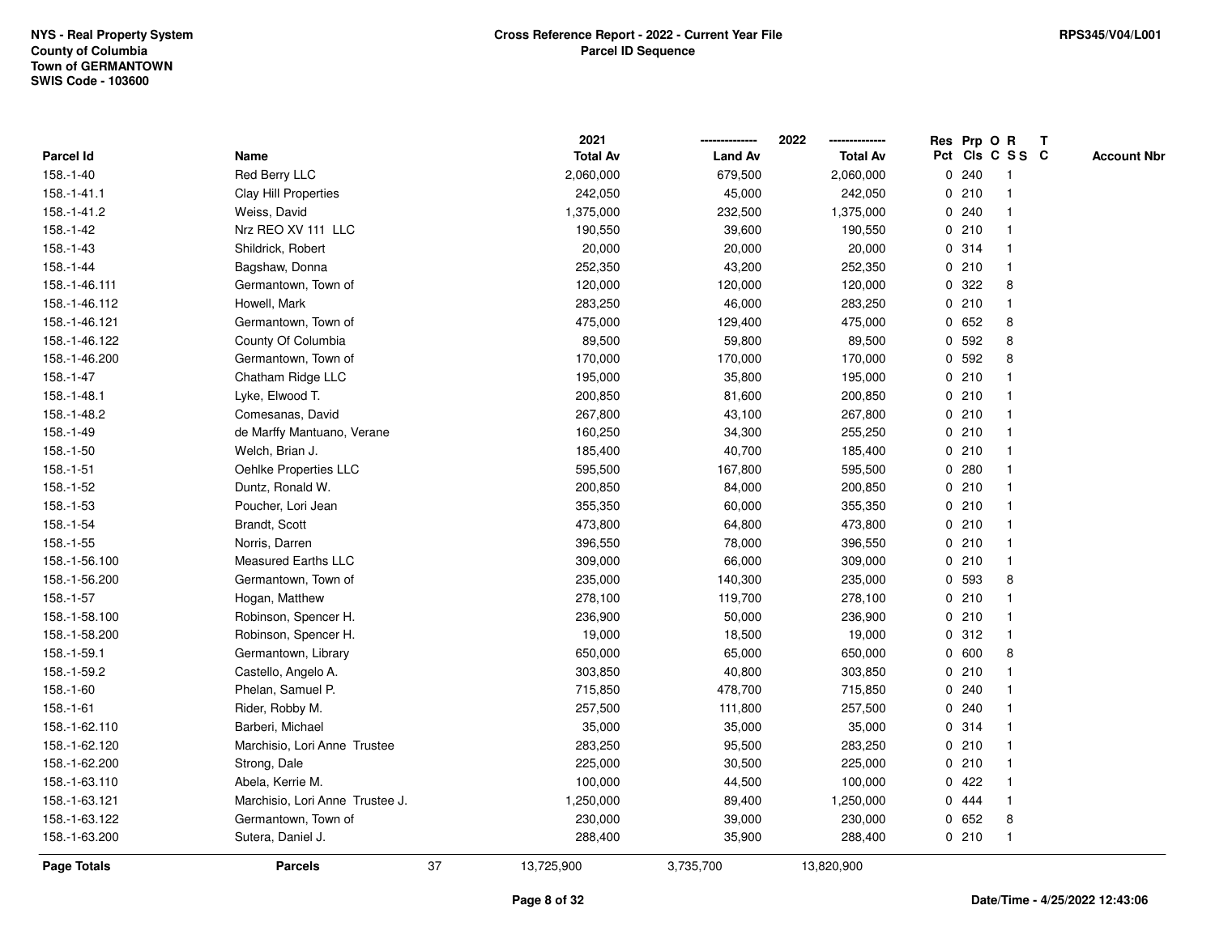NYS - Real Property System
County of Columbia
Town of GERMANTOWN
SWIS Code - 103600

**Cross Reference Report - 2022 - Current Year File**
**Parcel ID Sequence**

RPS345/V04/L001

| Parcel Id | Name | 2021 Total Av | 2022 Land Av | 2022 Total Av | Res Pct | Prp Cls | O C | R S S | T C | Account Nbr |
|---|---|---|---|---|---|---|---|---|---|---|
| 158.-1-40 | Red Berry LLC | 2,060,000 | 679,500 | 2,060,000 | 0 | 240 | | 1 | | |
| 158.-1-41.1 | Clay Hill Properties | 242,050 | 45,000 | 242,050 | 0 | 210 | | 1 | | |
| 158.-1-41.2 | Weiss, David | 1,375,000 | 232,500 | 1,375,000 | 0 | 240 | | 1 | | |
| 158.-1-42 | Nrz REO XV 111 LLC | 190,550 | 39,600 | 190,550 | 0 | 210 | | 1 | | |
| 158.-1-43 | Shildrick, Robert | 20,000 | 20,000 | 20,000 | 0 | 314 | | 1 | | |
| 158.-1-44 | Bagshaw, Donna | 252,350 | 43,200 | 252,350 | 0 | 210 | | 1 | | |
| 158.-1-46.111 | Germantown, Town of | 120,000 | 120,000 | 120,000 | 0 | 322 | | 8 | | |
| 158.-1-46.112 | Howell, Mark | 283,250 | 46,000 | 283,250 | 0 | 210 | | 1 | | |
| 158.-1-46.121 | Germantown, Town of | 475,000 | 129,400 | 475,000 | 0 | 652 | | 8 | | |
| 158.-1-46.122 | County Of Columbia | 89,500 | 59,800 | 89,500 | 0 | 592 | | 8 | | |
| 158.-1-46.200 | Germantown, Town of | 170,000 | 170,000 | 170,000 | 0 | 592 | | 8 | | |
| 158.-1-47 | Chatham Ridge LLC | 195,000 | 35,800 | 195,000 | 0 | 210 | | 1 | | |
| 158.-1-48.1 | Lyke, Elwood T. | 200,850 | 81,600 | 200,850 | 0 | 210 | | 1 | | |
| 158.-1-48.2 | Comesanas, David | 267,800 | 43,100 | 267,800 | 0 | 210 | | 1 | | |
| 158.-1-49 | de Marffy Mantuano, Verane | 160,250 | 34,300 | 255,250 | 0 | 210 | | 1 | | |
| 158.-1-50 | Welch, Brian J. | 185,400 | 40,700 | 185,400 | 0 | 210 | | 1 | | |
| 158.-1-51 | Oehlke Properties LLC | 595,500 | 167,800 | 595,500 | 0 | 280 | | 1 | | |
| 158.-1-52 | Duntz, Ronald W. | 200,850 | 84,000 | 200,850 | 0 | 210 | | 1 | | |
| 158.-1-53 | Poucher, Lori Jean | 355,350 | 60,000 | 355,350 | 0 | 210 | | 1 | | |
| 158.-1-54 | Brandt, Scott | 473,800 | 64,800 | 473,800 | 0 | 210 | | 1 | | |
| 158.-1-55 | Norris, Darren | 396,550 | 78,000 | 396,550 | 0 | 210 | | 1 | | |
| 158.-1-56.100 | Measured Earths LLC | 309,000 | 66,000 | 309,000 | 0 | 210 | | 1 | | |
| 158.-1-56.200 | Germantown, Town of | 235,000 | 140,300 | 235,000 | 0 | 593 | | 8 | | |
| 158.-1-57 | Hogan, Matthew | 278,100 | 119,700 | 278,100 | 0 | 210 | | 1 | | |
| 158.-1-58.100 | Robinson, Spencer H. | 236,900 | 50,000 | 236,900 | 0 | 210 | | 1 | | |
| 158.-1-58.200 | Robinson, Spencer H. | 19,000 | 18,500 | 19,000 | 0 | 312 | | 1 | | |
| 158.-1-59.1 | Germantown, Library | 650,000 | 65,000 | 650,000 | 0 | 600 | | 8 | | |
| 158.-1-59.2 | Castello, Angelo A. | 303,850 | 40,800 | 303,850 | 0 | 210 | | 1 | | |
| 158.-1-60 | Phelan, Samuel P. | 715,850 | 478,700 | 715,850 | 0 | 240 | | 1 | | |
| 158.-1-61 | Rider, Robby M. | 257,500 | 111,800 | 257,500 | 0 | 240 | | 1 | | |
| 158.-1-62.110 | Barberi, Michael | 35,000 | 35,000 | 35,000 | 0 | 314 | | 1 | | |
| 158.-1-62.120 | Marchisio, Lori Anne Trustee | 283,250 | 95,500 | 283,250 | 0 | 210 | | 1 | | |
| 158.-1-62.200 | Strong, Dale | 225,000 | 30,500 | 225,000 | 0 | 210 | | 1 | | |
| 158.-1-63.110 | Abela, Kerrie M. | 100,000 | 44,500 | 100,000 | 0 | 422 | | 1 | | |
| 158.-1-63.121 | Marchisio, Lori Anne Trustee J. | 1,250,000 | 89,400 | 1,250,000 | 0 | 444 | | 1 | | |
| 158.-1-63.122 | Germantown, Town of | 230,000 | 39,000 | 230,000 | 0 | 652 | | 8 | | |
| 158.-1-63.200 | Sutera, Daniel J. | 288,400 | 35,900 | 288,400 | 0 | 210 | | 1 | | |
| **Page Totals** | **Parcels** 37 | 13,725,900 | 3,735,700 | 13,820,900 | | | | | | |

Date/Time - 4/25/2022 12:43:06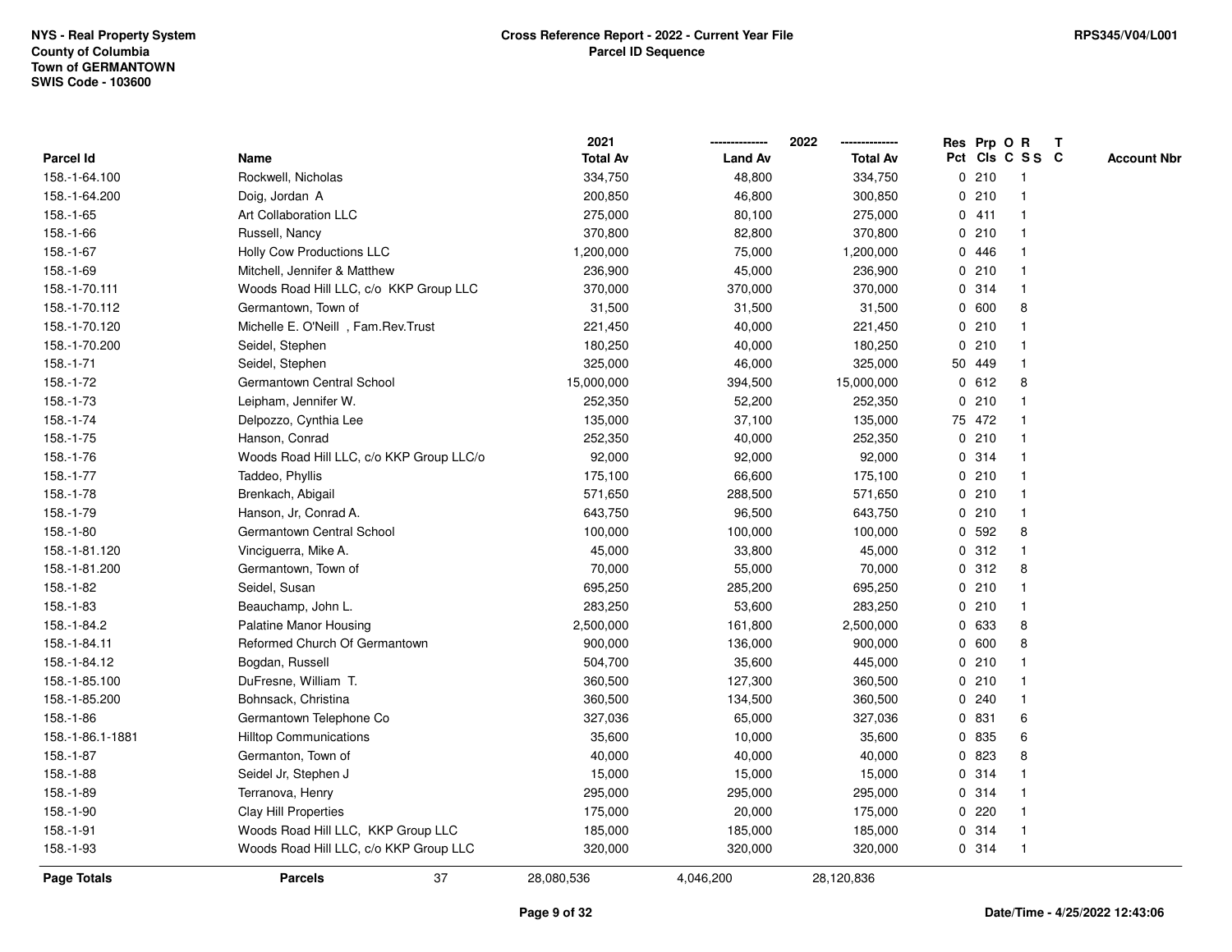NYS - Real Property System
County of Columbia
Town of GERMANTOWN
SWIS Code - 103600

**Cross Reference Report - 2022 - Current Year File**
**Parcel ID Sequence**

RPS345/V04/L001

| Parcel Id | Name | 2021 Total Av | 2022 Land Av | 2022 Total Av | Res Pct | Prp Cls | O C | R S S | T C | Account Nbr |
|---|---|---|---|---|---|---|---|---|---|---|
| 158.-1-64.100 | Rockwell, Nicholas | 334,750 | 48,800 | 334,750 | 0 | 210 | | 1 | | |
| 158.-1-64.200 | Doig, Jordan A | 200,850 | 46,800 | 300,850 | 0 | 210 | | 1 | | |
| 158.-1-65 | Art Collaboration LLC | 275,000 | 80,100 | 275,000 | 0 | 411 | | 1 | | |
| 158.-1-66 | Russell, Nancy | 370,800 | 82,800 | 370,800 | 0 | 210 | | 1 | | |
| 158.-1-67 | Holly Cow Productions LLC | 1,200,000 | 75,000 | 1,200,000 | 0 | 446 | | 1 | | |
| 158.-1-69 | Mitchell, Jennifer & Matthew | 236,900 | 45,000 | 236,900 | 0 | 210 | | 1 | | |
| 158.-1-70.111 | Woods Road Hill LLC, c/o KKP Group LLC | 370,000 | 370,000 | 370,000 | 0 | 314 | | 1 | | |
| 158.-1-70.112 | Germantown, Town of | 31,500 | 31,500 | 31,500 | 0 | 600 | | 8 | | |
| 158.-1-70.120 | Michelle E. O'Neill , Fam.Rev.Trust | 221,450 | 40,000 | 221,450 | 0 | 210 | | 1 | | |
| 158.-1-70.200 | Seidel, Stephen | 180,250 | 40,000 | 180,250 | 0 | 210 | | 1 | | |
| 158.-1-71 | Seidel, Stephen | 325,000 | 46,000 | 325,000 | 50 | 449 | | 1 | | |
| 158.-1-72 | Germantown Central School | 15,000,000 | 394,500 | 15,000,000 | 0 | 612 | | 8 | | |
| 158.-1-73 | Leipham, Jennifer W. | 252,350 | 52,200 | 252,350 | 0 | 210 | | 1 | | |
| 158.-1-74 | Delpozzo, Cynthia Lee | 135,000 | 37,100 | 135,000 | 75 | 472 | | 1 | | |
| 158.-1-75 | Hanson, Conrad | 252,350 | 40,000 | 252,350 | 0 | 210 | | 1 | | |
| 158.-1-76 | Woods Road Hill LLC, c/o KKP Group LLC/o | 92,000 | 92,000 | 92,000 | 0 | 314 | | 1 | | |
| 158.-1-77 | Taddeo, Phyllis | 175,100 | 66,600 | 175,100 | 0 | 210 | | 1 | | |
| 158.-1-78 | Brenkach, Abigail | 571,650 | 288,500 | 571,650 | 0 | 210 | | 1 | | |
| 158.-1-79 | Hanson, Jr, Conrad A. | 643,750 | 96,500 | 643,750 | 0 | 210 | | 1 | | |
| 158.-1-80 | Germantown Central School | 100,000 | 100,000 | 100,000 | 0 | 592 | | 8 | | |
| 158.-1-81.120 | Vinciguerra, Mike A. | 45,000 | 33,800 | 45,000 | 0 | 312 | | 1 | | |
| 158.-1-81.200 | Germantown, Town of | 70,000 | 55,000 | 70,000 | 0 | 312 | | 8 | | |
| 158.-1-82 | Seidel, Susan | 695,250 | 285,200 | 695,250 | 0 | 210 | | 1 | | |
| 158.-1-83 | Beauchamp, John L. | 283,250 | 53,600 | 283,250 | 0 | 210 | | 1 | | |
| 158.-1-84.2 | Palatine Manor Housing | 2,500,000 | 161,800 | 2,500,000 | 0 | 633 | | 8 | | |
| 158.-1-84.11 | Reformed Church Of Germantown | 900,000 | 136,000 | 900,000 | 0 | 600 | | 8 | | |
| 158.-1-84.12 | Bogdan, Russell | 504,700 | 35,600 | 445,000 | 0 | 210 | | 1 | | |
| 158.-1-85.100 | DuFresne, William T. | 360,500 | 127,300 | 360,500 | 0 | 210 | | 1 | | |
| 158.-1-85.200 | Bohnsack, Christina | 360,500 | 134,500 | 360,500 | 0 | 240 | | 1 | | |
| 158.-1-86 | Germantown Telephone Co | 327,036 | 65,000 | 327,036 | 0 | 831 | | 6 | | |
| 158.-1-86.1-1881 | Hilltop Communications | 35,600 | 10,000 | 35,600 | 0 | 835 | | 6 | | |
| 158.-1-87 | Germanton, Town of | 40,000 | 40,000 | 40,000 | 0 | 823 | | 8 | | |
| 158.-1-88 | Seidel Jr, Stephen J | 15,000 | 15,000 | 15,000 | 0 | 314 | | 1 | | |
| 158.-1-89 | Terranova, Henry | 295,000 | 295,000 | 295,000 | 0 | 314 | | 1 | | |
| 158.-1-90 | Clay Hill Properties | 175,000 | 20,000 | 175,000 | 0 | 220 | | 1 | | |
| 158.-1-91 | Woods Road Hill LLC, KKP Group LLC | 185,000 | 185,000 | 185,000 | 0 | 314 | | 1 | | |
| 158.-1-93 | Woods Road Hill LLC, c/o KKP Group LLC | 320,000 | 320,000 | 320,000 | 0 | 314 | | 1 | | |
| **Page Totals** | **Parcels** 37 | 28,080,536 | 4,046,200 | 28,120,836 | | | | | | |

Date/Time - 4/25/2022 12:43:06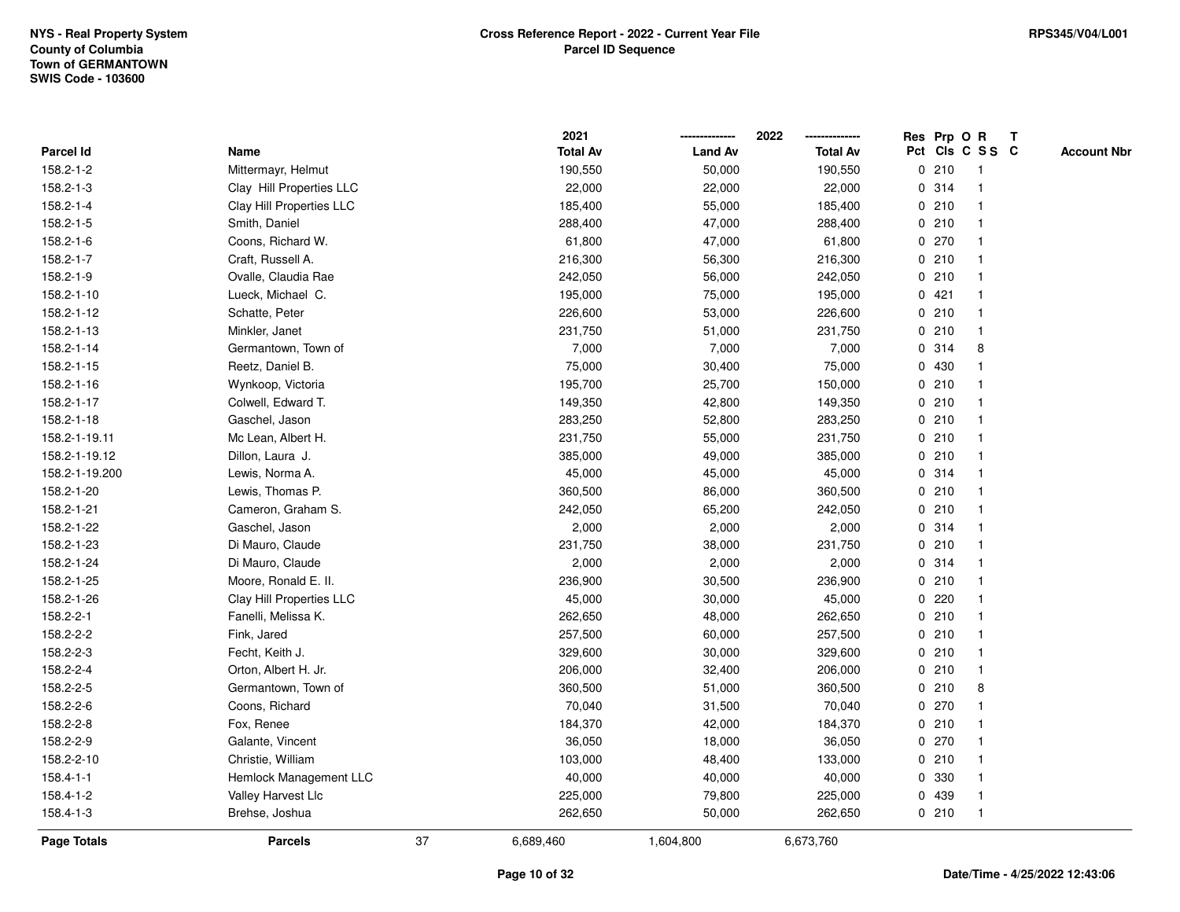NYS - Real Property System
County of Columbia
Town of GERMANTOWN
SWIS Code - 103600

**Cross Reference Report - 2022 - Current Year File**
**Parcel ID Sequence**

RPS345/V04/L001

| Parcel Id | Name | 2021 Total Av | 2022 Land Av | 2022 Total Av | Res Pct | Prp Cls | O C | R SS | T C | Account Nbr |
|---|---|---|---|---|---|---|---|---|---|---|
| 158.2-1-2 | Mittermayr, Helmut | 190,550 | 50,000 | 190,550 | 0 | 210 | | 1 | | |
| 158.2-1-3 | Clay Hill Properties LLC | 22,000 | 22,000 | 22,000 | 0 | 314 | | 1 | | |
| 158.2-1-4 | Clay Hill Properties LLC | 185,400 | 55,000 | 185,400 | 0 | 210 | | 1 | | |
| 158.2-1-5 | Smith, Daniel | 288,400 | 47,000 | 288,400 | 0 | 210 | | 1 | | |
| 158.2-1-6 | Coons, Richard W. | 61,800 | 47,000 | 61,800 | 0 | 270 | | 1 | | |
| 158.2-1-7 | Craft, Russell A. | 216,300 | 56,300 | 216,300 | 0 | 210 | | 1 | | |
| 158.2-1-9 | Ovalle, Claudia Rae | 242,050 | 56,000 | 242,050 | 0 | 210 | | 1 | | |
| 158.2-1-10 | Lueck, Michael C. | 195,000 | 75,000 | 195,000 | 0 | 421 | | 1 | | |
| 158.2-1-12 | Schatte, Peter | 226,600 | 53,000 | 226,600 | 0 | 210 | | 1 | | |
| 158.2-1-13 | Minkler, Janet | 231,750 | 51,000 | 231,750 | 0 | 210 | | 1 | | |
| 158.2-1-14 | Germantown, Town of | 7,000 | 7,000 | 7,000 | 0 | 314 | | 8 | | |
| 158.2-1-15 | Reetz, Daniel B. | 75,000 | 30,400 | 75,000 | 0 | 430 | | 1 | | |
| 158.2-1-16 | Wynkoop, Victoria | 195,700 | 25,700 | 150,000 | 0 | 210 | | 1 | | |
| 158.2-1-17 | Colwell, Edward T. | 149,350 | 42,800 | 149,350 | 0 | 210 | | 1 | | |
| 158.2-1-18 | Gaschel, Jason | 283,250 | 52,800 | 283,250 | 0 | 210 | | 1 | | |
| 158.2-1-19.11 | Mc Lean, Albert H. | 231,750 | 55,000 | 231,750 | 0 | 210 | | 1 | | |
| 158.2-1-19.12 | Dillon, Laura J. | 385,000 | 49,000 | 385,000 | 0 | 210 | | 1 | | |
| 158.2-1-19.200 | Lewis, Norma A. | 45,000 | 45,000 | 45,000 | 0 | 314 | | 1 | | |
| 158.2-1-20 | Lewis, Thomas P. | 360,500 | 86,000 | 360,500 | 0 | 210 | | 1 | | |
| 158.2-1-21 | Cameron, Graham S. | 242,050 | 65,200 | 242,050 | 0 | 210 | | 1 | | |
| 158.2-1-22 | Gaschel, Jason | 2,000 | 2,000 | 2,000 | 0 | 314 | | 1 | | |
| 158.2-1-23 | Di Mauro, Claude | 231,750 | 38,000 | 231,750 | 0 | 210 | | 1 | | |
| 158.2-1-24 | Di Mauro, Claude | 2,000 | 2,000 | 2,000 | 0 | 314 | | 1 | | |
| 158.2-1-25 | Moore, Ronald E. II. | 236,900 | 30,500 | 236,900 | 0 | 210 | | 1 | | |
| 158.2-1-26 | Clay Hill Properties LLC | 45,000 | 30,000 | 45,000 | 0 | 220 | | 1 | | |
| 158.2-2-1 | Fanelli, Melissa K. | 262,650 | 48,000 | 262,650 | 0 | 210 | | 1 | | |
| 158.2-2-2 | Fink, Jared | 257,500 | 60,000 | 257,500 | 0 | 210 | | 1 | | |
| 158.2-2-3 | Fecht, Keith J. | 329,600 | 30,000 | 329,600 | 0 | 210 | | 1 | | |
| 158.2-2-4 | Orton, Albert H. Jr. | 206,000 | 32,400 | 206,000 | 0 | 210 | | 1 | | |
| 158.2-2-5 | Germantown, Town of | 360,500 | 51,000 | 360,500 | 0 | 210 | | 8 | | |
| 158.2-2-6 | Coons, Richard | 70,040 | 31,500 | 70,040 | 0 | 270 | | 1 | | |
| 158.2-2-8 | Fox, Renee | 184,370 | 42,000 | 184,370 | 0 | 210 | | 1 | | |
| 158.2-2-9 | Galante, Vincent | 36,050 | 18,000 | 36,050 | 0 | 270 | | 1 | | |
| 158.2-2-10 | Christie, William | 103,000 | 48,400 | 133,000 | 0 | 210 | | 1 | | |
| 158.4-1-1 | Hemlock Management LLC | 40,000 | 40,000 | 40,000 | 0 | 330 | | 1 | | |
| 158.4-1-2 | Valley Harvest Llc | 225,000 | 79,800 | 225,000 | 0 | 439 | | 1 | | |
| 158.4-1-3 | Brehse, Joshua | 262,650 | 50,000 | 262,650 | 0 | 210 | | 1 | | |
| **Page Totals** | **Parcels** 37 | 6,689,460 | 1,604,800 | 6,673,760 | | | | | | |

Date/Time - 4/25/2022 12:43:06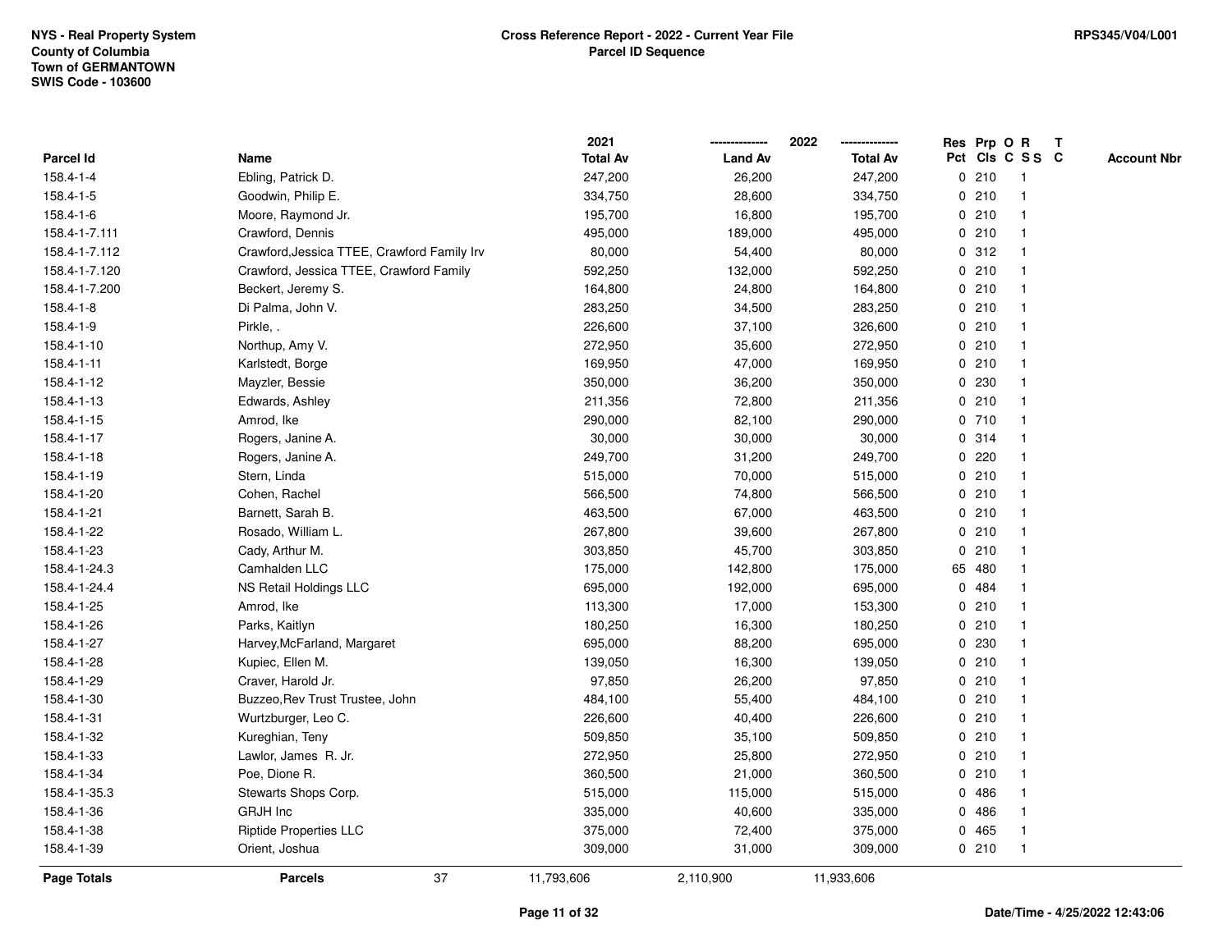NYS - Real Property System
County of Columbia
Town of GERMANTOWN
SWIS Code - 103600

**Cross Reference Report - 2022 - Current Year File**
**Parcel ID Sequence**

RPS345/V04/L001

| Parcel Id | Name | 2021 Total Av | 2022 Land Av | 2022 Total Av | Res Pct | Prp Cls | O C | R S S | T C | Account Nbr |
|---|---|---|---|---|---|---|---|---|---|---|
| 158.4-1-4 | Ebling, Patrick D. | 247,200 | 26,200 | 247,200 | 0 | 210 | | 1 | | |
| 158.4-1-5 | Goodwin, Philip E. | 334,750 | 28,600 | 334,750 | 0 | 210 | | 1 | | |
| 158.4-1-6 | Moore, Raymond Jr. | 195,700 | 16,800 | 195,700 | 0 | 210 | | 1 | | |
| 158.4-1-7.111 | Crawford, Dennis | 495,000 | 189,000 | 495,000 | 0 | 210 | | 1 | | |
| 158.4-1-7.112 | Crawford,Jessica TTEE, Crawford Family Irv | 80,000 | 54,400 | 80,000 | 0 | 312 | | 1 | | |
| 158.4-1-7.120 | Crawford, Jessica TTEE, Crawford Family | 592,250 | 132,000 | 592,250 | 0 | 210 | | 1 | | |
| 158.4-1-7.200 | Beckert, Jeremy S. | 164,800 | 24,800 | 164,800 | 0 | 210 | | 1 | | |
| 158.4-1-8 | Di Palma, John V. | 283,250 | 34,500 | 283,250 | 0 | 210 | | 1 | | |
| 158.4-1-9 | Pirkle, . | 226,600 | 37,100 | 326,600 | 0 | 210 | | 1 | | |
| 158.4-1-10 | Northup, Amy V. | 272,950 | 35,600 | 272,950 | 0 | 210 | | 1 | | |
| 158.4-1-11 | Karlstedt, Borge | 169,950 | 47,000 | 169,950 | 0 | 210 | | 1 | | |
| 158.4-1-12 | Mayzler, Bessie | 350,000 | 36,200 | 350,000 | 0 | 230 | | 1 | | |
| 158.4-1-13 | Edwards, Ashley | 211,356 | 72,800 | 211,356 | 0 | 210 | | 1 | | |
| 158.4-1-15 | Amrod, Ike | 290,000 | 82,100 | 290,000 | 0 | 710 | | 1 | | |
| 158.4-1-17 | Rogers, Janine A. | 30,000 | 30,000 | 30,000 | 0 | 314 | | 1 | | |
| 158.4-1-18 | Rogers, Janine A. | 249,700 | 31,200 | 249,700 | 0 | 220 | | 1 | | |
| 158.4-1-19 | Stern, Linda | 515,000 | 70,000 | 515,000 | 0 | 210 | | 1 | | |
| 158.4-1-20 | Cohen, Rachel | 566,500 | 74,800 | 566,500 | 0 | 210 | | 1 | | |
| 158.4-1-21 | Barnett, Sarah B. | 463,500 | 67,000 | 463,500 | 0 | 210 | | 1 | | |
| 158.4-1-22 | Rosado, William L. | 267,800 | 39,600 | 267,800 | 0 | 210 | | 1 | | |
| 158.4-1-23 | Cady, Arthur M. | 303,850 | 45,700 | 303,850 | 0 | 210 | | 1 | | |
| 158.4-1-24.3 | Camhalden LLC | 175,000 | 142,800 | 175,000 | 65 | 480 | | 1 | | |
| 158.4-1-24.4 | NS Retail Holdings LLC | 695,000 | 192,000 | 695,000 | 0 | 484 | | 1 | | |
| 158.4-1-25 | Amrod, Ike | 113,300 | 17,000 | 153,300 | 0 | 210 | | 1 | | |
| 158.4-1-26 | Parks, Kaitlyn | 180,250 | 16,300 | 180,250 | 0 | 210 | | 1 | | |
| 158.4-1-27 | Harvey,McFarland, Margaret | 695,000 | 88,200 | 695,000 | 0 | 230 | | 1 | | |
| 158.4-1-28 | Kupiec, Ellen M. | 139,050 | 16,300 | 139,050 | 0 | 210 | | 1 | | |
| 158.4-1-29 | Craver, Harold Jr. | 97,850 | 26,200 | 97,850 | 0 | 210 | | 1 | | |
| 158.4-1-30 | Buzzeo,Rev Trust Trustee, John | 484,100 | 55,400 | 484,100 | 0 | 210 | | 1 | | |
| 158.4-1-31 | Wurtzburger, Leo C. | 226,600 | 40,400 | 226,600 | 0 | 210 | | 1 | | |
| 158.4-1-32 | Kureghian, Teny | 509,850 | 35,100 | 509,850 | 0 | 210 | | 1 | | |
| 158.4-1-33 | Lawlor, James R. Jr. | 272,950 | 25,800 | 272,950 | 0 | 210 | | 1 | | |
| 158.4-1-34 | Poe, Dione R. | 360,500 | 21,000 | 360,500 | 0 | 210 | | 1 | | |
| 158.4-1-35.3 | Stewarts Shops Corp. | 515,000 | 115,000 | 515,000 | 0 | 486 | | 1 | | |
| 158.4-1-36 | GRJH Inc | 335,000 | 40,600 | 335,000 | 0 | 486 | | 1 | | |
| 158.4-1-38 | Riptide Properties LLC | 375,000 | 72,400 | 375,000 | 0 | 465 | | 1 | | |
| 158.4-1-39 | Orient, Joshua | 309,000 | 31,000 | 309,000 | 0 | 210 | | 1 | | |
| **Page Totals** | **Parcels** 37 | 11,793,606 | 2,110,900 | 11,933,606 | | | | | | |

Date/Time - 4/25/2022 12:43:06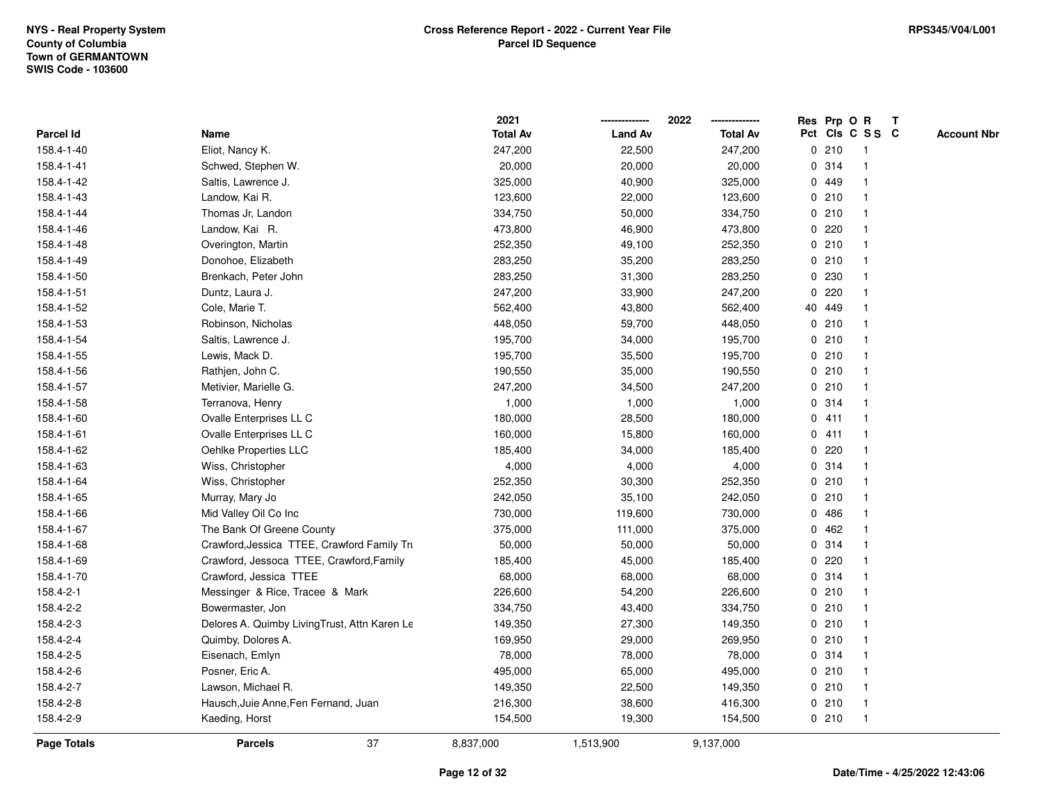**NYS - Real Property System**
**County of Columbia**
**Town of GERMANTOWN**
**SWIS Code - 103600**

**Cross Reference Report - 2022 - Current Year File**
**Parcel ID Sequence**

**RPS345/V04/L001**

| Parcel Id | Name | 2021 Total Av | 2022 Land Av | 2022 Total Av | Res Pct | Prp Cls | O C | R S S | T C | Account Nbr |
|---|---|---|---|---|---|---|---|---|---|---|
| 158.4-1-40 | Eliot, Nancy K. | 247,200 | 22,500 | 247,200 | 0 | 210 | | 1 | | |
| 158.4-1-41 | Schwed, Stephen W. | 20,000 | 20,000 | 20,000 | 0 | 314 | | 1 | | |
| 158.4-1-42 | Saltis, Lawrence J. | 325,000 | 40,900 | 325,000 | 0 | 449 | | 1 | | |
| 158.4-1-43 | Landow, Kai R. | 123,600 | 22,000 | 123,600 | 0 | 210 | | 1 | | |
| 158.4-1-44 | Thomas Jr, Landon | 334,750 | 50,000 | 334,750 | 0 | 210 | | 1 | | |
| 158.4-1-46 | Landow, Kai R. | 473,800 | 46,900 | 473,800 | 0 | 220 | | 1 | | |
| 158.4-1-48 | Overington, Martin | 252,350 | 49,100 | 252,350 | 0 | 210 | | 1 | | |
| 158.4-1-49 | Donohoe, Elizabeth | 283,250 | 35,200 | 283,250 | 0 | 210 | | 1 | | |
| 158.4-1-50 | Brenkach, Peter John | 283,250 | 31,300 | 283,250 | 0 | 230 | | 1 | | |
| 158.4-1-51 | Duntz, Laura J. | 247,200 | 33,900 | 247,200 | 0 | 220 | | 1 | | |
| 158.4-1-52 | Cole, Marie T. | 562,400 | 43,800 | 562,400 | 40 | 449 | | 1 | | |
| 158.4-1-53 | Robinson, Nicholas | 448,050 | 59,700 | 448,050 | 0 | 210 | | 1 | | |
| 158.4-1-54 | Saltis, Lawrence J. | 195,700 | 34,000 | 195,700 | 0 | 210 | | 1 | | |
| 158.4-1-55 | Lewis, Mack D. | 195,700 | 35,500 | 195,700 | 0 | 210 | | 1 | | |
| 158.4-1-56 | Rathjen, John C. | 190,550 | 35,000 | 190,550 | 0 | 210 | | 1 | | |
| 158.4-1-57 | Metivier, Marielle G. | 247,200 | 34,500 | 247,200 | 0 | 210 | | 1 | | |
| 158.4-1-58 | Terranova, Henry | 1,000 | 1,000 | 1,000 | 0 | 314 | | 1 | | |
| 158.4-1-60 | Ovalle Enterprises LL C | 180,000 | 28,500 | 180,000 | 0 | 411 | | 1 | | |
| 158.4-1-61 | Ovalle Enterprises LL C | 160,000 | 15,800 | 160,000 | 0 | 411 | | 1 | | |
| 158.4-1-62 | Oehlke Properties LLC | 185,400 | 34,000 | 185,400 | 0 | 220 | | 1 | | |
| 158.4-1-63 | Wiss, Christopher | 4,000 | 4,000 | 4,000 | 0 | 314 | | 1 | | |
| 158.4-1-64 | Wiss, Christopher | 252,350 | 30,300 | 252,350 | 0 | 210 | | 1 | | |
| 158.4-1-65 | Murray, Mary Jo | 242,050 | 35,100 | 242,050 | 0 | 210 | | 1 | | |
| 158.4-1-66 | Mid Valley Oil Co Inc | 730,000 | 119,600 | 730,000 | 0 | 486 | | 1 | | |
| 158.4-1-67 | The Bank Of Greene County | 375,000 | 111,000 | 375,000 | 0 | 462 | | 1 | | |
| 158.4-1-68 | Crawford,Jessica TTEE, Crawford Family Tru | 50,000 | 50,000 | 50,000 | 0 | 314 | | 1 | | |
| 158.4-1-69 | Crawford, Jessoca TTEE, Crawford,Family | 185,400 | 45,000 | 185,400 | 0 | 220 | | 1 | | |
| 158.4-1-70 | Crawford, Jessica TTEE | 68,000 | 68,000 | 68,000 | 0 | 314 | | 1 | | |
| 158.4-2-1 | Messinger & Rice, Tracee & Mark | 226,600 | 54,200 | 226,600 | 0 | 210 | | 1 | | |
| 158.4-2-2 | Bowermaster, Jon | 334,750 | 43,400 | 334,750 | 0 | 210 | | 1 | | |
| 158.4-2-3 | Delores A. Quimby LivingTrust, Attn Karen Le | 149,350 | 27,300 | 149,350 | 0 | 210 | | 1 | | |
| 158.4-2-4 | Quimby, Dolores A. | 169,950 | 29,000 | 269,950 | 0 | 210 | | 1 | | |
| 158.4-2-5 | Eisenach, Emlyn | 78,000 | 78,000 | 78,000 | 0 | 314 | | 1 | | |
| 158.4-2-6 | Posner, Eric A. | 495,000 | 65,000 | 495,000 | 0 | 210 | | 1 | | |
| 158.4-2-7 | Lawson, Michael R. | 149,350 | 22,500 | 149,350 | 0 | 210 | | 1 | | |
| 158.4-2-8 | Hausch,Juie Anne,Fen Fernand, Juan | 216,300 | 38,600 | 416,300 | 0 | 210 | | 1 | | |
| 158.4-2-9 | Kaeding, Horst | 154,500 | 19,300 | 154,500 | 0 | 210 | | 1 | | |
| **Page Totals** | **Parcels** 37 | 8,837,000 | 1,513,900 | 9,137,000 | | | | | | |

**Date/Time - 4/25/2022 12:43:06**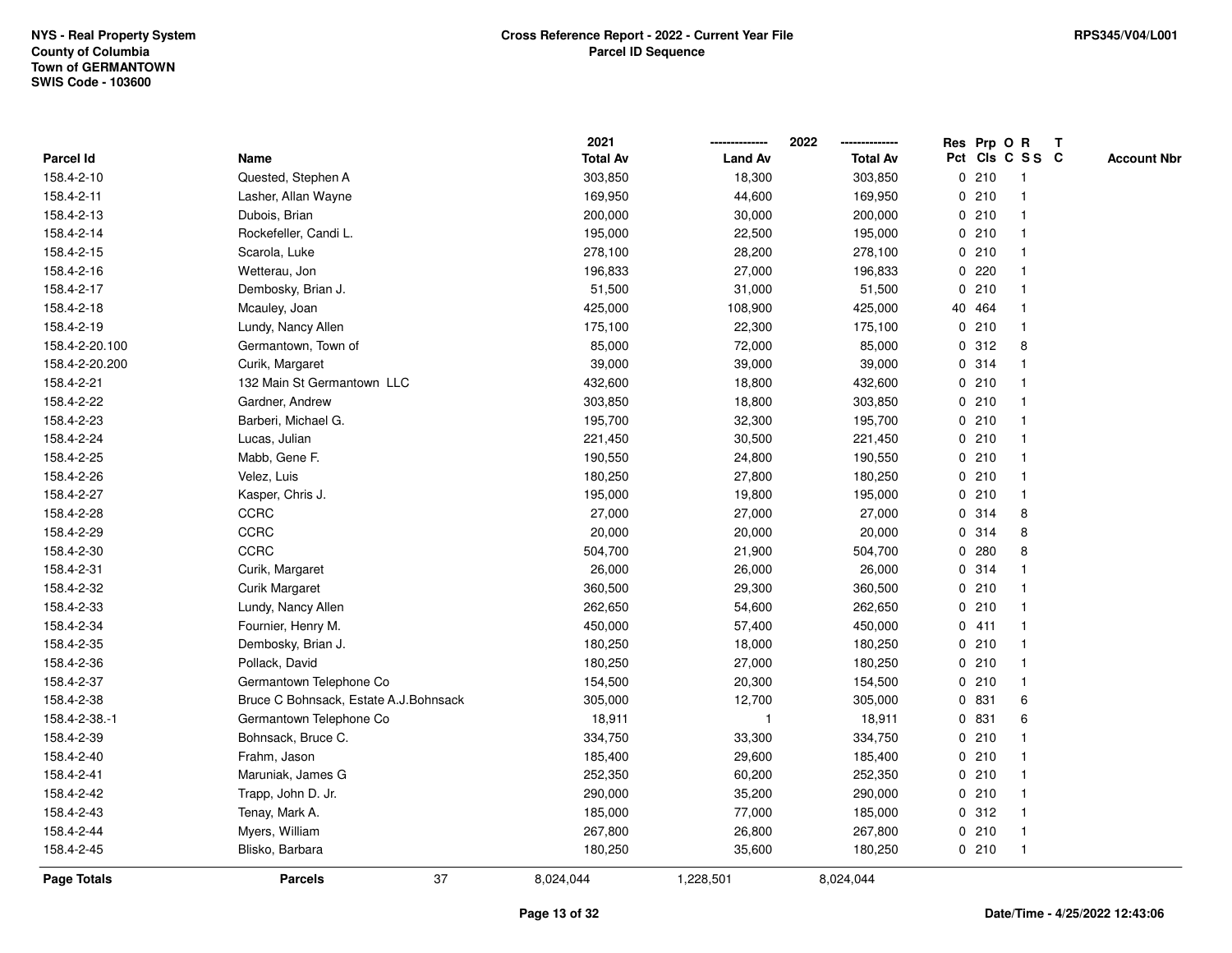NYS - Real Property System
County of Columbia
Town of GERMANTOWN
SWIS Code - 103600

**Cross Reference Report - 2022 - Current Year File**
**Parcel ID Sequence**

RPS345/V04/L001

| Parcel Id | Name | 2021 Total Av | 2022 Land Av | 2022 Total Av | Res Pct | Prp Cls | O C | R S S | T C | Account Nbr |
|---|---|---|---|---|---|---|---|---|---|---|
| 158.4-2-10 | Quested, Stephen A | 303,850 | 18,300 | 303,850 | 0 | 210 | | 1 | | |
| 158.4-2-11 | Lasher, Allan Wayne | 169,950 | 44,600 | 169,950 | 0 | 210 | | 1 | | |
| 158.4-2-13 | Dubois, Brian | 200,000 | 30,000 | 200,000 | 0 | 210 | | 1 | | |
| 158.4-2-14 | Rockefeller, Candi L. | 195,000 | 22,500 | 195,000 | 0 | 210 | | 1 | | |
| 158.4-2-15 | Scarola, Luke | 278,100 | 28,200 | 278,100 | 0 | 210 | | 1 | | |
| 158.4-2-16 | Wetterau, Jon | 196,833 | 27,000 | 196,833 | 0 | 220 | | 1 | | |
| 158.4-2-17 | Dembosky, Brian J. | 51,500 | 31,000 | 51,500 | 0 | 210 | | 1 | | |
| 158.4-2-18 | Mcauley, Joan | 425,000 | 108,900 | 425,000 | 40 | 464 | | 1 | | |
| 158.4-2-19 | Lundy, Nancy Allen | 175,100 | 22,300 | 175,100 | 0 | 210 | | 1 | | |
| 158.4-2-20.100 | Germantown, Town of | 85,000 | 72,000 | 85,000 | 0 | 312 | | 8 | | |
| 158.4-2-20.200 | Curik, Margaret | 39,000 | 39,000 | 39,000 | 0 | 314 | | 1 | | |
| 158.4-2-21 | 132 Main St Germantown LLC | 432,600 | 18,800 | 432,600 | 0 | 210 | | 1 | | |
| 158.4-2-22 | Gardner, Andrew | 303,850 | 18,800 | 303,850 | 0 | 210 | | 1 | | |
| 158.4-2-23 | Barberi, Michael G. | 195,700 | 32,300 | 195,700 | 0 | 210 | | 1 | | |
| 158.4-2-24 | Lucas, Julian | 221,450 | 30,500 | 221,450 | 0 | 210 | | 1 | | |
| 158.4-2-25 | Mabb, Gene F. | 190,550 | 24,800 | 190,550 | 0 | 210 | | 1 | | |
| 158.4-2-26 | Velez, Luis | 180,250 | 27,800 | 180,250 | 0 | 210 | | 1 | | |
| 158.4-2-27 | Kasper, Chris J. | 195,000 | 19,800 | 195,000 | 0 | 210 | | 1 | | |
| 158.4-2-28 | CCRC | 27,000 | 27,000 | 27,000 | 0 | 314 | | 8 | | |
| 158.4-2-29 | CCRC | 20,000 | 20,000 | 20,000 | 0 | 314 | | 8 | | |
| 158.4-2-30 | CCRC | 504,700 | 21,900 | 504,700 | 0 | 280 | | 8 | | |
| 158.4-2-31 | Curik, Margaret | 26,000 | 26,000 | 26,000 | 0 | 314 | | 1 | | |
| 158.4-2-32 | Curik Margaret | 360,500 | 29,300 | 360,500 | 0 | 210 | | 1 | | |
| 158.4-2-33 | Lundy, Nancy Allen | 262,650 | 54,600 | 262,650 | 0 | 210 | | 1 | | |
| 158.4-2-34 | Fournier, Henry M. | 450,000 | 57,400 | 450,000 | 0 | 411 | | 1 | | |
| 158.4-2-35 | Dembosky, Brian J. | 180,250 | 18,000 | 180,250 | 0 | 210 | | 1 | | |
| 158.4-2-36 | Pollack, David | 180,250 | 27,000 | 180,250 | 0 | 210 | | 1 | | |
| 158.4-2-37 | Germantown Telephone Co | 154,500 | 20,300 | 154,500 | 0 | 210 | | 1 | | |
| 158.4-2-38 | Bruce C Bohnsack, Estate A.J.Bohnsack | 305,000 | 12,700 | 305,000 | 0 | 831 | | 6 | | |
| 158.4-2-38.-1 | Germantown Telephone Co | 18,911 | 1 | 18,911 | 0 | 831 | | 6 | | |
| 158.4-2-39 | Bohnsack, Bruce C. | 334,750 | 33,300 | 334,750 | 0 | 210 | | 1 | | |
| 158.4-2-40 | Frahm, Jason | 185,400 | 29,600 | 185,400 | 0 | 210 | | 1 | | |
| 158.4-2-41 | Maruniak, James G | 252,350 | 60,200 | 252,350 | 0 | 210 | | 1 | | |
| 158.4-2-42 | Trapp, John D. Jr. | 290,000 | 35,200 | 290,000 | 0 | 210 | | 1 | | |
| 158.4-2-43 | Tenay, Mark A. | 185,000 | 77,000 | 185,000 | 0 | 312 | | 1 | | |
| 158.4-2-44 | Myers, William | 267,800 | 26,800 | 267,800 | 0 | 210 | | 1 | | |
| 158.4-2-45 | Blisko, Barbara | 180,250 | 35,600 | 180,250 | 0 | 210 | | 1 | | |
| **Page Totals** | **Parcels** 37 | 8,024,044 | 1,228,501 | 8,024,044 | | | | | | |

Date/Time - 4/25/2022 12:43:06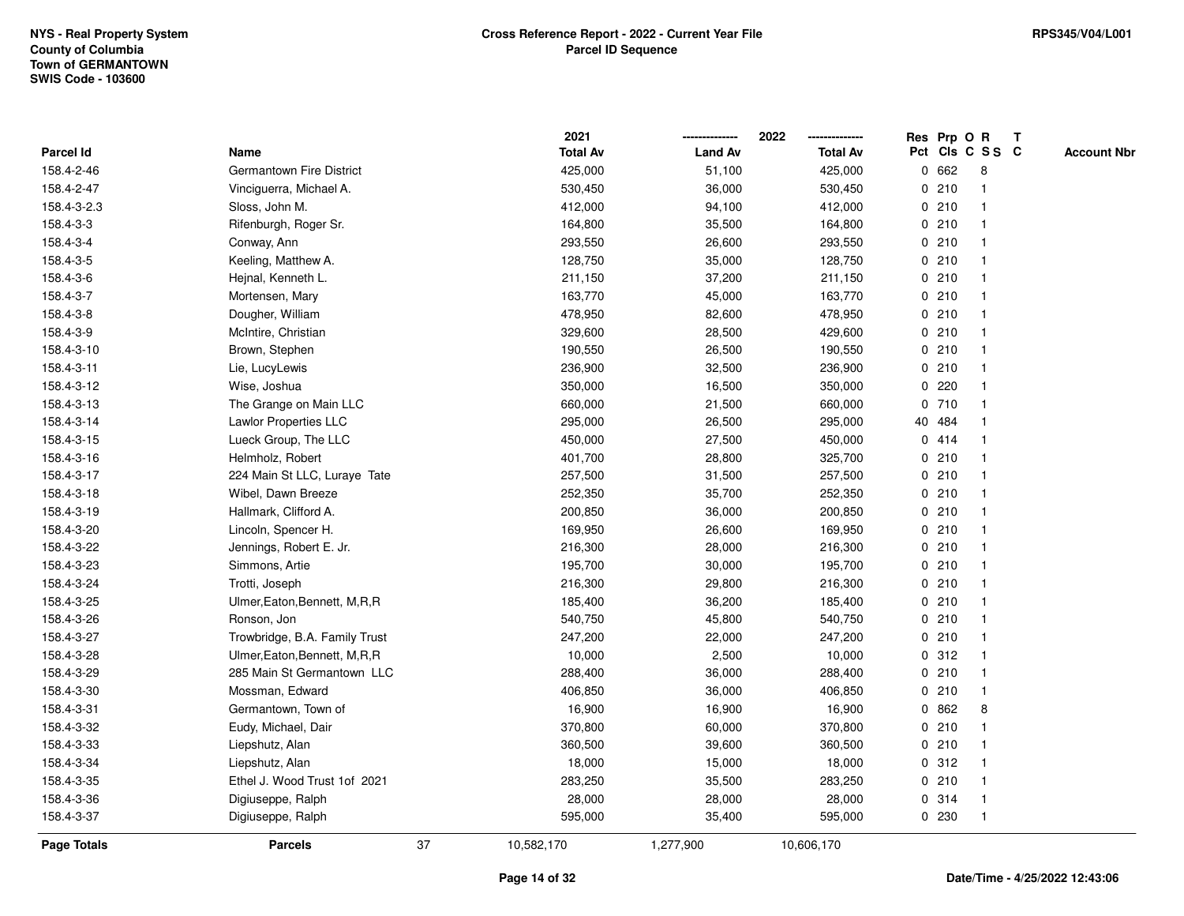NYS - Real Property System
County of Columbia
Town of GERMANTOWN
SWIS Code - 103600

# Cross Reference Report - 2022 - Current Year File
## Parcel ID Sequence

RPS345/V04/L001

| Parcel Id | Name | 2021 Total Av | 2022 Land Av | 2022 Total Av | Res Pct | Prp Cls | O C | R SS | T C | Account Nbr |
|---|---|---|---|---|---|---|---|---|---|---|
| 158.4-2-46 | Germantown Fire District | 425,000 | 51,100 | 425,000 | 0 | 662 | | 8 | | |
| 158.4-2-47 | Vinciguerra, Michael A. | 530,450 | 36,000 | 530,450 | 0 | 210 | | 1 | | |
| 158.4-3-2.3 | Sloss, John M. | 412,000 | 94,100 | 412,000 | 0 | 210 | | 1 | | |
| 158.4-3-3 | Rifenburgh, Roger Sr. | 164,800 | 35,500 | 164,800 | 0 | 210 | | 1 | | |
| 158.4-3-4 | Conway, Ann | 293,550 | 26,600 | 293,550 | 0 | 210 | | 1 | | |
| 158.4-3-5 | Keeling, Matthew A. | 128,750 | 35,000 | 128,750 | 0 | 210 | | 1 | | |
| 158.4-3-6 | Hejnal, Kenneth L. | 211,150 | 37,200 | 211,150 | 0 | 210 | | 1 | | |
| 158.4-3-7 | Mortensen, Mary | 163,770 | 45,000 | 163,770 | 0 | 210 | | 1 | | |
| 158.4-3-8 | Dougher, William | 478,950 | 82,600 | 478,950 | 0 | 210 | | 1 | | |
| 158.4-3-9 | McIntire, Christian | 329,600 | 28,500 | 429,600 | 0 | 210 | | 1 | | |
| 158.4-3-10 | Brown, Stephen | 190,550 | 26,500 | 190,550 | 0 | 210 | | 1 | | |
| 158.4-3-11 | Lie, LucyLewis | 236,900 | 32,500 | 236,900 | 0 | 210 | | 1 | | |
| 158.4-3-12 | Wise, Joshua | 350,000 | 16,500 | 350,000 | 0 | 220 | | 1 | | |
| 158.4-3-13 | The Grange on Main LLC | 660,000 | 21,500 | 660,000 | 0 | 710 | | 1 | | |
| 158.4-3-14 | Lawlor Properties LLC | 295,000 | 26,500 | 295,000 | 40 | 484 | | 1 | | |
| 158.4-3-15 | Lueck Group, The LLC | 450,000 | 27,500 | 450,000 | 0 | 414 | | 1 | | |
| 158.4-3-16 | Helmholz, Robert | 401,700 | 28,800 | 325,700 | 0 | 210 | | 1 | | |
| 158.4-3-17 | 224 Main St LLC, Luraye Tate | 257,500 | 31,500 | 257,500 | 0 | 210 | | 1 | | |
| 158.4-3-18 | Wibel, Dawn Breeze | 252,350 | 35,700 | 252,350 | 0 | 210 | | 1 | | |
| 158.4-3-19 | Hallmark, Clifford A. | 200,850 | 36,000 | 200,850 | 0 | 210 | | 1 | | |
| 158.4-3-20 | Lincoln, Spencer H. | 169,950 | 26,600 | 169,950 | 0 | 210 | | 1 | | |
| 158.4-3-22 | Jennings, Robert E. Jr. | 216,300 | 28,000 | 216,300 | 0 | 210 | | 1 | | |
| 158.4-3-23 | Simmons, Artie | 195,700 | 30,000 | 195,700 | 0 | 210 | | 1 | | |
| 158.4-3-24 | Trotti, Joseph | 216,300 | 29,800 | 216,300 | 0 | 210 | | 1 | | |
| 158.4-3-25 | Ulmer,Eaton,Bennett, M,R,R | 185,400 | 36,200 | 185,400 | 0 | 210 | | 1 | | |
| 158.4-3-26 | Ronson, Jon | 540,750 | 45,800 | 540,750 | 0 | 210 | | 1 | | |
| 158.4-3-27 | Trowbridge, B.A. Family Trust | 247,200 | 22,000 | 247,200 | 0 | 210 | | 1 | | |
| 158.4-3-28 | Ulmer,Eaton,Bennett, M,R,R | 10,000 | 2,500 | 10,000 | 0 | 312 | | 1 | | |
| 158.4-3-29 | 285 Main St Germantown LLC | 288,400 | 36,000 | 288,400 | 0 | 210 | | 1 | | |
| 158.4-3-30 | Mossman, Edward | 406,850 | 36,000 | 406,850 | 0 | 210 | | 1 | | |
| 158.4-3-31 | Germantown, Town of | 16,900 | 16,900 | 16,900 | 0 | 862 | | 8 | | |
| 158.4-3-32 | Eudy, Michael, Dair | 370,800 | 60,000 | 370,800 | 0 | 210 | | 1 | | |
| 158.4-3-33 | Liepshutz, Alan | 360,500 | 39,600 | 360,500 | 0 | 210 | | 1 | | |
| 158.4-3-34 | Liepshutz, Alan | 18,000 | 15,000 | 18,000 | 0 | 312 | | 1 | | |
| 158.4-3-35 | Ethel J. Wood Trust 1of 2021 | 283,250 | 35,500 | 283,250 | 0 | 210 | | 1 | | |
| 158.4-3-36 | Digiuseppe, Ralph | 28,000 | 28,000 | 28,000 | 0 | 314 | | 1 | | |
| 158.4-3-37 | Digiuseppe, Ralph | 595,000 | 35,400 | 595,000 | 0 | 230 | | 1 | | |
| **Page Totals** | **Parcels** 37 | 10,582,170 | 1,277,900 | 10,606,170 | | | | | | |

Date/Time - 4/25/2022 12:43:06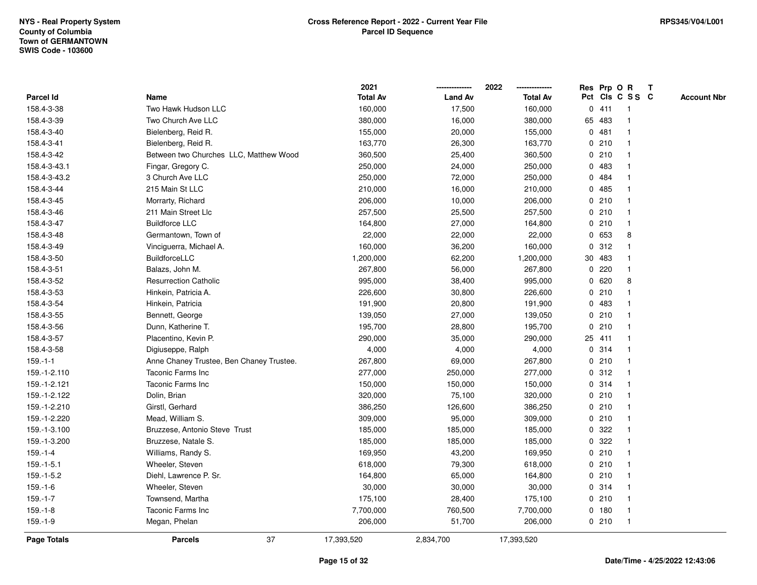NYS - Real Property System
County of Columbia
Town of GERMANTOWN
SWIS Code - 103600

**Cross Reference Report - 2022 - Current Year File**
**Parcel ID Sequence**

RPS345/V04/L001

| Parcel Id | Name | 2021 Total Av | 2022 Land Av | 2022 Total Av | Res Pct | Prp Cls | O C | R S S | T C | Account Nbr |
|---|---|---|---|---|---|---|---|---|---|---|
| 158.4-3-38 | Two Hawk Hudson LLC | 160,000 | 17,500 | 160,000 | 0 | 411 | | 1 | | |
| 158.4-3-39 | Two Church Ave LLC | 380,000 | 16,000 | 380,000 | 65 | 483 | | 1 | | |
| 158.4-3-40 | Bielenberg, Reid R. | 155,000 | 20,000 | 155,000 | 0 | 481 | | 1 | | |
| 158.4-3-41 | Bielenberg, Reid R. | 163,770 | 26,300 | 163,770 | 0 | 210 | | 1 | | |
| 158.4-3-42 | Between two Churches LLC, Matthew Wood | 360,500 | 25,400 | 360,500 | 0 | 210 | | 1 | | |
| 158.4-3-43.1 | Fingar, Gregory C. | 250,000 | 24,000 | 250,000 | 0 | 483 | | 1 | | |
| 158.4-3-43.2 | 3 Church Ave LLC | 250,000 | 72,000 | 250,000 | 0 | 484 | | 1 | | |
| 158.4-3-44 | 215 Main St LLC | 210,000 | 16,000 | 210,000 | 0 | 485 | | 1 | | |
| 158.4-3-45 | Morrarty, Richard | 206,000 | 10,000 | 206,000 | 0 | 210 | | 1 | | |
| 158.4-3-46 | 211 Main Street Llc | 257,500 | 25,500 | 257,500 | 0 | 210 | | 1 | | |
| 158.4-3-47 | Buildforce LLC | 164,800 | 27,000 | 164,800 | 0 | 210 | | 1 | | |
| 158.4-3-48 | Germantown, Town of | 22,000 | 22,000 | 22,000 | 0 | 653 | | 8 | | |
| 158.4-3-49 | Vinciguerra, Michael A. | 160,000 | 36,200 | 160,000 | 0 | 312 | | 1 | | |
| 158.4-3-50 | BuildforceLLC | 1,200,000 | 62,200 | 1,200,000 | 30 | 483 | | 1 | | |
| 158.4-3-51 | Balazs, John M. | 267,800 | 56,000 | 267,800 | 0 | 220 | | 1 | | |
| 158.4-3-52 | Resurrection Catholic | 995,000 | 38,400 | 995,000 | 0 | 620 | | 8 | | |
| 158.4-3-53 | Hinkein, Patricia A. | 226,600 | 30,800 | 226,600 | 0 | 210 | | 1 | | |
| 158.4-3-54 | Hinkein, Patricia | 191,900 | 20,800 | 191,900 | 0 | 483 | | 1 | | |
| 158.4-3-55 | Bennett, George | 139,050 | 27,000 | 139,050 | 0 | 210 | | 1 | | |
| 158.4-3-56 | Dunn, Katherine T. | 195,700 | 28,800 | 195,700 | 0 | 210 | | 1 | | |
| 158.4-3-57 | Placentino, Kevin P. | 290,000 | 35,000 | 290,000 | 25 | 411 | | 1 | | |
| 158.4-3-58 | Digiuseppe, Ralph | 4,000 | 4,000 | 4,000 | 0 | 314 | | 1 | | |
| 159.-1-1 | Anne Chaney Trustee, Ben Chaney Trustee. | 267,800 | 69,000 | 267,800 | 0 | 210 | | 1 | | |
| 159.-1-2.110 | Taconic Farms Inc | 277,000 | 250,000 | 277,000 | 0 | 312 | | 1 | | |
| 159.-1-2.121 | Taconic Farms Inc | 150,000 | 150,000 | 150,000 | 0 | 314 | | 1 | | |
| 159.-1-2.122 | Dolin, Brian | 320,000 | 75,100 | 320,000 | 0 | 210 | | 1 | | |
| 159.-1-2.210 | Girstl, Gerhard | 386,250 | 126,600 | 386,250 | 0 | 210 | | 1 | | |
| 159.-1-2.220 | Mead, William S. | 309,000 | 95,000 | 309,000 | 0 | 210 | | 1 | | |
| 159.-1-3.100 | Bruzzese, Antonio Steve Trust | 185,000 | 185,000 | 185,000 | 0 | 322 | | 1 | | |
| 159.-1-3.200 | Bruzzese, Natale S. | 185,000 | 185,000 | 185,000 | 0 | 322 | | 1 | | |
| 159.-1-4 | Williams, Randy S. | 169,950 | 43,200 | 169,950 | 0 | 210 | | 1 | | |
| 159.-1-5.1 | Wheeler, Steven | 618,000 | 79,300 | 618,000 | 0 | 210 | | 1 | | |
| 159.-1-5.2 | Diehl, Lawrence P. Sr. | 164,800 | 65,000 | 164,800 | 0 | 210 | | 1 | | |
| 159.-1-6 | Wheeler, Steven | 30,000 | 30,000 | 30,000 | 0 | 314 | | 1 | | |
| 159.-1-7 | Townsend, Martha | 175,100 | 28,400 | 175,100 | 0 | 210 | | 1 | | |
| 159.-1-8 | Taconic Farms Inc | 7,700,000 | 760,500 | 7,700,000 | 0 | 180 | | 1 | | |
| 159.-1-9 | Megan, Phelan | 206,000 | 51,700 | 206,000 | 0 | 210 | | 1 | | |
| **Page Totals** | **Parcels** 37 | 17,393,520 | 2,834,700 | 17,393,520 | | | | | | |

Date/Time - 4/25/2022 12:43:06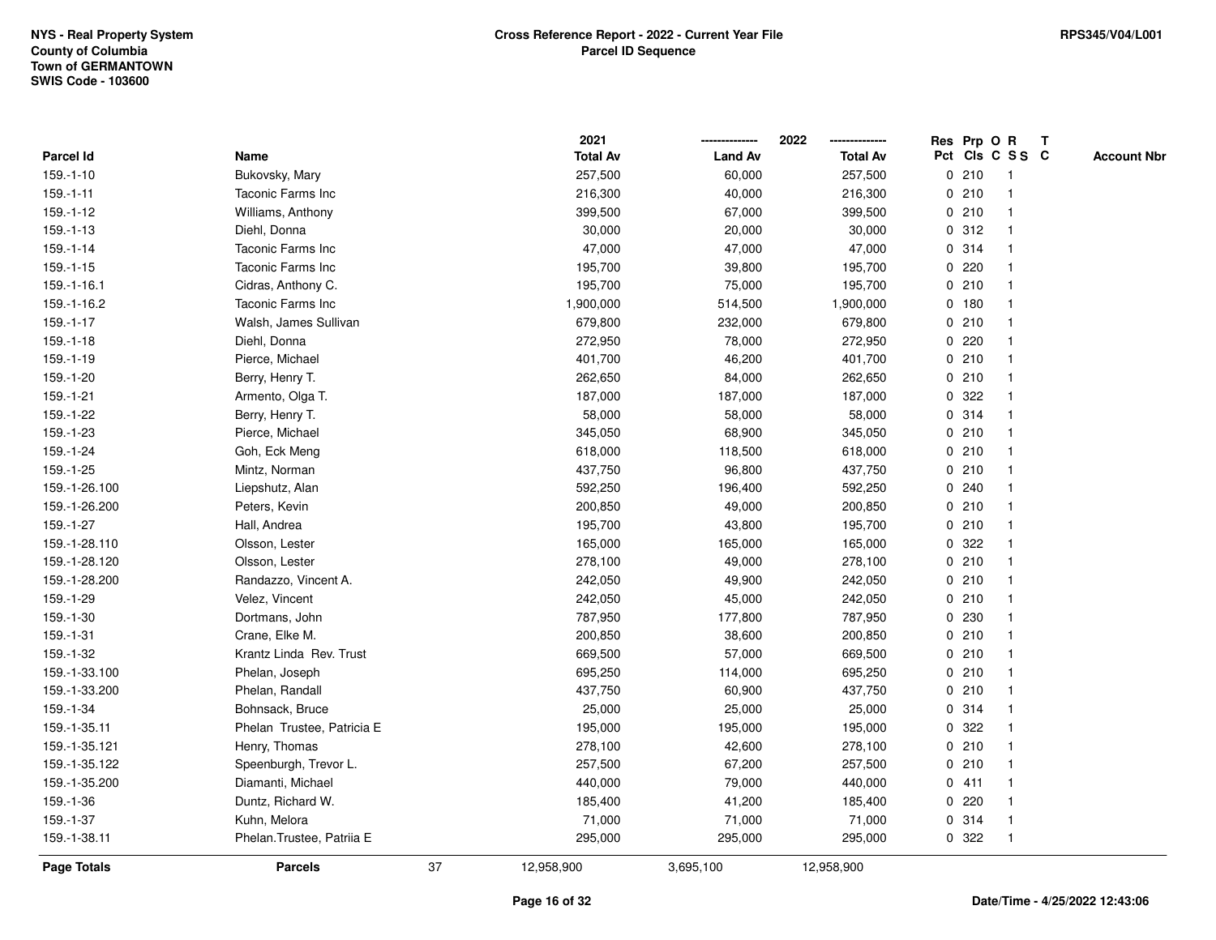NYS - Real Property System
County of Columbia
Town of GERMANTOWN
SWIS Code - 103600

**Cross Reference Report - 2022 - Current Year File**
**Parcel ID Sequence**

RPS345/V04/L001

| Parcel Id | Name | 2021 Total Av | 2022 Land Av | 2022 Total Av | Res Pct | Prp Cls | O C | R S S | T C | Account Nbr |
|---|---|---|---|---|---|---|---|---|---|---|
| 159.-1-10 | Bukovsky, Mary | 257,500 | 60,000 | 257,500 | 0 | 210 | | 1 | | |
| 159.-1-11 | Taconic Farms Inc | 216,300 | 40,000 | 216,300 | 0 | 210 | | 1 | | |
| 159.-1-12 | Williams, Anthony | 399,500 | 67,000 | 399,500 | 0 | 210 | | 1 | | |
| 159.-1-13 | Diehl, Donna | 30,000 | 20,000 | 30,000 | 0 | 312 | | 1 | | |
| 159.-1-14 | Taconic Farms Inc | 47,000 | 47,000 | 47,000 | 0 | 314 | | 1 | | |
| 159.-1-15 | Taconic Farms Inc | 195,700 | 39,800 | 195,700 | 0 | 220 | | 1 | | |
| 159.-1-16.1 | Cidras, Anthony C. | 195,700 | 75,000 | 195,700 | 0 | 210 | | 1 | | |
| 159.-1-16.2 | Taconic Farms Inc | 1,900,000 | 514,500 | 1,900,000 | 0 | 180 | | 1 | | |
| 159.-1-17 | Walsh, James Sullivan | 679,800 | 232,000 | 679,800 | 0 | 210 | | 1 | | |
| 159.-1-18 | Diehl, Donna | 272,950 | 78,000 | 272,950 | 0 | 220 | | 1 | | |
| 159.-1-19 | Pierce, Michael | 401,700 | 46,200 | 401,700 | 0 | 210 | | 1 | | |
| 159.-1-20 | Berry, Henry T. | 262,650 | 84,000 | 262,650 | 0 | 210 | | 1 | | |
| 159.-1-21 | Armento, Olga T. | 187,000 | 187,000 | 187,000 | 0 | 322 | | 1 | | |
| 159.-1-22 | Berry, Henry T. | 58,000 | 58,000 | 58,000 | 0 | 314 | | 1 | | |
| 159.-1-23 | Pierce, Michael | 345,050 | 68,900 | 345,050 | 0 | 210 | | 1 | | |
| 159.-1-24 | Goh, Eck Meng | 618,000 | 118,500 | 618,000 | 0 | 210 | | 1 | | |
| 159.-1-25 | Mintz, Norman | 437,750 | 96,800 | 437,750 | 0 | 210 | | 1 | | |
| 159.-1-26.100 | Liepshutz, Alan | 592,250 | 196,400 | 592,250 | 0 | 240 | | 1 | | |
| 159.-1-26.200 | Peters, Kevin | 200,850 | 49,000 | 200,850 | 0 | 210 | | 1 | | |
| 159.-1-27 | Hall, Andrea | 195,700 | 43,800 | 195,700 | 0 | 210 | | 1 | | |
| 159.-1-28.110 | Olsson, Lester | 165,000 | 165,000 | 165,000 | 0 | 322 | | 1 | | |
| 159.-1-28.120 | Olsson, Lester | 278,100 | 49,000 | 278,100 | 0 | 210 | | 1 | | |
| 159.-1-28.200 | Randazzo, Vincent A. | 242,050 | 49,900 | 242,050 | 0 | 210 | | 1 | | |
| 159.-1-29 | Velez, Vincent | 242,050 | 45,000 | 242,050 | 0 | 210 | | 1 | | |
| 159.-1-30 | Dortmans, John | 787,950 | 177,800 | 787,950 | 0 | 230 | | 1 | | |
| 159.-1-31 | Crane, Elke M. | 200,850 | 38,600 | 200,850 | 0 | 210 | | 1 | | |
| 159.-1-32 | Krantz Linda Rev. Trust | 669,500 | 57,000 | 669,500 | 0 | 210 | | 1 | | |
| 159.-1-33.100 | Phelan, Joseph | 695,250 | 114,000 | 695,250 | 0 | 210 | | 1 | | |
| 159.-1-33.200 | Phelan, Randall | 437,750 | 60,900 | 437,750 | 0 | 210 | | 1 | | |
| 159.-1-34 | Bohnsack, Bruce | 25,000 | 25,000 | 25,000 | 0 | 314 | | 1 | | |
| 159.-1-35.11 | Phelan Trustee, Patricia E | 195,000 | 195,000 | 195,000 | 0 | 322 | | 1 | | |
| 159.-1-35.121 | Henry, Thomas | 278,100 | 42,600 | 278,100 | 0 | 210 | | 1 | | |
| 159.-1-35.122 | Speenburgh, Trevor L. | 257,500 | 67,200 | 257,500 | 0 | 210 | | 1 | | |
| 159.-1-35.200 | Diamanti, Michael | 440,000 | 79,000 | 440,000 | 0 | 411 | | 1 | | |
| 159.-1-36 | Duntz, Richard W. | 185,400 | 41,200 | 185,400 | 0 | 220 | | 1 | | |
| 159.-1-37 | Kuhn, Melora | 71,000 | 71,000 | 71,000 | 0 | 314 | | 1 | | |
| 159.-1-38.11 | Phelan.Trustee, Patriia E | 295,000 | 295,000 | 295,000 | 0 | 322 | | 1 | | |
| **Page Totals** | **Parcels** 37 | 12,958,900 | 3,695,100 | 12,958,900 | | | | | | |

Date/Time - 4/25/2022 12:43:06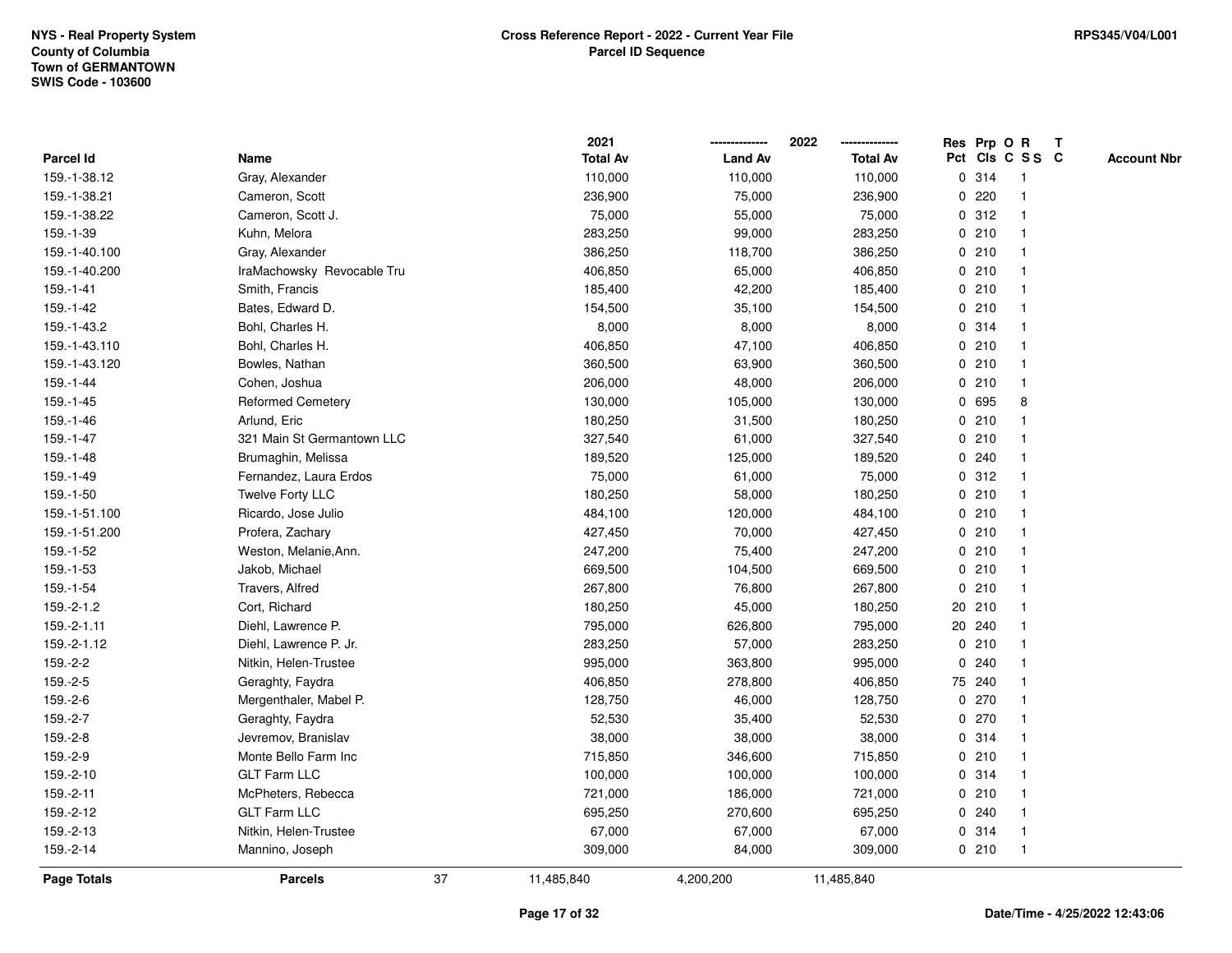NYS - Real Property System
County of Columbia
Town of GERMANTOWN
SWIS Code - 103600

**Cross Reference Report - 2022 - Current Year File**
**Parcel ID Sequence**

RPS345/V04/L001

| | | 2021 | 2022 | | Res | Prp | O | R | T | |
|---|---|---|---|---|---|---|---|---|---|---|
| Parcel Id | Name | Total Av | Land Av | Total Av | Pct | Cls | C | S S | C | Account Nbr |
| 159.-1-38.12 | Gray, Alexander | 110,000 | 110,000 | 110,000 | 0 | 314 | | 1 | | |
| 159.-1-38.21 | Cameron, Scott | 236,900 | 75,000 | 236,900 | 0 | 220 | | 1 | | |
| 159.-1-38.22 | Cameron, Scott J. | 75,000 | 55,000 | 75,000 | 0 | 312 | | 1 | | |
| 159.-1-39 | Kuhn, Melora | 283,250 | 99,000 | 283,250 | 0 | 210 | | 1 | | |
| 159.-1-40.100 | Gray, Alexander | 386,250 | 118,700 | 386,250 | 0 | 210 | | 1 | | |
| 159.-1-40.200 | IraMachowsky Revocable Tru | 406,850 | 65,000 | 406,850 | 0 | 210 | | 1 | | |
| 159.-1-41 | Smith, Francis | 185,400 | 42,200 | 185,400 | 0 | 210 | | 1 | | |
| 159.-1-42 | Bates, Edward D. | 154,500 | 35,100 | 154,500 | 0 | 210 | | 1 | | |
| 159.-1-43.2 | Bohl, Charles H. | 8,000 | 8,000 | 8,000 | 0 | 314 | | 1 | | |
| 159.-1-43.110 | Bohl, Charles H. | 406,850 | 47,100 | 406,850 | 0 | 210 | | 1 | | |
| 159.-1-43.120 | Bowles, Nathan | 360,500 | 63,900 | 360,500 | 0 | 210 | | 1 | | |
| 159.-1-44 | Cohen, Joshua | 206,000 | 48,000 | 206,000 | 0 | 210 | | 1 | | |
| 159.-1-45 | Reformed Cemetery | 130,000 | 105,000 | 130,000 | 0 | 695 | | 8 | | |
| 159.-1-46 | Arlund, Eric | 180,250 | 31,500 | 180,250 | 0 | 210 | | 1 | | |
| 159.-1-47 | 321 Main St Germantown LLC | 327,540 | 61,000 | 327,540 | 0 | 210 | | 1 | | |
| 159.-1-48 | Brumaghin, Melissa | 189,520 | 125,000 | 189,520 | 0 | 240 | | 1 | | |
| 159.-1-49 | Fernandez, Laura Erdos | 75,000 | 61,000 | 75,000 | 0 | 312 | | 1 | | |
| 159.-1-50 | Twelve Forty LLC | 180,250 | 58,000 | 180,250 | 0 | 210 | | 1 | | |
| 159.-1-51.100 | Ricardo, Jose Julio | 484,100 | 120,000 | 484,100 | 0 | 210 | | 1 | | |
| 159.-1-51.200 | Profera, Zachary | 427,450 | 70,000 | 427,450 | 0 | 210 | | 1 | | |
| 159.-1-52 | Weston, Melanie,Ann. | 247,200 | 75,400 | 247,200 | 0 | 210 | | 1 | | |
| 159.-1-53 | Jakob, Michael | 669,500 | 104,500 | 669,500 | 0 | 210 | | 1 | | |
| 159.-1-54 | Travers, Alfred | 267,800 | 76,800 | 267,800 | 0 | 210 | | 1 | | |
| 159.-2-1.2 | Cort, Richard | 180,250 | 45,000 | 180,250 | 20 | 210 | | 1 | | |
| 159.-2-1.11 | Diehl, Lawrence P. | 795,000 | 626,800 | 795,000 | 20 | 240 | | 1 | | |
| 159.-2-1.12 | Diehl, Lawrence P. Jr. | 283,250 | 57,000 | 283,250 | 0 | 210 | | 1 | | |
| 159.-2-2 | Nitkin, Helen-Trustee | 995,000 | 363,800 | 995,000 | 0 | 240 | | 1 | | |
| 159.-2-5 | Geraghty, Faydra | 406,850 | 278,800 | 406,850 | 75 | 240 | | 1 | | |
| 159.-2-6 | Mergenthaler, Mabel P. | 128,750 | 46,000 | 128,750 | 0 | 270 | | 1 | | |
| 159.-2-7 | Geraghty, Faydra | 52,530 | 35,400 | 52,530 | 0 | 270 | | 1 | | |
| 159.-2-8 | Jevremov, Branislav | 38,000 | 38,000 | 38,000 | 0 | 314 | | 1 | | |
| 159.-2-9 | Monte Bello Farm Inc | 715,850 | 346,600 | 715,850 | 0 | 210 | | 1 | | |
| 159.-2-10 | GLT Farm LLC | 100,000 | 100,000 | 100,000 | 0 | 314 | | 1 | | |
| 159.-2-11 | McPheters, Rebecca | 721,000 | 186,000 | 721,000 | 0 | 210 | | 1 | | |
| 159.-2-12 | GLT Farm LLC | 695,250 | 270,600 | 695,250 | 0 | 240 | | 1 | | |
| 159.-2-13 | Nitkin, Helen-Trustee | 67,000 | 67,000 | 67,000 | 0 | 314 | | 1 | | |
| 159.-2-14 | Mannino, Joseph | 309,000 | 84,000 | 309,000 | 0 | 210 | | 1 | | |
| **Page Totals** | **Parcels** 37 | 11,485,840 | 4,200,200 | 11,485,840 | | | | | | |

Date/Time - 4/25/2022 12:43:06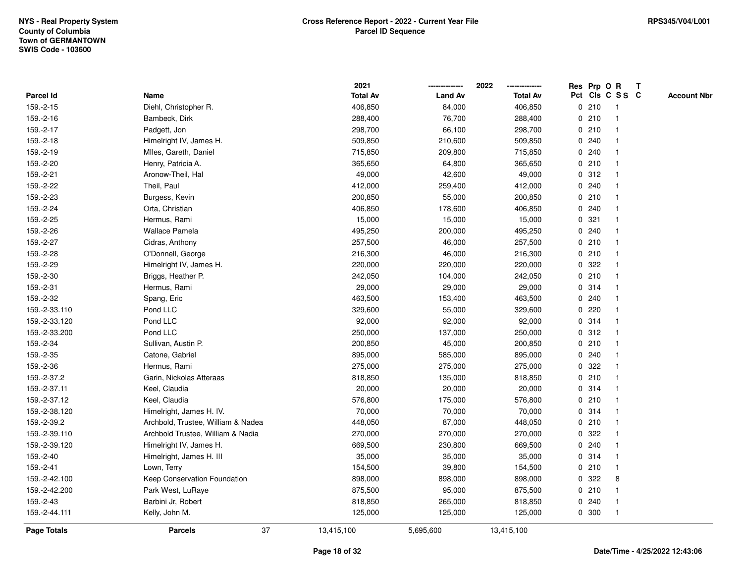NYS - Real Property System
County of Columbia
Town of GERMANTOWN
SWIS Code - 103600

**Cross Reference Report - 2022 - Current Year File**
**Parcel ID Sequence**

RPS345/V04/L001

| Parcel Id | Name | 2021 Total Av | 2022 Land Av | 2022 Total Av | Res Pct | Prp Cls | O C | R S S | T C | Account Nbr |
|---|---|---|---|---|---|---|---|---|---|---|
| 159.-2-15 | Diehl, Christopher R. | 406,850 | 84,000 | 406,850 | 0 | 210 | | 1 | | |
| 159.-2-16 | Bambeck, Dirk | 288,400 | 76,700 | 288,400 | 0 | 210 | | 1 | | |
| 159.-2-17 | Padgett, Jon | 298,700 | 66,100 | 298,700 | 0 | 210 | | 1 | | |
| 159.-2-18 | Himelright IV, James H. | 509,850 | 210,600 | 509,850 | 0 | 240 | | 1 | | |
| 159.-2-19 | MIles, Gareth, Daniel | 715,850 | 209,800 | 715,850 | 0 | 240 | | 1 | | |
| 159.-2-20 | Henry, Patricia A. | 365,650 | 64,800 | 365,650 | 0 | 210 | | 1 | | |
| 159.-2-21 | Aronow-Theil, Hal | 49,000 | 42,600 | 49,000 | 0 | 312 | | 1 | | |
| 159.-2-22 | Theil, Paul | 412,000 | 259,400 | 412,000 | 0 | 240 | | 1 | | |
| 159.-2-23 | Burgess, Kevin | 200,850 | 55,000 | 200,850 | 0 | 210 | | 1 | | |
| 159.-2-24 | Orta, Christian | 406,850 | 178,600 | 406,850 | 0 | 240 | | 1 | | |
| 159.-2-25 | Hermus, Rami | 15,000 | 15,000 | 15,000 | 0 | 321 | | 1 | | |
| 159.-2-26 | Wallace Pamela | 495,250 | 200,000 | 495,250 | 0 | 240 | | 1 | | |
| 159.-2-27 | Cidras, Anthony | 257,500 | 46,000 | 257,500 | 0 | 210 | | 1 | | |
| 159.-2-28 | O'Donnell, George | 216,300 | 46,000 | 216,300 | 0 | 210 | | 1 | | |
| 159.-2-29 | Himelright IV, James H. | 220,000 | 220,000 | 220,000 | 0 | 322 | | 1 | | |
| 159.-2-30 | Briggs, Heather P. | 242,050 | 104,000 | 242,050 | 0 | 210 | | 1 | | |
| 159.-2-31 | Hermus, Rami | 29,000 | 29,000 | 29,000 | 0 | 314 | | 1 | | |
| 159.-2-32 | Spang, Eric | 463,500 | 153,400 | 463,500 | 0 | 240 | | 1 | | |
| 159.-2-33.110 | Pond LLC | 329,600 | 55,000 | 329,600 | 0 | 220 | | 1 | | |
| 159.-2-33.120 | Pond LLC | 92,000 | 92,000 | 92,000 | 0 | 314 | | 1 | | |
| 159.-2-33.200 | Pond LLC | 250,000 | 137,000 | 250,000 | 0 | 312 | | 1 | | |
| 159.-2-34 | Sullivan, Austin P. | 200,850 | 45,000 | 200,850 | 0 | 210 | | 1 | | |
| 159.-2-35 | Catone, Gabriel | 895,000 | 585,000 | 895,000 | 0 | 240 | | 1 | | |
| 159.-2-36 | Hermus, Rami | 275,000 | 275,000 | 275,000 | 0 | 322 | | 1 | | |
| 159.-2-37.2 | Garin, Nickolas Atteraas | 818,850 | 135,000 | 818,850 | 0 | 210 | | 1 | | |
| 159.-2-37.11 | Keel, Claudia | 20,000 | 20,000 | 20,000 | 0 | 314 | | 1 | | |
| 159.-2-37.12 | Keel, Claudia | 576,800 | 175,000 | 576,800 | 0 | 210 | | 1 | | |
| 159.-2-38.120 | Himelright, James H. IV. | 70,000 | 70,000 | 70,000 | 0 | 314 | | 1 | | |
| 159.-2-39.2 | Archbold, Trustee, William & Nadea | 448,050 | 87,000 | 448,050 | 0 | 210 | | 1 | | |
| 159.-2-39.110 | Archbold Trustee, William & Nadia | 270,000 | 270,000 | 270,000 | 0 | 322 | | 1 | | |
| 159.-2-39.120 | Himelright IV, James H. | 669,500 | 230,800 | 669,500 | 0 | 240 | | 1 | | |
| 159.-2-40 | Himelright, James H. III | 35,000 | 35,000 | 35,000 | 0 | 314 | | 1 | | |
| 159.-2-41 | Lown, Terry | 154,500 | 39,800 | 154,500 | 0 | 210 | | 1 | | |
| 159.-2-42.100 | Keep Conservation Foundation | 898,000 | 898,000 | 898,000 | 0 | 322 | | 8 | | |
| 159.-2-42.200 | Park West, LuRaye | 875,500 | 95,000 | 875,500 | 0 | 210 | | 1 | | |
| 159.-2-43 | Barbini Jr, Robert | 818,850 | 265,000 | 818,850 | 0 | 240 | | 1 | | |
| 159.-2-44.111 | Kelly, John M. | 125,000 | 125,000 | 125,000 | 0 | 300 | | 1 | | |
| **Page Totals** | **Parcels** 37 | 13,415,100 | 5,695,600 | 13,415,100 | | | | | | |

Date/Time - 4/25/2022 12:43:06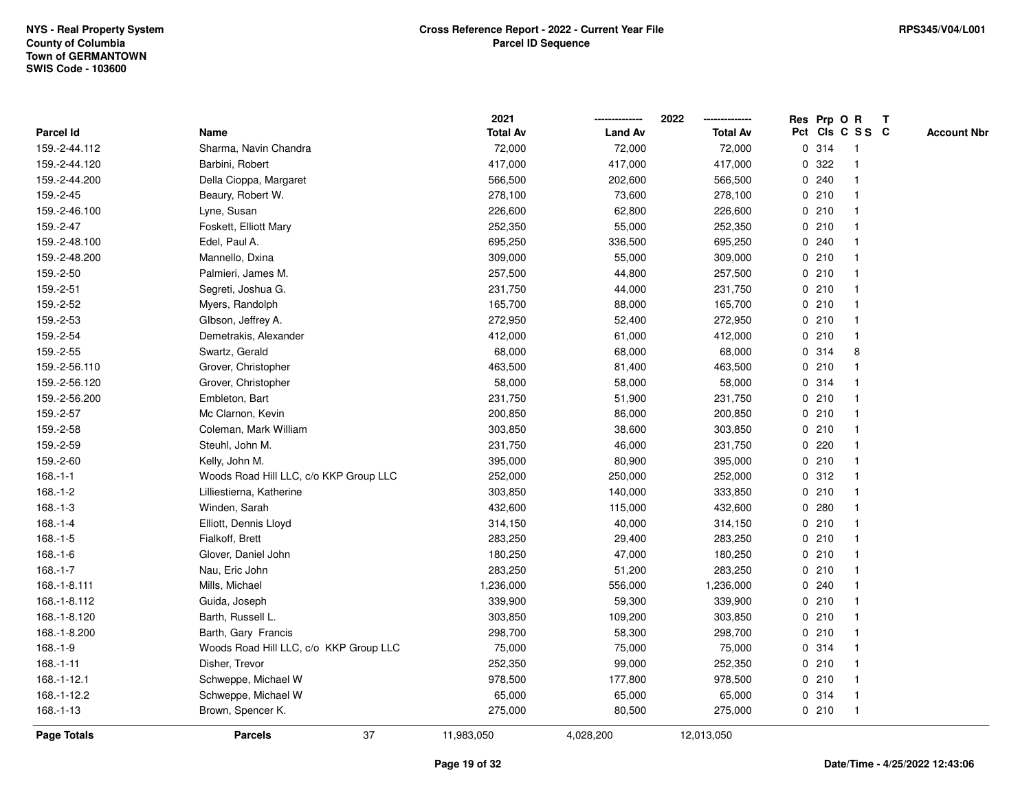NYS - Real Property System
County of Columbia
Town of GERMANTOWN
SWIS Code - 103600

**Cross Reference Report - 2022 - Current Year File**
**Parcel ID Sequence**

RPS345/V04/L001

| Parcel Id | Name | 2021 Total Av | 2022 Land Av | 2022 Total Av | Res Pct | Prp Cls | O C | R S S | T C | Account Nbr |
|---|---|---|---|---|---|---|---|---|---|---|
| 159.-2-44.112 | Sharma, Navin Chandra | 72,000 | 72,000 | 72,000 | 0 | 314 | | 1 | | |
| 159.-2-44.120 | Barbini, Robert | 417,000 | 417,000 | 417,000 | 0 | 322 | | 1 | | |
| 159.-2-44.200 | Della Cioppa, Margaret | 566,500 | 202,600 | 566,500 | 0 | 240 | | 1 | | |
| 159.-2-45 | Beaury, Robert W. | 278,100 | 73,600 | 278,100 | 0 | 210 | | 1 | | |
| 159.-2-46.100 | Lyne, Susan | 226,600 | 62,800 | 226,600 | 0 | 210 | | 1 | | |
| 159.-2-47 | Foskett, Elliott Mary | 252,350 | 55,000 | 252,350 | 0 | 210 | | 1 | | |
| 159.-2-48.100 | Edel, Paul A. | 695,250 | 336,500 | 695,250 | 0 | 240 | | 1 | | |
| 159.-2-48.200 | Mannello, Dxina | 309,000 | 55,000 | 309,000 | 0 | 210 | | 1 | | |
| 159.-2-50 | Palmieri, James M. | 257,500 | 44,800 | 257,500 | 0 | 210 | | 1 | | |
| 159.-2-51 | Segreti, Joshua G. | 231,750 | 44,000 | 231,750 | 0 | 210 | | 1 | | |
| 159.-2-52 | Myers, Randolph | 165,700 | 88,000 | 165,700 | 0 | 210 | | 1 | | |
| 159.-2-53 | GIbson, Jeffrey A. | 272,950 | 52,400 | 272,950 | 0 | 210 | | 1 | | |
| 159.-2-54 | Demetrakis, Alexander | 412,000 | 61,000 | 412,000 | 0 | 210 | | 1 | | |
| 159.-2-55 | Swartz, Gerald | 68,000 | 68,000 | 68,000 | 0 | 314 | | 8 | | |
| 159.-2-56.110 | Grover, Christopher | 463,500 | 81,400 | 463,500 | 0 | 210 | | 1 | | |
| 159.-2-56.120 | Grover, Christopher | 58,000 | 58,000 | 58,000 | 0 | 314 | | 1 | | |
| 159.-2-56.200 | Embleton, Bart | 231,750 | 51,900 | 231,750 | 0 | 210 | | 1 | | |
| 159.-2-57 | Mc Clarnon, Kevin | 200,850 | 86,000 | 200,850 | 0 | 210 | | 1 | | |
| 159.-2-58 | Coleman, Mark William | 303,850 | 38,600 | 303,850 | 0 | 210 | | 1 | | |
| 159.-2-59 | Steuhl, John M. | 231,750 | 46,000 | 231,750 | 0 | 220 | | 1 | | |
| 159.-2-60 | Kelly, John M. | 395,000 | 80,900 | 395,000 | 0 | 210 | | 1 | | |
| 168.-1-1 | Woods Road Hill LLC, c/o KKP Group LLC | 252,000 | 250,000 | 252,000 | 0 | 312 | | 1 | | |
| 168.-1-2 | Lilliestierna, Katherine | 303,850 | 140,000 | 333,850 | 0 | 210 | | 1 | | |
| 168.-1-3 | Winden, Sarah | 432,600 | 115,000 | 432,600 | 0 | 280 | | 1 | | |
| 168.-1-4 | Elliott, Dennis Lloyd | 314,150 | 40,000 | 314,150 | 0 | 210 | | 1 | | |
| 168.-1-5 | Fialkoff, Brett | 283,250 | 29,400 | 283,250 | 0 | 210 | | 1 | | |
| 168.-1-6 | Glover, Daniel John | 180,250 | 47,000 | 180,250 | 0 | 210 | | 1 | | |
| 168.-1-7 | Nau, Eric John | 283,250 | 51,200 | 283,250 | 0 | 210 | | 1 | | |
| 168.-1-8.111 | Mills, Michael | 1,236,000 | 556,000 | 1,236,000 | 0 | 240 | | 1 | | |
| 168.-1-8.112 | Guida, Joseph | 339,900 | 59,300 | 339,900 | 0 | 210 | | 1 | | |
| 168.-1-8.120 | Barth, Russell L. | 303,850 | 109,200 | 303,850 | 0 | 210 | | 1 | | |
| 168.-1-8.200 | Barth, Gary Francis | 298,700 | 58,300 | 298,700 | 0 | 210 | | 1 | | |
| 168.-1-9 | Woods Road Hill LLC, c/o KKP Group LLC | 75,000 | 75,000 | 75,000 | 0 | 314 | | 1 | | |
| 168.-1-11 | Disher, Trevor | 252,350 | 99,000 | 252,350 | 0 | 210 | | 1 | | |
| 168.-1-12.1 | Schweppe, Michael W | 978,500 | 177,800 | 978,500 | 0 | 210 | | 1 | | |
| 168.-1-12.2 | Schweppe, Michael W | 65,000 | 65,000 | 65,000 | 0 | 314 | | 1 | | |
| 168.-1-13 | Brown, Spencer K. | 275,000 | 80,500 | 275,000 | 0 | 210 | | 1 | | |
| **Page Totals** | **Parcels** 37 | 11,983,050 | 4,028,200 | 12,013,050 | | | | | | |

Date/Time - 4/25/2022 12:43:06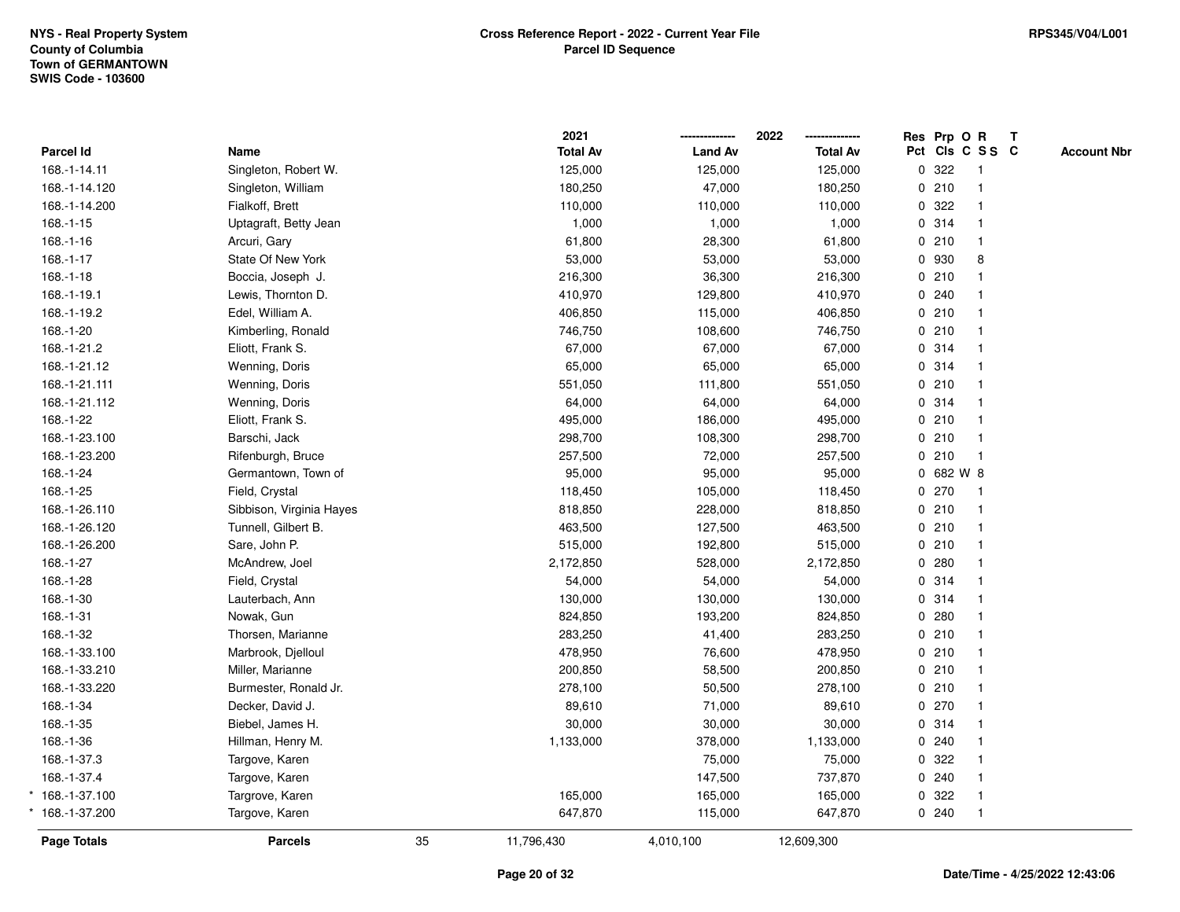NYS - Real Property System
County of Columbia
Town of GERMANTOWN
SWIS Code - 103600

## Cross Reference Report - 2022 - Current Year File
## Parcel ID Sequence

RPS345/V04/L001

| Parcel Id | Name | 2021 Total Av | 2022 Land Av | 2022 Total Av | Res Pct | Prp Cls | O C | R S S | T C | Account Nbr |
|---|---|---|---|---|---|---|---|---|---|---|
| 168.-1-14.11 | Singleton, Robert W. | 125,000 | 125,000 | 125,000 | 0 | 322 | | 1 | | |
| 168.-1-14.120 | Singleton, William | 180,250 | 47,000 | 180,250 | 0 | 210 | | 1 | | |
| 168.-1-14.200 | Fialkoff, Brett | 110,000 | 110,000 | 110,000 | 0 | 322 | | 1 | | |
| 168.-1-15 | Uptagraft, Betty Jean | 1,000 | 1,000 | 1,000 | 0 | 314 | | 1 | | |
| 168.-1-16 | Arcuri, Gary | 61,800 | 28,300 | 61,800 | 0 | 210 | | 1 | | |
| 168.-1-17 | State Of New York | 53,000 | 53,000 | 53,000 | 0 | 930 | | 8 | | |
| 168.-1-18 | Boccia, Joseph J. | 216,300 | 36,300 | 216,300 | 0 | 210 | | 1 | | |
| 168.-1-19.1 | Lewis, Thornton D. | 410,970 | 129,800 | 410,970 | 0 | 240 | | 1 | | |
| 168.-1-19.2 | Edel, William A. | 406,850 | 115,000 | 406,850 | 0 | 210 | | 1 | | |
| 168.-1-20 | Kimberling, Ronald | 746,750 | 108,600 | 746,750 | 0 | 210 | | 1 | | |
| 168.-1-21.2 | Eliott, Frank S. | 67,000 | 67,000 | 67,000 | 0 | 314 | | 1 | | |
| 168.-1-21.12 | Wenning, Doris | 65,000 | 65,000 | 65,000 | 0 | 314 | | 1 | | |
| 168.-1-21.111 | Wenning, Doris | 551,050 | 111,800 | 551,050 | 0 | 210 | | 1 | | |
| 168.-1-21.112 | Wenning, Doris | 64,000 | 64,000 | 64,000 | 0 | 314 | | 1 | | |
| 168.-1-22 | Eliott, Frank S. | 495,000 | 186,000 | 495,000 | 0 | 210 | | 1 | | |
| 168.-1-23.100 | Barschi, Jack | 298,700 | 108,300 | 298,700 | 0 | 210 | | 1 | | |
| 168.-1-23.200 | Rifenburgh, Bruce | 257,500 | 72,000 | 257,500 | 0 | 210 | | 1 | | |
| 168.-1-24 | Germantown, Town of | 95,000 | 95,000 | 95,000 | 0 | 682 | W | 8 | | |
| 168.-1-25 | Field, Crystal | 118,450 | 105,000 | 118,450 | 0 | 270 | | 1 | | |
| 168.-1-26.110 | Sibbison, Virginia Hayes | 818,850 | 228,000 | 818,850 | 0 | 210 | | 1 | | |
| 168.-1-26.120 | Tunnell, Gilbert B. | 463,500 | 127,500 | 463,500 | 0 | 210 | | 1 | | |
| 168.-1-26.200 | Sare, John P. | 515,000 | 192,800 | 515,000 | 0 | 210 | | 1 | | |
| 168.-1-27 | McAndrew, Joel | 2,172,850 | 528,000 | 2,172,850 | 0 | 280 | | 1 | | |
| 168.-1-28 | Field, Crystal | 54,000 | 54,000 | 54,000 | 0 | 314 | | 1 | | |
| 168.-1-30 | Lauterbach, Ann | 130,000 | 130,000 | 130,000 | 0 | 314 | | 1 | | |
| 168.-1-31 | Nowak, Gun | 824,850 | 193,200 | 824,850 | 0 | 280 | | 1 | | |
| 168.-1-32 | Thorsen, Marianne | 283,250 | 41,400 | 283,250 | 0 | 210 | | 1 | | |
| 168.-1-33.100 | Marbrook, Djelloul | 478,950 | 76,600 | 478,950 | 0 | 210 | | 1 | | |
| 168.-1-33.210 | Miller, Marianne | 200,850 | 58,500 | 200,850 | 0 | 210 | | 1 | | |
| 168.-1-33.220 | Burmester, Ronald Jr. | 278,100 | 50,500 | 278,100 | 0 | 210 | | 1 | | |
| 168.-1-34 | Decker, David J. | 89,610 | 71,000 | 89,610 | 0 | 270 | | 1 | | |
| 168.-1-35 | Biebel, James H. | 30,000 | 30,000 | 30,000 | 0 | 314 | | 1 | | |
| 168.-1-36 | Hillman, Henry M. | 1,133,000 | 378,000 | 1,133,000 | 0 | 240 | | 1 | | |
| 168.-1-37.3 | Targove, Karen | | 75,000 | 75,000 | 0 | 322 | | 1 | | |
| 168.-1-37.4 | Targove, Karen | | 147,500 | 737,870 | 0 | 240 | | 1 | | |
| * 168.-1-37.100 | Targrove, Karen | 165,000 | 165,000 | 165,000 | 0 | 322 | | 1 | | |
| * 168.-1-37.200 | Targove, Karen | 647,870 | 115,000 | 647,870 | 0 | 240 | | 1 | | |
| **Page Totals** | **Parcels** 35 | 11,796,430 | 4,010,100 | 12,609,300 | | | | | | |

Date/Time - 4/25/2022 12:43:06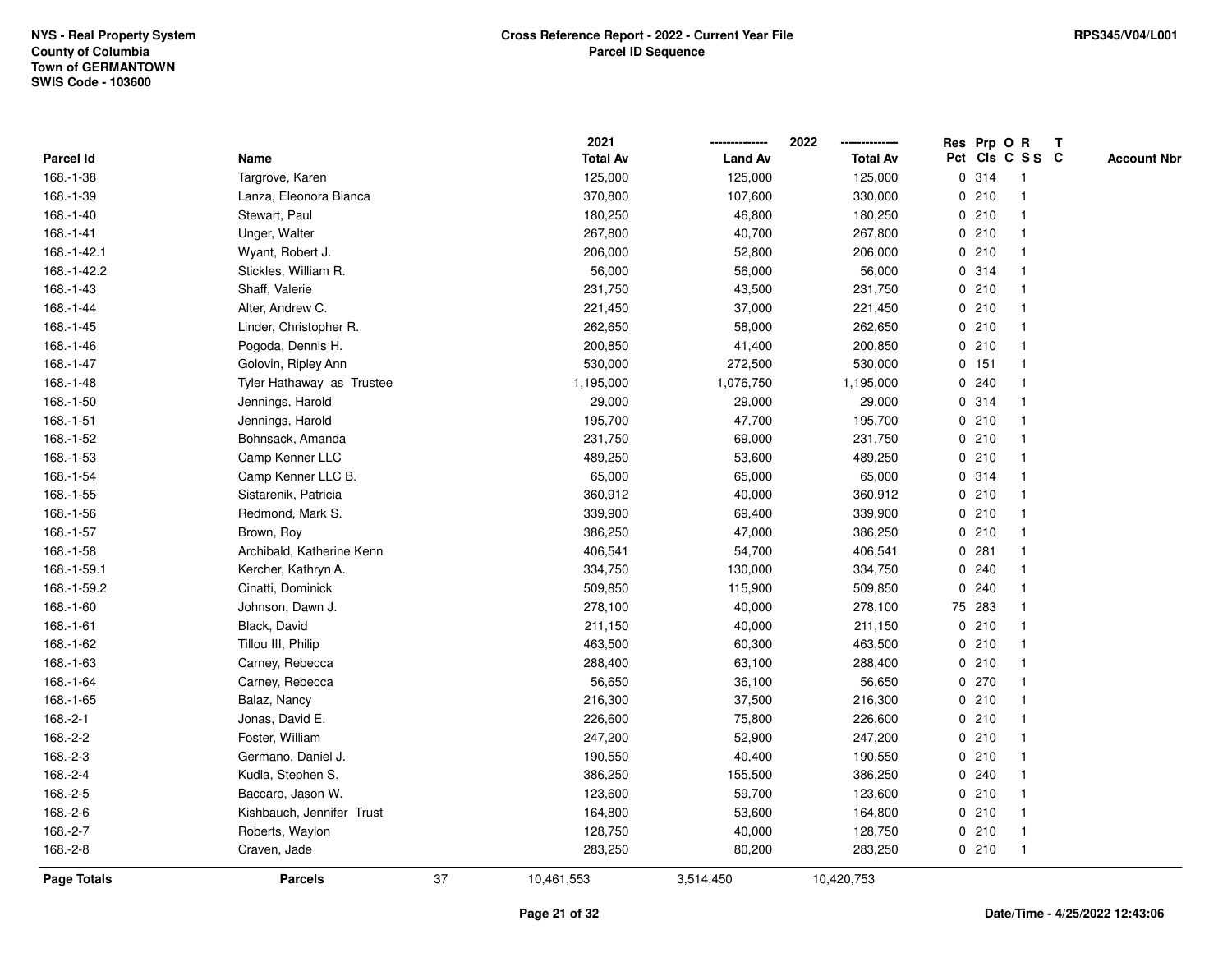NYS - Real Property System
County of Columbia
Town of GERMANTOWN
SWIS Code - 103600

**Cross Reference Report - 2022 - Current Year File**
**Parcel ID Sequence**

RPS345/V04/L001

| Parcel Id | Name | 2021 Total Av | 2022 Land Av | 2022 Total Av | Res Pct | Prp Cls | O C | R S S | T C | Account Nbr |
|---|---|---|---|---|---|---|---|---|---|---|
| 168.-1-38 | Targrove, Karen | 125,000 | 125,000 | 125,000 | 0 | 314 | | 1 | | |
| 168.-1-39 | Lanza, Eleonora Bianca | 370,800 | 107,600 | 330,000 | 0 | 210 | | 1 | | |
| 168.-1-40 | Stewart, Paul | 180,250 | 46,800 | 180,250 | 0 | 210 | | 1 | | |
| 168.-1-41 | Unger, Walter | 267,800 | 40,700 | 267,800 | 0 | 210 | | 1 | | |
| 168.-1-42.1 | Wyant, Robert J. | 206,000 | 52,800 | 206,000 | 0 | 210 | | 1 | | |
| 168.-1-42.2 | Stickles, William R. | 56,000 | 56,000 | 56,000 | 0 | 314 | | 1 | | |
| 168.-1-43 | Shaff, Valerie | 231,750 | 43,500 | 231,750 | 0 | 210 | | 1 | | |
| 168.-1-44 | Alter, Andrew C. | 221,450 | 37,000 | 221,450 | 0 | 210 | | 1 | | |
| 168.-1-45 | Linder, Christopher R. | 262,650 | 58,000 | 262,650 | 0 | 210 | | 1 | | |
| 168.-1-46 | Pogoda, Dennis H. | 200,850 | 41,400 | 200,850 | 0 | 210 | | 1 | | |
| 168.-1-47 | Golovin, Ripley Ann | 530,000 | 272,500 | 530,000 | 0 | 151 | | 1 | | |
| 168.-1-48 | Tyler Hathaway as Trustee | 1,195,000 | 1,076,750 | 1,195,000 | 0 | 240 | | 1 | | |
| 168.-1-50 | Jennings, Harold | 29,000 | 29,000 | 29,000 | 0 | 314 | | 1 | | |
| 168.-1-51 | Jennings, Harold | 195,700 | 47,700 | 195,700 | 0 | 210 | | 1 | | |
| 168.-1-52 | Bohnsack, Amanda | 231,750 | 69,000 | 231,750 | 0 | 210 | | 1 | | |
| 168.-1-53 | Camp Kenner LLC | 489,250 | 53,600 | 489,250 | 0 | 210 | | 1 | | |
| 168.-1-54 | Camp Kenner LLC B. | 65,000 | 65,000 | 65,000 | 0 | 314 | | 1 | | |
| 168.-1-55 | Sistarenik, Patricia | 360,912 | 40,000 | 360,912 | 0 | 210 | | 1 | | |
| 168.-1-56 | Redmond, Mark S. | 339,900 | 69,400 | 339,900 | 0 | 210 | | 1 | | |
| 168.-1-57 | Brown, Roy | 386,250 | 47,000 | 386,250 | 0 | 210 | | 1 | | |
| 168.-1-58 | Archibald, Katherine Kenn | 406,541 | 54,700 | 406,541 | 0 | 281 | | 1 | | |
| 168.-1-59.1 | Kercher, Kathryn A. | 334,750 | 130,000 | 334,750 | 0 | 240 | | 1 | | |
| 168.-1-59.2 | Cinatti, Dominick | 509,850 | 115,900 | 509,850 | 0 | 240 | | 1 | | |
| 168.-1-60 | Johnson, Dawn J. | 278,100 | 40,000 | 278,100 | 75 | 283 | | 1 | | |
| 168.-1-61 | Black, David | 211,150 | 40,000 | 211,150 | 0 | 210 | | 1 | | |
| 168.-1-62 | Tillou III, Philip | 463,500 | 60,300 | 463,500 | 0 | 210 | | 1 | | |
| 168.-1-63 | Carney, Rebecca | 288,400 | 63,100 | 288,400 | 0 | 210 | | 1 | | |
| 168.-1-64 | Carney, Rebecca | 56,650 | 36,100 | 56,650 | 0 | 270 | | 1 | | |
| 168.-1-65 | Balaz, Nancy | 216,300 | 37,500 | 216,300 | 0 | 210 | | 1 | | |
| 168.-2-1 | Jonas, David E. | 226,600 | 75,800 | 226,600 | 0 | 210 | | 1 | | |
| 168.-2-2 | Foster, William | 247,200 | 52,900 | 247,200 | 0 | 210 | | 1 | | |
| 168.-2-3 | Germano, Daniel J. | 190,550 | 40,400 | 190,550 | 0 | 210 | | 1 | | |
| 168.-2-4 | Kudla, Stephen S. | 386,250 | 155,500 | 386,250 | 0 | 240 | | 1 | | |
| 168.-2-5 | Baccaro, Jason W. | 123,600 | 59,700 | 123,600 | 0 | 210 | | 1 | | |
| 168.-2-6 | Kishbauch, Jennifer Trust | 164,800 | 53,600 | 164,800 | 0 | 210 | | 1 | | |
| 168.-2-7 | Roberts, Waylon | 128,750 | 40,000 | 128,750 | 0 | 210 | | 1 | | |
| 168.-2-8 | Craven, Jade | 283,250 | 80,200 | 283,250 | 0 | 210 | | 1 | | |
| **Page Totals** | **Parcels** 37 | 10,461,553 | 3,514,450 | 10,420,753 | | | | | | |

Date/Time - 4/25/2022 12:43:06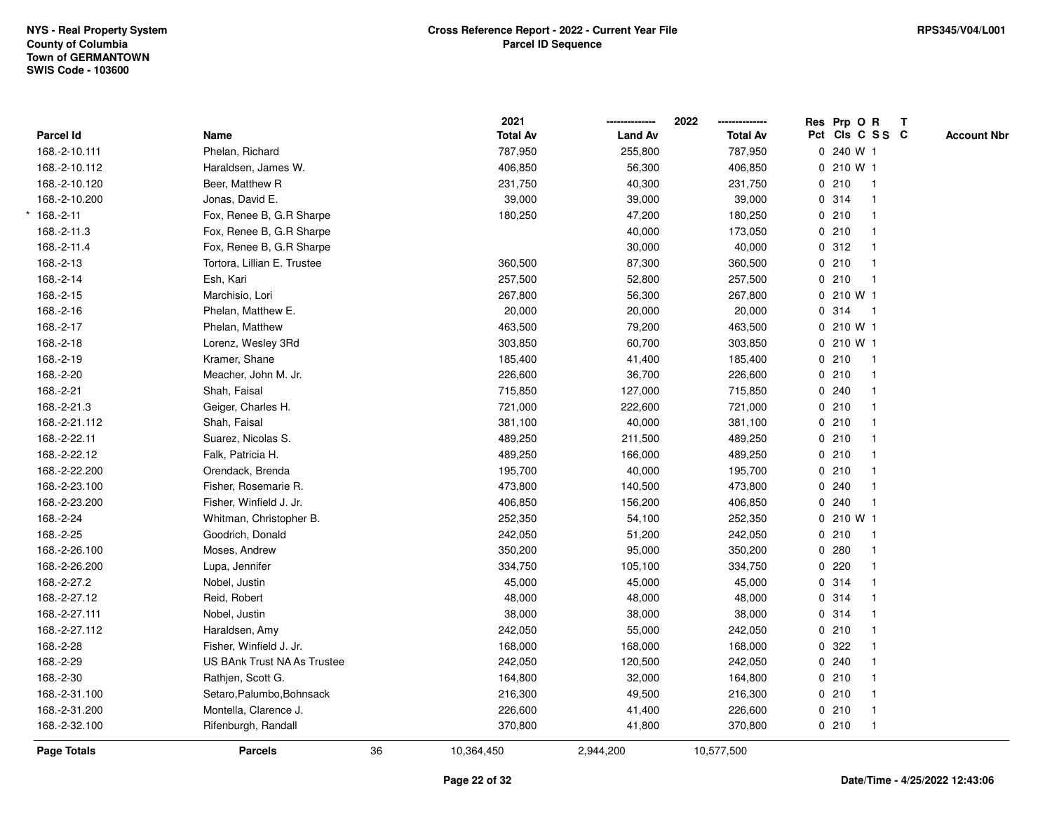NYS - Real Property System
County of Columbia
Town of GERMANTOWN
SWIS Code - 103600

**Cross Reference Report - 2022 - Current Year File**
**Parcel ID Sequence**

RPS345/V04/L001

| Parcel Id | Name | 2021 Total Av | 2022 Land Av | 2022 Total Av | Res Pct | Prp Cls | O C | R S S | T C | Account Nbr |
|---|---|---|---|---|---|---|---|---|---|---|
| 168.-2-10.111 | Phelan, Richard | 787,950 | 255,800 | 787,950 | 0 | 240 | W | 1 | | |
| 168.-2-10.112 | Haraldsen, James W. | 406,850 | 56,300 | 406,850 | 0 | 210 | W | 1 | | |
| 168.-2-10.120 | Beer, Matthew R | 231,750 | 40,300 | 231,750 | 0 | 210 | | 1 | | |
| 168.-2-10.200 | Jonas, David E. | 39,000 | 39,000 | 39,000 | 0 | 314 | | 1 | | |
| * 168.-2-11 | Fox, Renee B, G.R Sharpe | 180,250 | 47,200 | 180,250 | 0 | 210 | | 1 | | |
| 168.-2-11.3 | Fox, Renee B, G.R Sharpe | | 40,000 | 173,050 | 0 | 210 | | 1 | | |
| 168.-2-11.4 | Fox, Renee B, G.R Sharpe | | 30,000 | 40,000 | 0 | 312 | | 1 | | |
| 168.-2-13 | Tortora, Lillian E. Trustee | 360,500 | 87,300 | 360,500 | 0 | 210 | | 1 | | |
| 168.-2-14 | Esh, Kari | 257,500 | 52,800 | 257,500 | 0 | 210 | | 1 | | |
| 168.-2-15 | Marchisio, Lori | 267,800 | 56,300 | 267,800 | 0 | 210 | W | 1 | | |
| 168.-2-16 | Phelan, Matthew E. | 20,000 | 20,000 | 20,000 | 0 | 314 | | 1 | | |
| 168.-2-17 | Phelan, Matthew | 463,500 | 79,200 | 463,500 | 0 | 210 | W | 1 | | |
| 168.-2-18 | Lorenz, Wesley 3Rd | 303,850 | 60,700 | 303,850 | 0 | 210 | W | 1 | | |
| 168.-2-19 | Kramer, Shane | 185,400 | 41,400 | 185,400 | 0 | 210 | | 1 | | |
| 168.-2-20 | Meacher, John M. Jr. | 226,600 | 36,700 | 226,600 | 0 | 210 | | 1 | | |
| 168.-2-21 | Shah, Faisal | 715,850 | 127,000 | 715,850 | 0 | 240 | | 1 | | |
| 168.-2-21.3 | Geiger, Charles H. | 721,000 | 222,600 | 721,000 | 0 | 210 | | 1 | | |
| 168.-2-21.112 | Shah, Faisal | 381,100 | 40,000 | 381,100 | 0 | 210 | | 1 | | |
| 168.-2-22.11 | Suarez, Nicolas S. | 489,250 | 211,500 | 489,250 | 0 | 210 | | 1 | | |
| 168.-2-22.12 | Falk, Patricia H. | 489,250 | 166,000 | 489,250 | 0 | 210 | | 1 | | |
| 168.-2-22.200 | Orendack, Brenda | 195,700 | 40,000 | 195,700 | 0 | 210 | | 1 | | |
| 168.-2-23.100 | Fisher, Rosemarie R. | 473,800 | 140,500 | 473,800 | 0 | 240 | | 1 | | |
| 168.-2-23.200 | Fisher, Winfield J. Jr. | 406,850 | 156,200 | 406,850 | 0 | 240 | | 1 | | |
| 168.-2-24 | Whitman, Christopher B. | 252,350 | 54,100 | 252,350 | 0 | 210 | W | 1 | | |
| 168.-2-25 | Goodrich, Donald | 242,050 | 51,200 | 242,050 | 0 | 210 | | 1 | | |
| 168.-2-26.100 | Moses, Andrew | 350,200 | 95,000 | 350,200 | 0 | 280 | | 1 | | |
| 168.-2-26.200 | Lupa, Jennifer | 334,750 | 105,100 | 334,750 | 0 | 220 | | 1 | | |
| 168.-2-27.2 | Nobel, Justin | 45,000 | 45,000 | 45,000 | 0 | 314 | | 1 | | |
| 168.-2-27.12 | Reid, Robert | 48,000 | 48,000 | 48,000 | 0 | 314 | | 1 | | |
| 168.-2-27.111 | Nobel, Justin | 38,000 | 38,000 | 38,000 | 0 | 314 | | 1 | | |
| 168.-2-27.112 | Haraldsen, Amy | 242,050 | 55,000 | 242,050 | 0 | 210 | | 1 | | |
| 168.-2-28 | Fisher, Winfield J. Jr. | 168,000 | 168,000 | 168,000 | 0 | 322 | | 1 | | |
| 168.-2-29 | US BAnk Trust NA As Trustee | 242,050 | 120,500 | 242,050 | 0 | 240 | | 1 | | |
| 168.-2-30 | Rathjen, Scott G. | 164,800 | 32,000 | 164,800 | 0 | 210 | | 1 | | |
| 168.-2-31.100 | Setaro,Palumbo,Bohnsack | 216,300 | 49,500 | 216,300 | 0 | 210 | | 1 | | |
| 168.-2-31.200 | Montella, Clarence J. | 226,600 | 41,400 | 226,600 | 0 | 210 | | 1 | | |
| 168.-2-32.100 | Rifenburgh, Randall | 370,800 | 41,800 | 370,800 | 0 | 210 | | 1 | | |
| **Page Totals** | **Parcels** 36 | 10,364,450 | 2,944,200 | 10,577,500 | | | | | | |

Date/Time - 4/25/2022 12:43:06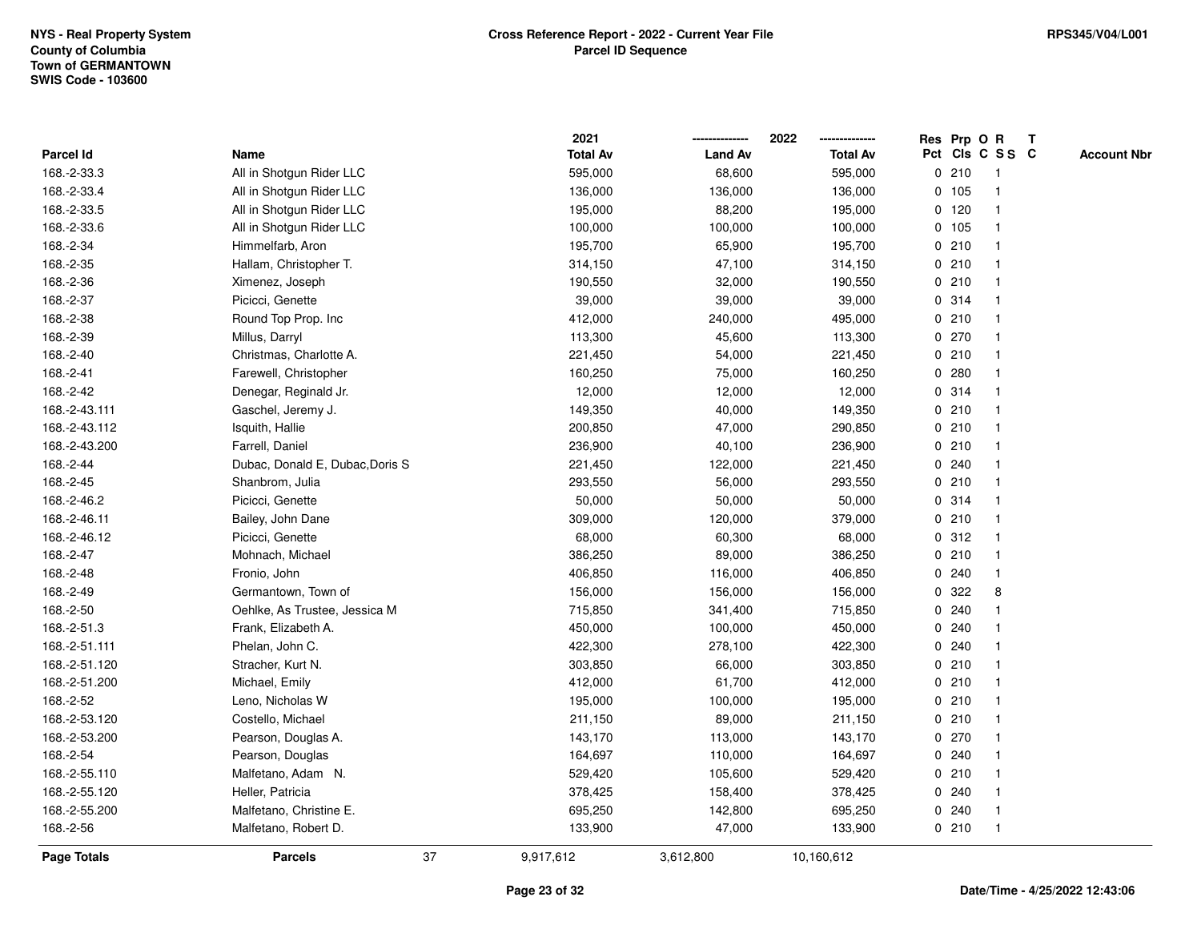NYS - Real Property System
County of Columbia
Town of GERMANTOWN
SWIS Code - 103600

**Cross Reference Report - 2022 - Current Year File**
**Parcel ID Sequence**

RPS345/V04/L001

| Parcel Id | Name | 2021 Total Av | 2022 Land Av | 2022 Total Av | Res Pct | Prp Cls | O C | R SS | T C | Account Nbr |
|---|---|---|---|---|---|---|---|---|---|---|
| 168.-2-33.3 | All in Shotgun Rider LLC | 595,000 | 68,600 | 595,000 | 0 | 210 | | 1 | | |
| 168.-2-33.4 | All in Shotgun Rider LLC | 136,000 | 136,000 | 136,000 | 0 | 105 | | 1 | | |
| 168.-2-33.5 | All in Shotgun Rider LLC | 195,000 | 88,200 | 195,000 | 0 | 120 | | 1 | | |
| 168.-2-33.6 | All in Shotgun Rider LLC | 100,000 | 100,000 | 100,000 | 0 | 105 | | 1 | | |
| 168.-2-34 | Himmelfarb, Aron | 195,700 | 65,900 | 195,700 | 0 | 210 | | 1 | | |
| 168.-2-35 | Hallam, Christopher T. | 314,150 | 47,100 | 314,150 | 0 | 210 | | 1 | | |
| 168.-2-36 | Ximenez, Joseph | 190,550 | 32,000 | 190,550 | 0 | 210 | | 1 | | |
| 168.-2-37 | Picicci, Genette | 39,000 | 39,000 | 39,000 | 0 | 314 | | 1 | | |
| 168.-2-38 | Round Top Prop. Inc | 412,000 | 240,000 | 495,000 | 0 | 210 | | 1 | | |
| 168.-2-39 | Millus, Darryl | 113,300 | 45,600 | 113,300 | 0 | 270 | | 1 | | |
| 168.-2-40 | Christmas, Charlotte A. | 221,450 | 54,000 | 221,450 | 0 | 210 | | 1 | | |
| 168.-2-41 | Farewell, Christopher | 160,250 | 75,000 | 160,250 | 0 | 280 | | 1 | | |
| 168.-2-42 | Denegar, Reginald Jr. | 12,000 | 12,000 | 12,000 | 0 | 314 | | 1 | | |
| 168.-2-43.111 | Gaschel, Jeremy J. | 149,350 | 40,000 | 149,350 | 0 | 210 | | 1 | | |
| 168.-2-43.112 | Isquith, Hallie | 200,850 | 47,000 | 290,850 | 0 | 210 | | 1 | | |
| 168.-2-43.200 | Farrell, Daniel | 236,900 | 40,100 | 236,900 | 0 | 210 | | 1 | | |
| 168.-2-44 | Dubac, Donald E, Dubac,Doris S | 221,450 | 122,000 | 221,450 | 0 | 240 | | 1 | | |
| 168.-2-45 | Shanbrom, Julia | 293,550 | 56,000 | 293,550 | 0 | 210 | | 1 | | |
| 168.-2-46.2 | Picicci, Genette | 50,000 | 50,000 | 50,000 | 0 | 314 | | 1 | | |
| 168.-2-46.11 | Bailey, John Dane | 309,000 | 120,000 | 379,000 | 0 | 210 | | 1 | | |
| 168.-2-46.12 | Picicci, Genette | 68,000 | 60,300 | 68,000 | 0 | 312 | | 1 | | |
| 168.-2-47 | Mohnach, Michael | 386,250 | 89,000 | 386,250 | 0 | 210 | | 1 | | |
| 168.-2-48 | Fronio, John | 406,850 | 116,000 | 406,850 | 0 | 240 | | 1 | | |
| 168.-2-49 | Germantown, Town of | 156,000 | 156,000 | 156,000 | 0 | 322 | | 8 | | |
| 168.-2-50 | Oehlke, As Trustee, Jessica M | 715,850 | 341,400 | 715,850 | 0 | 240 | | 1 | | |
| 168.-2-51.3 | Frank, Elizabeth A. | 450,000 | 100,000 | 450,000 | 0 | 240 | | 1 | | |
| 168.-2-51.111 | Phelan, John C. | 422,300 | 278,100 | 422,300 | 0 | 240 | | 1 | | |
| 168.-2-51.120 | Stracher, Kurt N. | 303,850 | 66,000 | 303,850 | 0 | 210 | | 1 | | |
| 168.-2-51.200 | Michael, Emily | 412,000 | 61,700 | 412,000 | 0 | 210 | | 1 | | |
| 168.-2-52 | Leno, Nicholas W | 195,000 | 100,000 | 195,000 | 0 | 210 | | 1 | | |
| 168.-2-53.120 | Costello, Michael | 211,150 | 89,000 | 211,150 | 0 | 210 | | 1 | | |
| 168.-2-53.200 | Pearson, Douglas A. | 143,170 | 113,000 | 143,170 | 0 | 270 | | 1 | | |
| 168.-2-54 | Pearson, Douglas | 164,697 | 110,000 | 164,697 | 0 | 240 | | 1 | | |
| 168.-2-55.110 | Malfetano, Adam N. | 529,420 | 105,600 | 529,420 | 0 | 210 | | 1 | | |
| 168.-2-55.120 | Heller, Patricia | 378,425 | 158,400 | 378,425 | 0 | 240 | | 1 | | |
| 168.-2-55.200 | Malfetano, Christine E. | 695,250 | 142,800 | 695,250 | 0 | 240 | | 1 | | |
| 168.-2-56 | Malfetano, Robert D. | 133,900 | 47,000 | 133,900 | 0 | 210 | | 1 | | |
| **Page Totals** | **Parcels** 37 | 9,917,612 | 3,612,800 | 10,160,612 | | | | | | |

Date/Time - 4/25/2022 12:43:06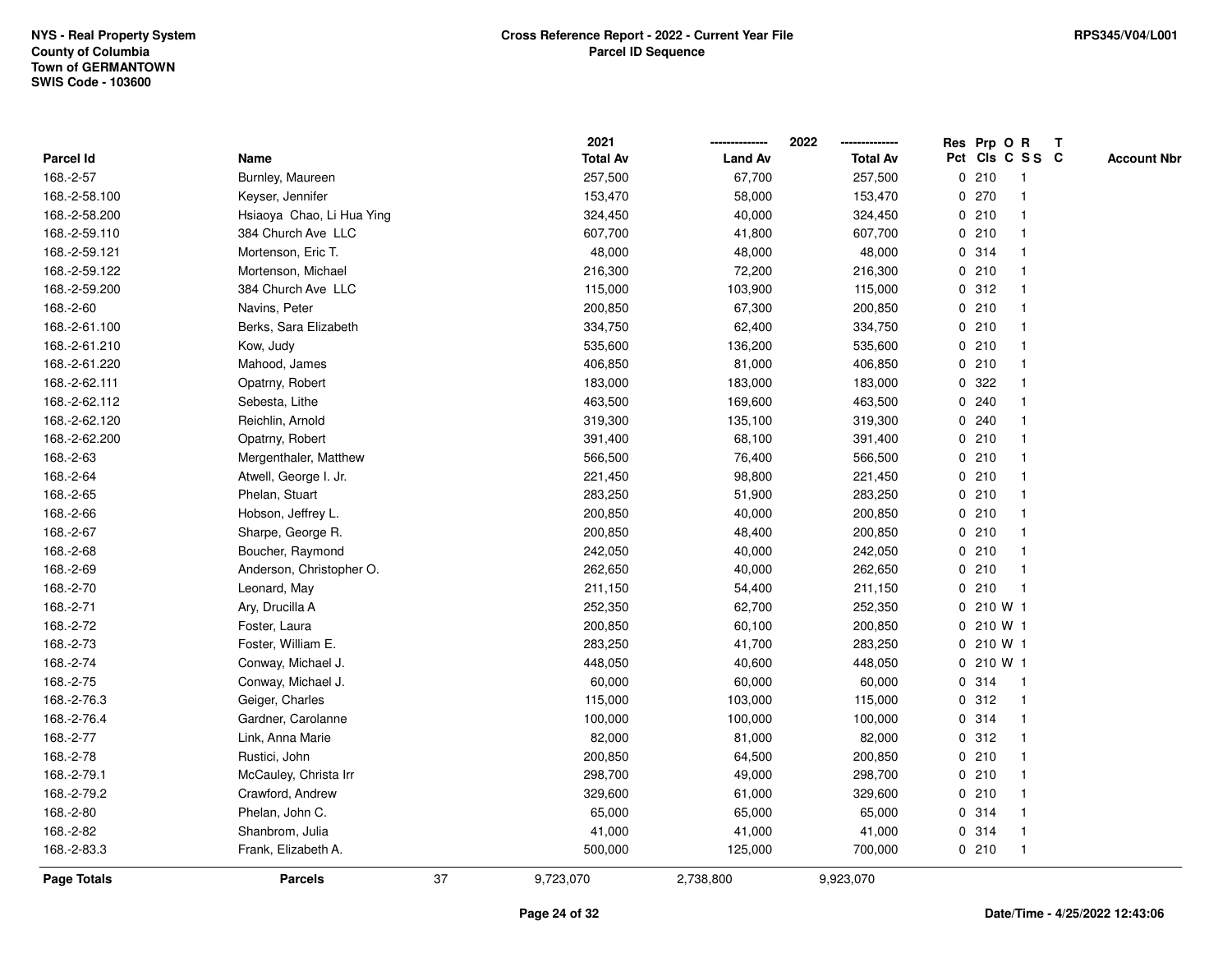**NYS - Real Property System**
**County of Columbia**
**Town of GERMANTOWN**
**SWIS Code - 103600**

**Cross Reference Report - 2022 - Current Year File**
**Parcel ID Sequence**

**RPS345/V04/L001**

| Parcel Id | Name | 2021 Total Av | 2022 Land Av | 2022 Total Av | Res Pct | Prp Cls | O C | R S S | T C | Account Nbr |
|---|---|---|---|---|---|---|---|---|---|---|
| 168.-2-57 | Burnley, Maureen | 257,500 | 67,700 | 257,500 | 0 | 210 | | 1 | | |
| 168.-2-58.100 | Keyser, Jennifer | 153,470 | 58,000 | 153,470 | 0 | 270 | | 1 | | |
| 168.-2-58.200 | Hsiaoya Chao, Li Hua Ying | 324,450 | 40,000 | 324,450 | 0 | 210 | | 1 | | |
| 168.-2-59.110 | 384 Church Ave LLC | 607,700 | 41,800 | 607,700 | 0 | 210 | | 1 | | |
| 168.-2-59.121 | Mortenson, Eric T. | 48,000 | 48,000 | 48,000 | 0 | 314 | | 1 | | |
| 168.-2-59.122 | Mortenson, Michael | 216,300 | 72,200 | 216,300 | 0 | 210 | | 1 | | |
| 168.-2-59.200 | 384 Church Ave LLC | 115,000 | 103,900 | 115,000 | 0 | 312 | | 1 | | |
| 168.-2-60 | Navins, Peter | 200,850 | 67,300 | 200,850 | 0 | 210 | | 1 | | |
| 168.-2-61.100 | Berks, Sara Elizabeth | 334,750 | 62,400 | 334,750 | 0 | 210 | | 1 | | |
| 168.-2-61.210 | Kow, Judy | 535,600 | 136,200 | 535,600 | 0 | 210 | | 1 | | |
| 168.-2-61.220 | Mahood, James | 406,850 | 81,000 | 406,850 | 0 | 210 | | 1 | | |
| 168.-2-62.111 | Opatrny, Robert | 183,000 | 183,000 | 183,000 | 0 | 322 | | 1 | | |
| 168.-2-62.112 | Sebesta, Lithe | 463,500 | 169,600 | 463,500 | 0 | 240 | | 1 | | |
| 168.-2-62.120 | Reichlin, Arnold | 319,300 | 135,100 | 319,300 | 0 | 240 | | 1 | | |
| 168.-2-62.200 | Opatrny, Robert | 391,400 | 68,100 | 391,400 | 0 | 210 | | 1 | | |
| 168.-2-63 | Mergenthaler, Matthew | 566,500 | 76,400 | 566,500 | 0 | 210 | | 1 | | |
| 168.-2-64 | Atwell, George I. Jr. | 221,450 | 98,800 | 221,450 | 0 | 210 | | 1 | | |
| 168.-2-65 | Phelan, Stuart | 283,250 | 51,900 | 283,250 | 0 | 210 | | 1 | | |
| 168.-2-66 | Hobson, Jeffrey L. | 200,850 | 40,000 | 200,850 | 0 | 210 | | 1 | | |
| 168.-2-67 | Sharpe, George R. | 200,850 | 48,400 | 200,850 | 0 | 210 | | 1 | | |
| 168.-2-68 | Boucher, Raymond | 242,050 | 40,000 | 242,050 | 0 | 210 | | 1 | | |
| 168.-2-69 | Anderson, Christopher O. | 262,650 | 40,000 | 262,650 | 0 | 210 | | 1 | | |
| 168.-2-70 | Leonard, May | 211,150 | 54,400 | 211,150 | 0 | 210 | | 1 | | |
| 168.-2-71 | Ary, Drucilla A | 252,350 | 62,700 | 252,350 | 0 | 210 | W | 1 | | |
| 168.-2-72 | Foster, Laura | 200,850 | 60,100 | 200,850 | 0 | 210 | W | 1 | | |
| 168.-2-73 | Foster, William E. | 283,250 | 41,700 | 283,250 | 0 | 210 | W | 1 | | |
| 168.-2-74 | Conway, Michael J. | 448,050 | 40,600 | 448,050 | 0 | 210 | W | 1 | | |
| 168.-2-75 | Conway, Michael J. | 60,000 | 60,000 | 60,000 | 0 | 314 | | 1 | | |
| 168.-2-76.3 | Geiger, Charles | 115,000 | 103,000 | 115,000 | 0 | 312 | | 1 | | |
| 168.-2-76.4 | Gardner, Carolanne | 100,000 | 100,000 | 100,000 | 0 | 314 | | 1 | | |
| 168.-2-77 | Link, Anna Marie | 82,000 | 81,000 | 82,000 | 0 | 312 | | 1 | | |
| 168.-2-78 | Rustici, John | 200,850 | 64,500 | 200,850 | 0 | 210 | | 1 | | |
| 168.-2-79.1 | McCauley, Christa Irr | 298,700 | 49,000 | 298,700 | 0 | 210 | | 1 | | |
| 168.-2-79.2 | Crawford, Andrew | 329,600 | 61,000 | 329,600 | 0 | 210 | | 1 | | |
| 168.-2-80 | Phelan, John C. | 65,000 | 65,000 | 65,000 | 0 | 314 | | 1 | | |
| 168.-2-82 | Shanbrom, Julia | 41,000 | 41,000 | 41,000 | 0 | 314 | | 1 | | |
| 168.-2-83.3 | Frank, Elizabeth A. | 500,000 | 125,000 | 700,000 | 0 | 210 | | 1 | | |
| **Page Totals** | **Parcels** 37 | 9,723,070 | 2,738,800 | 9,923,070 | | | | | | |

**Date/Time - 4/25/2022 12:43:06**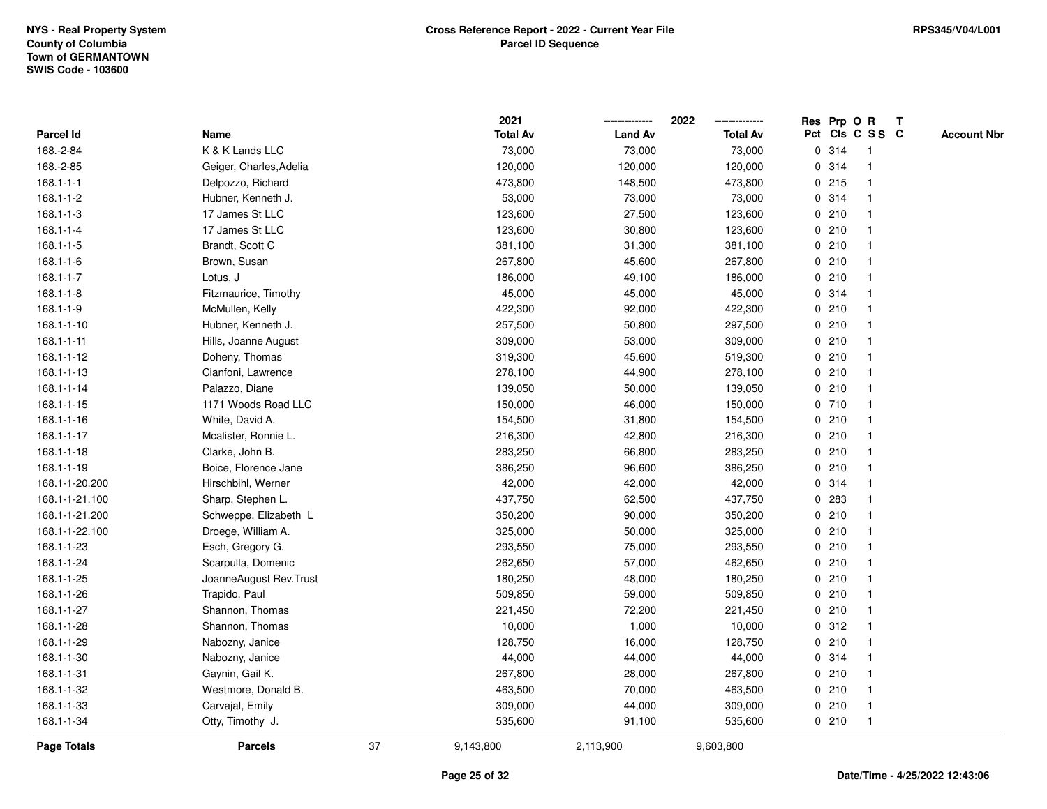NYS - Real Property System
County of Columbia
Town of GERMANTOWN
SWIS Code - 103600

**Cross Reference Report - 2022 - Current Year File**
**Parcel ID Sequence**

RPS345/V04/L001

| Parcel Id | Name | 2021 Total Av | 2022 Land Av | 2022 Total Av | Res Pct | Prp Cls | O C | R S S | T C | Account Nbr |
|---|---|---|---|---|---|---|---|---|---|---|
| 168.-2-84 | K & K Lands LLC | 73,000 | 73,000 | 73,000 | 0 | 314 | | 1 | | |
| 168.-2-85 | Geiger, Charles,Adelia | 120,000 | 120,000 | 120,000 | 0 | 314 | | 1 | | |
| 168.1-1-1 | Delpozzo, Richard | 473,800 | 148,500 | 473,800 | 0 | 215 | | 1 | | |
| 168.1-1-2 | Hubner, Kenneth J. | 53,000 | 73,000 | 73,000 | 0 | 314 | | 1 | | |
| 168.1-1-3 | 17 James St LLC | 123,600 | 27,500 | 123,600 | 0 | 210 | | 1 | | |
| 168.1-1-4 | 17 James St LLC | 123,600 | 30,800 | 123,600 | 0 | 210 | | 1 | | |
| 168.1-1-5 | Brandt, Scott C | 381,100 | 31,300 | 381,100 | 0 | 210 | | 1 | | |
| 168.1-1-6 | Brown, Susan | 267,800 | 45,600 | 267,800 | 0 | 210 | | 1 | | |
| 168.1-1-7 | Lotus, J | 186,000 | 49,100 | 186,000 | 0 | 210 | | 1 | | |
| 168.1-1-8 | Fitzmaurice, Timothy | 45,000 | 45,000 | 45,000 | 0 | 314 | | 1 | | |
| 168.1-1-9 | McMullen, Kelly | 422,300 | 92,000 | 422,300 | 0 | 210 | | 1 | | |
| 168.1-1-10 | Hubner, Kenneth J. | 257,500 | 50,800 | 297,500 | 0 | 210 | | 1 | | |
| 168.1-1-11 | Hills, Joanne August | 309,000 | 53,000 | 309,000 | 0 | 210 | | 1 | | |
| 168.1-1-12 | Doheny, Thomas | 319,300 | 45,600 | 519,300 | 0 | 210 | | 1 | | |
| 168.1-1-13 | Cianfoni, Lawrence | 278,100 | 44,900 | 278,100 | 0 | 210 | | 1 | | |
| 168.1-1-14 | Palazzo, Diane | 139,050 | 50,000 | 139,050 | 0 | 210 | | 1 | | |
| 168.1-1-15 | 1171 Woods Road LLC | 150,000 | 46,000 | 150,000 | 0 | 710 | | 1 | | |
| 168.1-1-16 | White, David A. | 154,500 | 31,800 | 154,500 | 0 | 210 | | 1 | | |
| 168.1-1-17 | Mcalister, Ronnie L. | 216,300 | 42,800 | 216,300 | 0 | 210 | | 1 | | |
| 168.1-1-18 | Clarke, John B. | 283,250 | 66,800 | 283,250 | 0 | 210 | | 1 | | |
| 168.1-1-19 | Boice, Florence Jane | 386,250 | 96,600 | 386,250 | 0 | 210 | | 1 | | |
| 168.1-1-20.200 | Hirschbihl, Werner | 42,000 | 42,000 | 42,000 | 0 | 314 | | 1 | | |
| 168.1-1-21.100 | Sharp, Stephen L. | 437,750 | 62,500 | 437,750 | 0 | 283 | | 1 | | |
| 168.1-1-21.200 | Schweppe, Elizabeth L | 350,200 | 90,000 | 350,200 | 0 | 210 | | 1 | | |
| 168.1-1-22.100 | Droege, William A. | 325,000 | 50,000 | 325,000 | 0 | 210 | | 1 | | |
| 168.1-1-23 | Esch, Gregory G. | 293,550 | 75,000 | 293,550 | 0 | 210 | | 1 | | |
| 168.1-1-24 | Scarpulla, Domenic | 262,650 | 57,000 | 462,650 | 0 | 210 | | 1 | | |
| 168.1-1-25 | JoanneAugust Rev.Trust | 180,250 | 48,000 | 180,250 | 0 | 210 | | 1 | | |
| 168.1-1-26 | Trapido, Paul | 509,850 | 59,000 | 509,850 | 0 | 210 | | 1 | | |
| 168.1-1-27 | Shannon, Thomas | 221,450 | 72,200 | 221,450 | 0 | 210 | | 1 | | |
| 168.1-1-28 | Shannon, Thomas | 10,000 | 1,000 | 10,000 | 0 | 312 | | 1 | | |
| 168.1-1-29 | Nabozny, Janice | 128,750 | 16,000 | 128,750 | 0 | 210 | | 1 | | |
| 168.1-1-30 | Nabozny, Janice | 44,000 | 44,000 | 44,000 | 0 | 314 | | 1 | | |
| 168.1-1-31 | Gaynin, Gail K. | 267,800 | 28,000 | 267,800 | 0 | 210 | | 1 | | |
| 168.1-1-32 | Westmore, Donald B. | 463,500 | 70,000 | 463,500 | 0 | 210 | | 1 | | |
| 168.1-1-33 | Carvajal, Emily | 309,000 | 44,000 | 309,000 | 0 | 210 | | 1 | | |
| 168.1-1-34 | Otty, Timothy J. | 535,600 | 91,100 | 535,600 | 0 | 210 | | 1 | | |
| **Page Totals** | **Parcels** 37 | 9,143,800 | 2,113,900 | 9,603,800 | | | | | | |

Date/Time - 4/25/2022 12:43:06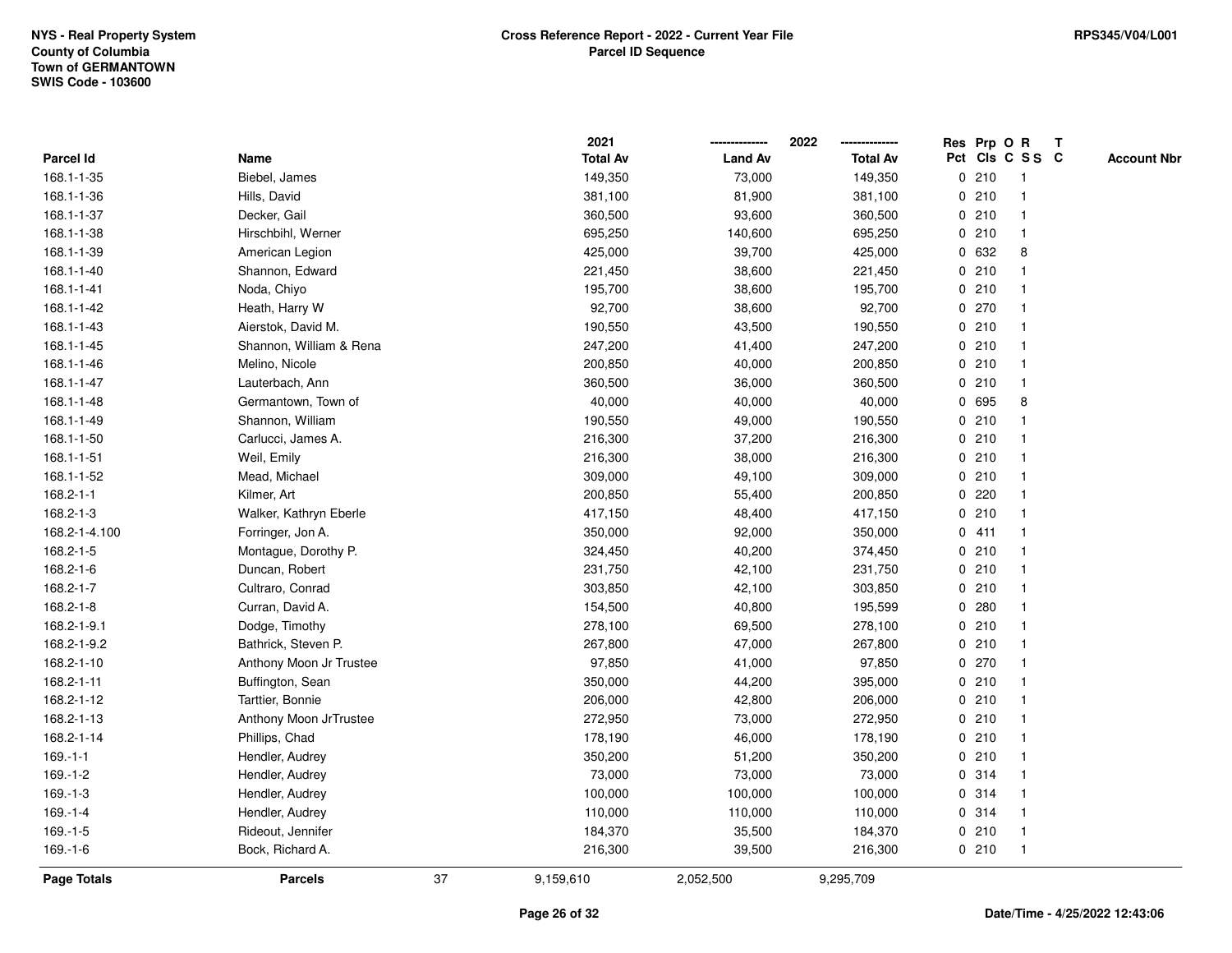NYS - Real Property System
County of Columbia
Town of GERMANTOWN
SWIS Code - 103600

**Cross Reference Report - 2022 - Current Year File**
**Parcel ID Sequence**

RPS345/V04/L001

| Parcel Id | Name | 2021 Total Av | 2022 Land Av | 2022 Total Av | Res Pct | Prp Cls | O C | R SS | T C | Account Nbr |
|---|---|---|---|---|---|---|---|---|---|---|
| 168.1-1-35 | Biebel, James | 149,350 | 73,000 | 149,350 | 0 | 210 | | 1 | | |
| 168.1-1-36 | Hills, David | 381,100 | 81,900 | 381,100 | 0 | 210 | | 1 | | |
| 168.1-1-37 | Decker, Gail | 360,500 | 93,600 | 360,500 | 0 | 210 | | 1 | | |
| 168.1-1-38 | Hirschbihl, Werner | 695,250 | 140,600 | 695,250 | 0 | 210 | | 1 | | |
| 168.1-1-39 | American Legion | 425,000 | 39,700 | 425,000 | 0 | 632 | | 8 | | |
| 168.1-1-40 | Shannon, Edward | 221,450 | 38,600 | 221,450 | 0 | 210 | | 1 | | |
| 168.1-1-41 | Noda, Chiyo | 195,700 | 38,600 | 195,700 | 0 | 210 | | 1 | | |
| 168.1-1-42 | Heath, Harry W | 92,700 | 38,600 | 92,700 | 0 | 270 | | 1 | | |
| 168.1-1-43 | Aierstok, David M. | 190,550 | 43,500 | 190,550 | 0 | 210 | | 1 | | |
| 168.1-1-45 | Shannon, William & Rena | 247,200 | 41,400 | 247,200 | 0 | 210 | | 1 | | |
| 168.1-1-46 | Melino, Nicole | 200,850 | 40,000 | 200,850 | 0 | 210 | | 1 | | |
| 168.1-1-47 | Lauterbach, Ann | 360,500 | 36,000 | 360,500 | 0 | 210 | | 1 | | |
| 168.1-1-48 | Germantown, Town of | 40,000 | 40,000 | 40,000 | 0 | 695 | | 8 | | |
| 168.1-1-49 | Shannon, William | 190,550 | 49,000 | 190,550 | 0 | 210 | | 1 | | |
| 168.1-1-50 | Carlucci, James A. | 216,300 | 37,200 | 216,300 | 0 | 210 | | 1 | | |
| 168.1-1-51 | Weil, Emily | 216,300 | 38,000 | 216,300 | 0 | 210 | | 1 | | |
| 168.1-1-52 | Mead, Michael | 309,000 | 49,100 | 309,000 | 0 | 210 | | 1 | | |
| 168.2-1-1 | Kilmer, Art | 200,850 | 55,400 | 200,850 | 0 | 220 | | 1 | | |
| 168.2-1-3 | Walker, Kathryn Eberle | 417,150 | 48,400 | 417,150 | 0 | 210 | | 1 | | |
| 168.2-1-4.100 | Forringer, Jon A. | 350,000 | 92,000 | 350,000 | 0 | 411 | | 1 | | |
| 168.2-1-5 | Montague, Dorothy P. | 324,450 | 40,200 | 374,450 | 0 | 210 | | 1 | | |
| 168.2-1-6 | Duncan, Robert | 231,750 | 42,100 | 231,750 | 0 | 210 | | 1 | | |
| 168.2-1-7 | Cultraro, Conrad | 303,850 | 42,100 | 303,850 | 0 | 210 | | 1 | | |
| 168.2-1-8 | Curran, David A. | 154,500 | 40,800 | 195,599 | 0 | 280 | | 1 | | |
| 168.2-1-9.1 | Dodge, Timothy | 278,100 | 69,500 | 278,100 | 0 | 210 | | 1 | | |
| 168.2-1-9.2 | Bathrick, Steven P. | 267,800 | 47,000 | 267,800 | 0 | 210 | | 1 | | |
| 168.2-1-10 | Anthony Moon Jr Trustee | 97,850 | 41,000 | 97,850 | 0 | 270 | | 1 | | |
| 168.2-1-11 | Buffington, Sean | 350,000 | 44,200 | 395,000 | 0 | 210 | | 1 | | |
| 168.2-1-12 | Tarttier, Bonnie | 206,000 | 42,800 | 206,000 | 0 | 210 | | 1 | | |
| 168.2-1-13 | Anthony Moon JrTrustee | 272,950 | 73,000 | 272,950 | 0 | 210 | | 1 | | |
| 168.2-1-14 | Phillips, Chad | 178,190 | 46,000 | 178,190 | 0 | 210 | | 1 | | |
| 169.-1-1 | Hendler, Audrey | 350,200 | 51,200 | 350,200 | 0 | 210 | | 1 | | |
| 169.-1-2 | Hendler, Audrey | 73,000 | 73,000 | 73,000 | 0 | 314 | | 1 | | |
| 169.-1-3 | Hendler, Audrey | 100,000 | 100,000 | 100,000 | 0 | 314 | | 1 | | |
| 169.-1-4 | Hendler, Audrey | 110,000 | 110,000 | 110,000 | 0 | 314 | | 1 | | |
| 169.-1-5 | Rideout, Jennifer | 184,370 | 35,500 | 184,370 | 0 | 210 | | 1 | | |
| 169.-1-6 | Bock, Richard A. | 216,300 | 39,500 | 216,300 | 0 | 210 | | 1 | | |
| **Page Totals** | **Parcels** 37 | 9,159,610 | 2,052,500 | 9,295,709 | | | | | | |

Date/Time - 4/25/2022 12:43:06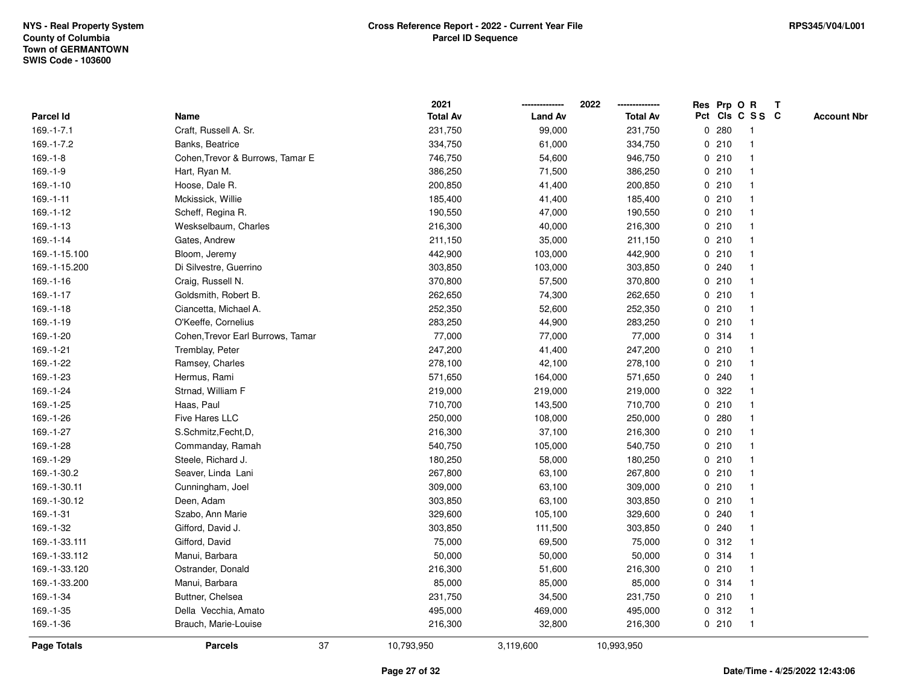**NYS - Real Property System**
**County of Columbia**
**Town of GERMANTOWN**
**SWIS Code - 103600**

# Cross Reference Report - 2022 - Current Year File
## Parcel ID Sequence

RPS345/V04/L001

| Parcel Id | Name | 2021 Total Av | 2022 Land Av | 2022 Total Av | Res Pct | Prp Cls | O C | R S S | T C | Account Nbr |
|---|---|---|---|---|---|---|---|---|---|---|
| 169.-1-7.1 | Craft, Russell A. Sr. | 231,750 | 99,000 | 231,750 | 0 | 280 | | 1 | | |
| 169.-1-7.2 | Banks, Beatrice | 334,750 | 61,000 | 334,750 | 0 | 210 | | 1 | | |
| 169.-1-8 | Cohen,Trevor & Burrows, Tamar E | 746,750 | 54,600 | 946,750 | 0 | 210 | | 1 | | |
| 169.-1-9 | Hart, Ryan M. | 386,250 | 71,500 | 386,250 | 0 | 210 | | 1 | | |
| 169.-1-10 | Hoose, Dale R. | 200,850 | 41,400 | 200,850 | 0 | 210 | | 1 | | |
| 169.-1-11 | Mckissick, Willie | 185,400 | 41,400 | 185,400 | 0 | 210 | | 1 | | |
| 169.-1-12 | Scheff, Regina R. | 190,550 | 47,000 | 190,550 | 0 | 210 | | 1 | | |
| 169.-1-13 | Weskselbaum, Charles | 216,300 | 40,000 | 216,300 | 0 | 210 | | 1 | | |
| 169.-1-14 | Gates, Andrew | 211,150 | 35,000 | 211,150 | 0 | 210 | | 1 | | |
| 169.-1-15.100 | Bloom, Jeremy | 442,900 | 103,000 | 442,900 | 0 | 210 | | 1 | | |
| 169.-1-15.200 | Di Silvestre, Guerrino | 303,850 | 103,000 | 303,850 | 0 | 240 | | 1 | | |
| 169.-1-16 | Craig, Russell N. | 370,800 | 57,500 | 370,800 | 0 | 210 | | 1 | | |
| 169.-1-17 | Goldsmith, Robert B. | 262,650 | 74,300 | 262,650 | 0 | 210 | | 1 | | |
| 169.-1-18 | Ciancetta, Michael A. | 252,350 | 52,600 | 252,350 | 0 | 210 | | 1 | | |
| 169.-1-19 | O'Keeffe, Cornelius | 283,250 | 44,900 | 283,250 | 0 | 210 | | 1 | | |
| 169.-1-20 | Cohen,Trevor Earl Burrows, Tamar | 77,000 | 77,000 | 77,000 | 0 | 314 | | 1 | | |
| 169.-1-21 | Tremblay, Peter | 247,200 | 41,400 | 247,200 | 0 | 210 | | 1 | | |
| 169.-1-22 | Ramsey, Charles | 278,100 | 42,100 | 278,100 | 0 | 210 | | 1 | | |
| 169.-1-23 | Hermus, Rami | 571,650 | 164,000 | 571,650 | 0 | 240 | | 1 | | |
| 169.-1-24 | Strnad, William F | 219,000 | 219,000 | 219,000 | 0 | 322 | | 1 | | |
| 169.-1-25 | Haas, Paul | 710,700 | 143,500 | 710,700 | 0 | 210 | | 1 | | |
| 169.-1-26 | Five Hares LLC | 250,000 | 108,000 | 250,000 | 0 | 280 | | 1 | | |
| 169.-1-27 | S.Schmitz,Fecht,D, | 216,300 | 37,100 | 216,300 | 0 | 210 | | 1 | | |
| 169.-1-28 | Commanday, Ramah | 540,750 | 105,000 | 540,750 | 0 | 210 | | 1 | | |
| 169.-1-29 | Steele, Richard J. | 180,250 | 58,000 | 180,250 | 0 | 210 | | 1 | | |
| 169.-1-30.2 | Seaver, Linda Lani | 267,800 | 63,100 | 267,800 | 0 | 210 | | 1 | | |
| 169.-1-30.11 | Cunningham, Joel | 309,000 | 63,100 | 309,000 | 0 | 210 | | 1 | | |
| 169.-1-30.12 | Deen, Adam | 303,850 | 63,100 | 303,850 | 0 | 210 | | 1 | | |
| 169.-1-31 | Szabo, Ann Marie | 329,600 | 105,100 | 329,600 | 0 | 240 | | 1 | | |
| 169.-1-32 | Gifford, David J. | 303,850 | 111,500 | 303,850 | 0 | 240 | | 1 | | |
| 169.-1-33.111 | Gifford, David | 75,000 | 69,500 | 75,000 | 0 | 312 | | 1 | | |
| 169.-1-33.112 | Manui, Barbara | 50,000 | 50,000 | 50,000 | 0 | 314 | | 1 | | |
| 169.-1-33.120 | Ostrander, Donald | 216,300 | 51,600 | 216,300 | 0 | 210 | | 1 | | |
| 169.-1-33.200 | Manui, Barbara | 85,000 | 85,000 | 85,000 | 0 | 314 | | 1 | | |
| 169.-1-34 | Buttner, Chelsea | 231,750 | 34,500 | 231,750 | 0 | 210 | | 1 | | |
| 169.-1-35 | Della Vecchia, Amato | 495,000 | 469,000 | 495,000 | 0 | 312 | | 1 | | |
| 169.-1-36 | Brauch, Marie-Louise | 216,300 | 32,800 | 216,300 | 0 | 210 | | 1 | | |
| **Page Totals** | **Parcels** 37 | 10,793,950 | 3,119,600 | 10,993,950 | | | | | | |

Date/Time - 4/25/2022 12:43:06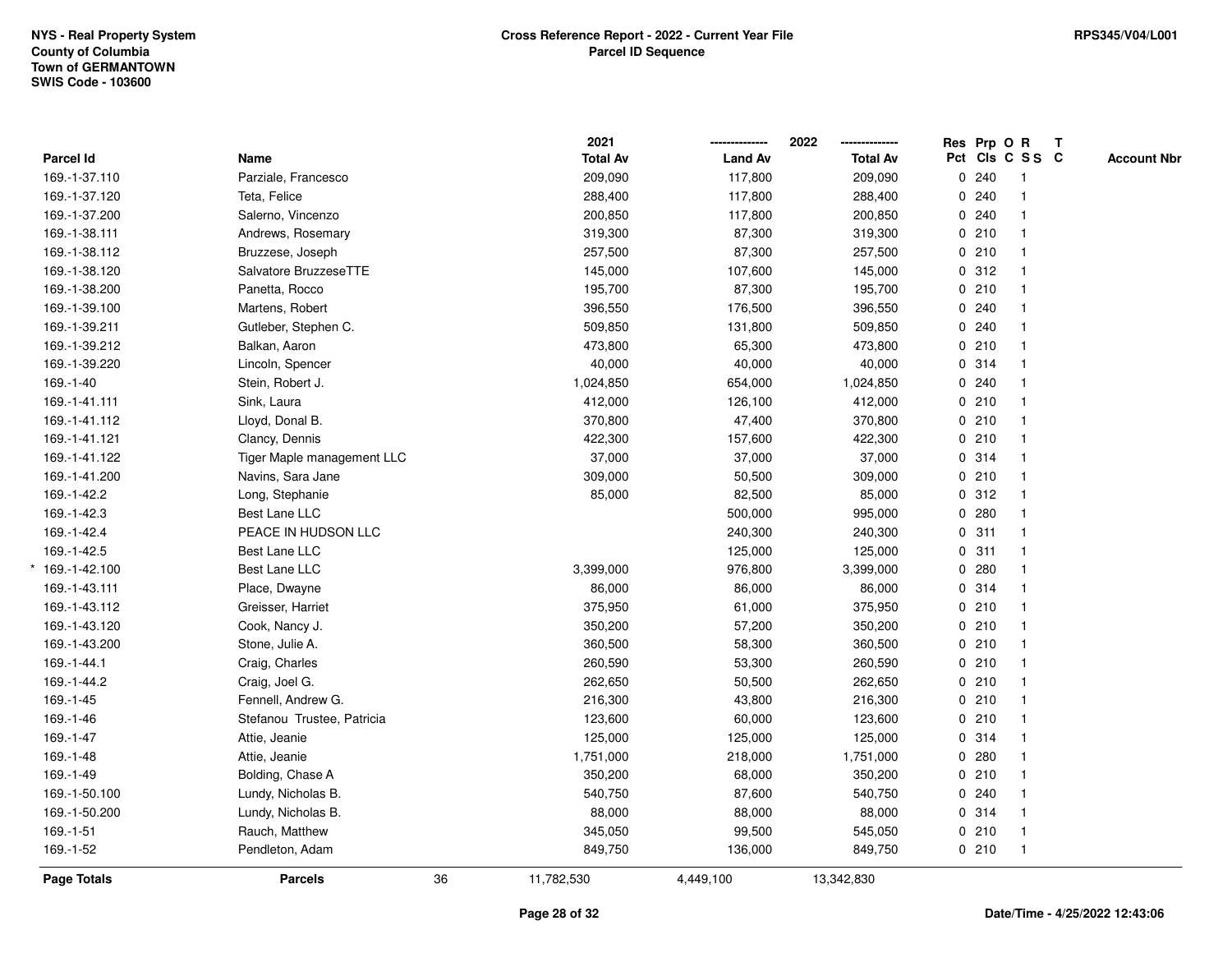NYS - Real Property System
County of Columbia
Town of GERMANTOWN
SWIS Code - 103600

**Cross Reference Report - 2022 - Current Year File**
**Parcel ID Sequence**

RPS345/V04/L001

| Parcel Id | Name | 2021 Total Av | 2022 Land Av | 2022 Total Av | Res Pct | Prp Cls | O C | R S S | T C | Account Nbr |
|---|---|---|---|---|---|---|---|---|---|---|
| 169.-1-37.110 | Parziale, Francesco | 209,090 | 117,800 | 209,090 | 0 | 240 | | 1 | | |
| 169.-1-37.120 | Teta, Felice | 288,400 | 117,800 | 288,400 | 0 | 240 | | 1 | | |
| 169.-1-37.200 | Salerno, Vincenzo | 200,850 | 117,800 | 200,850 | 0 | 240 | | 1 | | |
| 169.-1-38.111 | Andrews, Rosemary | 319,300 | 87,300 | 319,300 | 0 | 210 | | 1 | | |
| 169.-1-38.112 | Bruzzese, Joseph | 257,500 | 87,300 | 257,500 | 0 | 210 | | 1 | | |
| 169.-1-38.120 | Salvatore BruzzeseTTE | 145,000 | 107,600 | 145,000 | 0 | 312 | | 1 | | |
| 169.-1-38.200 | Panetta, Rocco | 195,700 | 87,300 | 195,700 | 0 | 210 | | 1 | | |
| 169.-1-39.100 | Martens, Robert | 396,550 | 176,500 | 396,550 | 0 | 240 | | 1 | | |
| 169.-1-39.211 | Gutleber, Stephen C. | 509,850 | 131,800 | 509,850 | 0 | 240 | | 1 | | |
| 169.-1-39.212 | Balkan, Aaron | 473,800 | 65,300 | 473,800 | 0 | 210 | | 1 | | |
| 169.-1-39.220 | Lincoln, Spencer | 40,000 | 40,000 | 40,000 | 0 | 314 | | 1 | | |
| 169.-1-40 | Stein, Robert J. | 1,024,850 | 654,000 | 1,024,850 | 0 | 240 | | 1 | | |
| 169.-1-41.111 | Sink, Laura | 412,000 | 126,100 | 412,000 | 0 | 210 | | 1 | | |
| 169.-1-41.112 | Lloyd, Donal B. | 370,800 | 47,400 | 370,800 | 0 | 210 | | 1 | | |
| 169.-1-41.121 | Clancy, Dennis | 422,300 | 157,600 | 422,300 | 0 | 210 | | 1 | | |
| 169.-1-41.122 | Tiger Maple management LLC | 37,000 | 37,000 | 37,000 | 0 | 314 | | 1 | | |
| 169.-1-41.200 | Navins, Sara Jane | 309,000 | 50,500 | 309,000 | 0 | 210 | | 1 | | |
| 169.-1-42.2 | Long, Stephanie | 85,000 | 82,500 | 85,000 | 0 | 312 | | 1 | | |
| 169.-1-42.3 | Best Lane LLC | | 500,000 | 995,000 | 0 | 280 | | 1 | | |
| 169.-1-42.4 | PEACE IN HUDSON LLC | | 240,300 | 240,300 | 0 | 311 | | 1 | | |
| 169.-1-42.5 | Best Lane LLC | | 125,000 | 125,000 | 0 | 311 | | 1 | | |
| * 169.-1-42.100 | Best Lane LLC | 3,399,000 | 976,800 | 3,399,000 | 0 | 280 | | 1 | | |
| 169.-1-43.111 | Place, Dwayne | 86,000 | 86,000 | 86,000 | 0 | 314 | | 1 | | |
| 169.-1-43.112 | Greisser, Harriet | 375,950 | 61,000 | 375,950 | 0 | 210 | | 1 | | |
| 169.-1-43.120 | Cook, Nancy J. | 350,200 | 57,200 | 350,200 | 0 | 210 | | 1 | | |
| 169.-1-43.200 | Stone, Julie A. | 360,500 | 58,300 | 360,500 | 0 | 210 | | 1 | | |
| 169.-1-44.1 | Craig, Charles | 260,590 | 53,300 | 260,590 | 0 | 210 | | 1 | | |
| 169.-1-44.2 | Craig, Joel G. | 262,650 | 50,500 | 262,650 | 0 | 210 | | 1 | | |
| 169.-1-45 | Fennell, Andrew G. | 216,300 | 43,800 | 216,300 | 0 | 210 | | 1 | | |
| 169.-1-46 | Stefanou Trustee, Patricia | 123,600 | 60,000 | 123,600 | 0 | 210 | | 1 | | |
| 169.-1-47 | Attie, Jeanie | 125,000 | 125,000 | 125,000 | 0 | 314 | | 1 | | |
| 169.-1-48 | Attie, Jeanie | 1,751,000 | 218,000 | 1,751,000 | 0 | 280 | | 1 | | |
| 169.-1-49 | Bolding, Chase A | 350,200 | 68,000 | 350,200 | 0 | 210 | | 1 | | |
| 169.-1-50.100 | Lundy, Nicholas B. | 540,750 | 87,600 | 540,750 | 0 | 240 | | 1 | | |
| 169.-1-50.200 | Lundy, Nicholas B. | 88,000 | 88,000 | 88,000 | 0 | 314 | | 1 | | |
| 169.-1-51 | Rauch, Matthew | 345,050 | 99,500 | 545,050 | 0 | 210 | | 1 | | |
| 169.-1-52 | Pendleton, Adam | 849,750 | 136,000 | 849,750 | 0 | 210 | | 1 | | |
| **Page Totals** | **Parcels** 36 | 11,782,530 | 4,449,100 | 13,342,830 | | | | | | |

**Date/Time - 4/25/2022 12:43:06**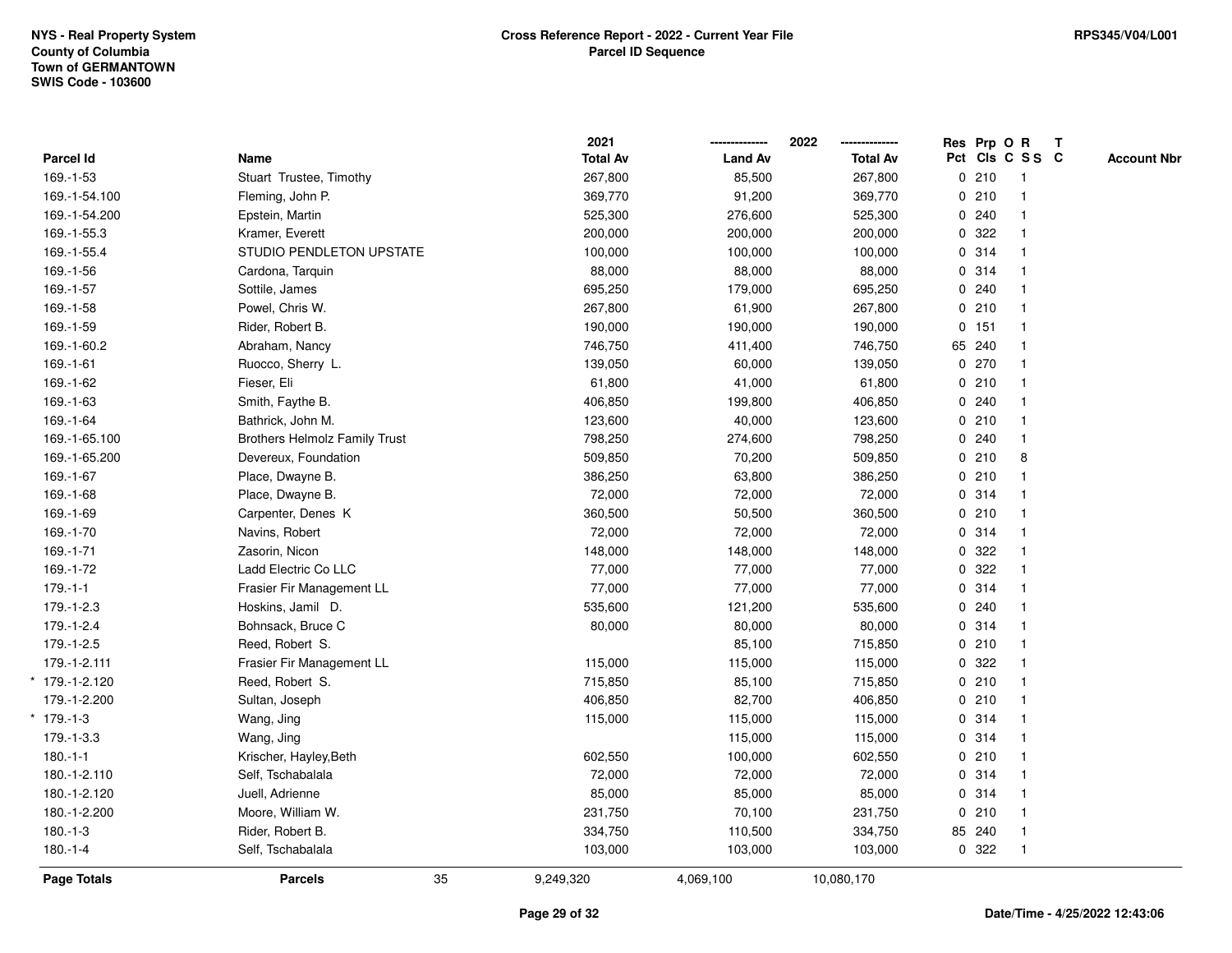NYS - Real Property System
County of Columbia
Town of GERMANTOWN
SWIS Code - 103600

**Cross Reference Report - 2022 - Current Year File**
**Parcel ID Sequence**

RPS345/V04/L001

| Parcel Id | Name | 2021 Total Av | 2022 Land Av | 2022 Total Av | Res Pct | Prp Cls | O C | R S S | T C | Account Nbr |
|---|---|---|---|---|---|---|---|---|---|---|
| 169.-1-53 | Stuart Trustee, Timothy | 267,800 | 85,500 | 267,800 | 0 | 210 | | 1 | | |
| 169.-1-54.100 | Fleming, John P. | 369,770 | 91,200 | 369,770 | 0 | 210 | | 1 | | |
| 169.-1-54.200 | Epstein, Martin | 525,300 | 276,600 | 525,300 | 0 | 240 | | 1 | | |
| 169.-1-55.3 | Kramer, Everett | 200,000 | 200,000 | 200,000 | 0 | 322 | | 1 | | |
| 169.-1-55.4 | STUDIO PENDLETON UPSTATE | 100,000 | 100,000 | 100,000 | 0 | 314 | | 1 | | |
| 169.-1-56 | Cardona, Tarquin | 88,000 | 88,000 | 88,000 | 0 | 314 | | 1 | | |
| 169.-1-57 | Sottile, James | 695,250 | 179,000 | 695,250 | 0 | 240 | | 1 | | |
| 169.-1-58 | Powel, Chris W. | 267,800 | 61,900 | 267,800 | 0 | 210 | | 1 | | |
| 169.-1-59 | Rider, Robert B. | 190,000 | 190,000 | 190,000 | 0 | 151 | | 1 | | |
| 169.-1-60.2 | Abraham, Nancy | 746,750 | 411,400 | 746,750 | 65 | 240 | | 1 | | |
| 169.-1-61 | Ruocco, Sherry L. | 139,050 | 60,000 | 139,050 | 0 | 270 | | 1 | | |
| 169.-1-62 | Fieser, Eli | 61,800 | 41,000 | 61,800 | 0 | 210 | | 1 | | |
| 169.-1-63 | Smith, Faythe B. | 406,850 | 199,800 | 406,850 | 0 | 240 | | 1 | | |
| 169.-1-64 | Bathrick, John M. | 123,600 | 40,000 | 123,600 | 0 | 210 | | 1 | | |
| 169.-1-65.100 | Brothers Helmolz Family Trust | 798,250 | 274,600 | 798,250 | 0 | 240 | | 1 | | |
| 169.-1-65.200 | Devereux, Foundation | 509,850 | 70,200 | 509,850 | 0 | 210 | | 8 | | |
| 169.-1-67 | Place, Dwayne B. | 386,250 | 63,800 | 386,250 | 0 | 210 | | 1 | | |
| 169.-1-68 | Place, Dwayne B. | 72,000 | 72,000 | 72,000 | 0 | 314 | | 1 | | |
| 169.-1-69 | Carpenter, Denes K | 360,500 | 50,500 | 360,500 | 0 | 210 | | 1 | | |
| 169.-1-70 | Navins, Robert | 72,000 | 72,000 | 72,000 | 0 | 314 | | 1 | | |
| 169.-1-71 | Zasorin, Nicon | 148,000 | 148,000 | 148,000 | 0 | 322 | | 1 | | |
| 169.-1-72 | Ladd Electric Co LLC | 77,000 | 77,000 | 77,000 | 0 | 322 | | 1 | | |
| 179.-1-1 | Frasier Fir Management LL | 77,000 | 77,000 | 77,000 | 0 | 314 | | 1 | | |
| 179.-1-2.3 | Hoskins, Jamil D. | 535,600 | 121,200 | 535,600 | 0 | 240 | | 1 | | |
| 179.-1-2.4 | Bohnsack, Bruce C | 80,000 | 80,000 | 80,000 | 0 | 314 | | 1 | | |
| 179.-1-2.5 | Reed, Robert S. | | 85,100 | 715,850 | 0 | 210 | | 1 | | |
| 179.-1-2.111 | Frasier Fir Management LL | 115,000 | 115,000 | 115,000 | 0 | 322 | | 1 | | |
| * 179.-1-2.120 | Reed, Robert S. | 715,850 | 85,100 | 715,850 | 0 | 210 | | 1 | | |
| 179.-1-2.200 | Sultan, Joseph | 406,850 | 82,700 | 406,850 | 0 | 210 | | 1 | | |
| * 179.-1-3 | Wang, Jing | 115,000 | 115,000 | 115,000 | 0 | 314 | | 1 | | |
| 179.-1-3.3 | Wang, Jing | | 115,000 | 115,000 | 0 | 314 | | 1 | | |
| 180.-1-1 | Krischer, Hayley,Beth | 602,550 | 100,000 | 602,550 | 0 | 210 | | 1 | | |
| 180.-1-2.110 | Self, Tschabalala | 72,000 | 72,000 | 72,000 | 0 | 314 | | 1 | | |
| 180.-1-2.120 | Juell, Adrienne | 85,000 | 85,000 | 85,000 | 0 | 314 | | 1 | | |
| 180.-1-2.200 | Moore, William W. | 231,750 | 70,100 | 231,750 | 0 | 210 | | 1 | | |
| 180.-1-3 | Rider, Robert B. | 334,750 | 110,500 | 334,750 | 85 | 240 | | 1 | | |
| 180.-1-4 | Self, Tschabalala | 103,000 | 103,000 | 103,000 | 0 | 322 | | 1 | | |
| **Page Totals** | **Parcels** 35 | 9,249,320 | 4,069,100 | 10,080,170 | | | | | | |

Date/Time - 4/25/2022 12:43:06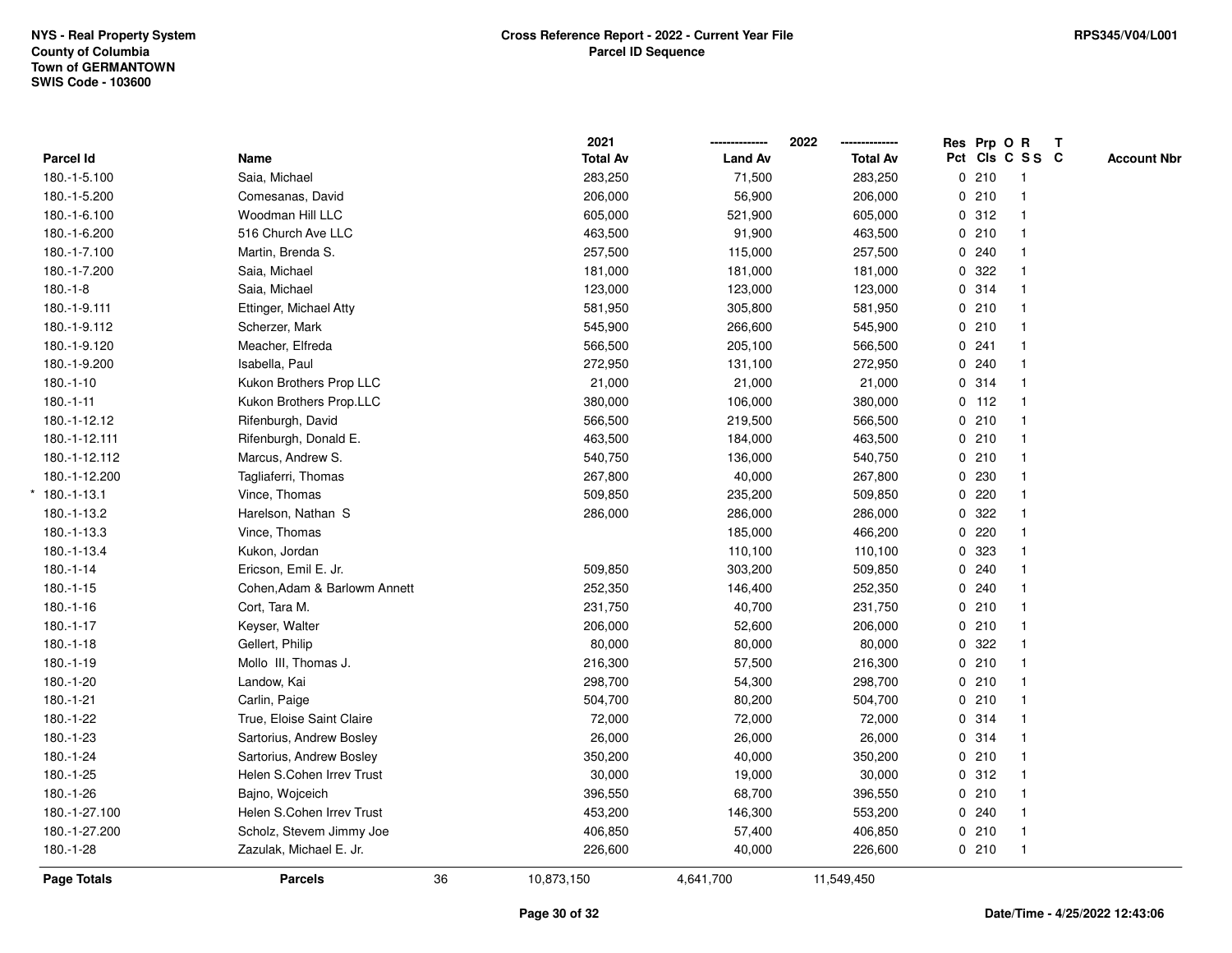NYS - Real Property System
County of Columbia
Town of GERMANTOWN
SWIS Code - 103600

**Cross Reference Report - 2022 - Current Year File**
**Parcel ID Sequence**

RPS345/V04/L001

| Parcel Id | Name | 2021 Total Av | 2022 Land Av | 2022 Total Av | Res Pct | Prp Cls | O C | R S S | T C | Account Nbr |
|---|---|---|---|---|---|---|---|---|---|---|
| 180.-1-5.100 | Saia, Michael | 283,250 | 71,500 | 283,250 | 0 | 210 | | 1 | | |
| 180.-1-5.200 | Comesanas, David | 206,000 | 56,900 | 206,000 | 0 | 210 | | 1 | | |
| 180.-1-6.100 | Woodman Hill LLC | 605,000 | 521,900 | 605,000 | 0 | 312 | | 1 | | |
| 180.-1-6.200 | 516 Church Ave LLC | 463,500 | 91,900 | 463,500 | 0 | 210 | | 1 | | |
| 180.-1-7.100 | Martin, Brenda S. | 257,500 | 115,000 | 257,500 | 0 | 240 | | 1 | | |
| 180.-1-7.200 | Saia, Michael | 181,000 | 181,000 | 181,000 | 0 | 322 | | 1 | | |
| 180.-1-8 | Saia, Michael | 123,000 | 123,000 | 123,000 | 0 | 314 | | 1 | | |
| 180.-1-9.111 | Ettinger, Michael Atty | 581,950 | 305,800 | 581,950 | 0 | 210 | | 1 | | |
| 180.-1-9.112 | Scherzer, Mark | 545,900 | 266,600 | 545,900 | 0 | 210 | | 1 | | |
| 180.-1-9.120 | Meacher, Elfreda | 566,500 | 205,100 | 566,500 | 0 | 241 | | 1 | | |
| 180.-1-9.200 | Isabella, Paul | 272,950 | 131,100 | 272,950 | 0 | 240 | | 1 | | |
| 180.-1-10 | Kukon Brothers Prop LLC | 21,000 | 21,000 | 21,000 | 0 | 314 | | 1 | | |
| 180.-1-11 | Kukon Brothers Prop.LLC | 380,000 | 106,000 | 380,000 | 0 | 112 | | 1 | | |
| 180.-1-12.12 | Rifenburgh, David | 566,500 | 219,500 | 566,500 | 0 | 210 | | 1 | | |
| 180.-1-12.111 | Rifenburgh, Donald E. | 463,500 | 184,000 | 463,500 | 0 | 210 | | 1 | | |
| 180.-1-12.112 | Marcus, Andrew S. | 540,750 | 136,000 | 540,750 | 0 | 210 | | 1 | | |
| 180.-1-12.200 | Tagliaferri, Thomas | 267,800 | 40,000 | 267,800 | 0 | 230 | | 1 | | |
| * 180.-1-13.1 | Vince, Thomas | 509,850 | 235,200 | 509,850 | 0 | 220 | | 1 | | |
| 180.-1-13.2 | Harelson, Nathan S | 286,000 | 286,000 | 286,000 | 0 | 322 | | 1 | | |
| 180.-1-13.3 | Vince, Thomas | | 185,000 | 466,200 | 0 | 220 | | 1 | | |
| 180.-1-13.4 | Kukon, Jordan | | 110,100 | 110,100 | 0 | 323 | | 1 | | |
| 180.-1-14 | Ericson, Emil E. Jr. | 509,850 | 303,200 | 509,850 | 0 | 240 | | 1 | | |
| 180.-1-15 | Cohen,Adam & Barlowm Annett | 252,350 | 146,400 | 252,350 | 0 | 240 | | 1 | | |
| 180.-1-16 | Cort, Tara M. | 231,750 | 40,700 | 231,750 | 0 | 210 | | 1 | | |
| 180.-1-17 | Keyser, Walter | 206,000 | 52,600 | 206,000 | 0 | 210 | | 1 | | |
| 180.-1-18 | Gellert, Philip | 80,000 | 80,000 | 80,000 | 0 | 322 | | 1 | | |
| 180.-1-19 | Mollo III, Thomas J. | 216,300 | 57,500 | 216,300 | 0 | 210 | | 1 | | |
| 180.-1-20 | Landow, Kai | 298,700 | 54,300 | 298,700 | 0 | 210 | | 1 | | |
| 180.-1-21 | Carlin, Paige | 504,700 | 80,200 | 504,700 | 0 | 210 | | 1 | | |
| 180.-1-22 | True, Eloise Saint Claire | 72,000 | 72,000 | 72,000 | 0 | 314 | | 1 | | |
| 180.-1-23 | Sartorius, Andrew Bosley | 26,000 | 26,000 | 26,000 | 0 | 314 | | 1 | | |
| 180.-1-24 | Sartorius, Andrew Bosley | 350,200 | 40,000 | 350,200 | 0 | 210 | | 1 | | |
| 180.-1-25 | Helen S.Cohen Irrev Trust | 30,000 | 19,000 | 30,000 | 0 | 312 | | 1 | | |
| 180.-1-26 | Bajno, Wojceich | 396,550 | 68,700 | 396,550 | 0 | 210 | | 1 | | |
| 180.-1-27.100 | Helen S.Cohen Irrev Trust | 453,200 | 146,300 | 553,200 | 0 | 240 | | 1 | | |
| 180.-1-27.200 | Scholz, Stevem Jimmy Joe | 406,850 | 57,400 | 406,850 | 0 | 210 | | 1 | | |
| 180.-1-28 | Zazulak, Michael E. Jr. | 226,600 | 40,000 | 226,600 | 0 | 210 | | 1 | | |
| **Page Totals** | **Parcels** 36 | 10,873,150 | 4,641,700 | 11,549,450 | | | | | | |

Date/Time - 4/25/2022 12:43:06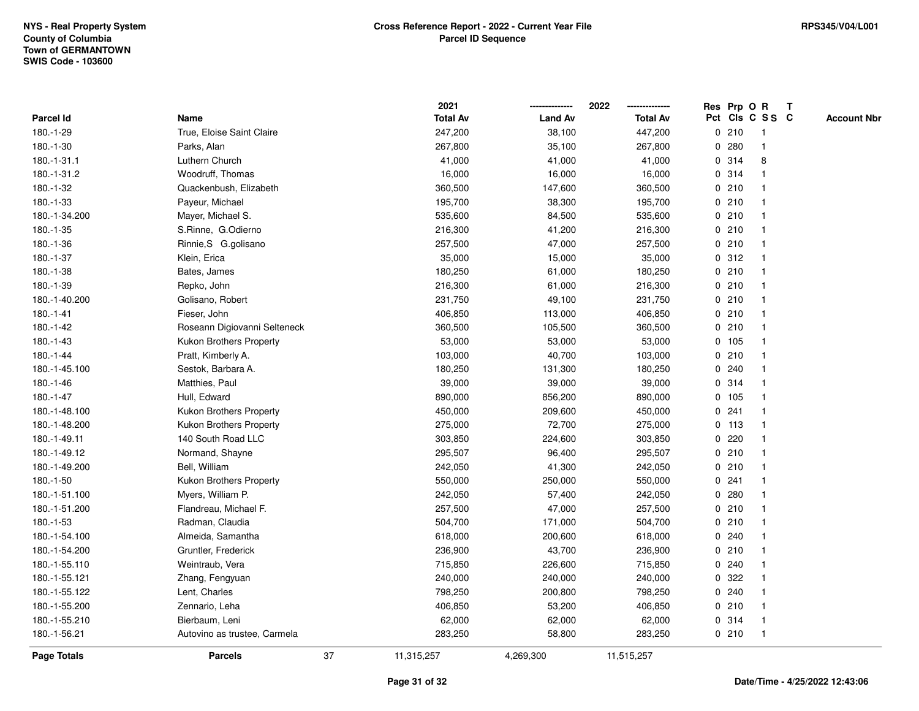NYS - Real Property System
County of Columbia
Town of GERMANTOWN
SWIS Code - 103600

**Cross Reference Report - 2022 - Current Year File**
**Parcel ID Sequence**

RPS345/V04/L001

| Parcel Id | Name | 2021 Total Av | 2022 Land Av | 2022 Total Av | Res Pct | Prp Cls | O C | R S S | T C | Account Nbr |
|---|---|---|---|---|---|---|---|---|---|---|
| 180.-1-29 | True, Eloise Saint Claire | 247,200 | 38,100 | 447,200 | 0 | 210 | | 1 | | |
| 180.-1-30 | Parks, Alan | 267,800 | 35,100 | 267,800 | 0 | 280 | | 1 | | |
| 180.-1-31.1 | Luthern Church | 41,000 | 41,000 | 41,000 | 0 | 314 | | 8 | | |
| 180.-1-31.2 | Woodruff, Thomas | 16,000 | 16,000 | 16,000 | 0 | 314 | | 1 | | |
| 180.-1-32 | Quackenbush, Elizabeth | 360,500 | 147,600 | 360,500 | 0 | 210 | | 1 | | |
| 180.-1-33 | Payeur, Michael | 195,700 | 38,300 | 195,700 | 0 | 210 | | 1 | | |
| 180.-1-34.200 | Mayer, Michael S. | 535,600 | 84,500 | 535,600 | 0 | 210 | | 1 | | |
| 180.-1-35 | S.Rinne, G.Odierno | 216,300 | 41,200 | 216,300 | 0 | 210 | | 1 | | |
| 180.-1-36 | Rinnie,S G.golisano | 257,500 | 47,000 | 257,500 | 0 | 210 | | 1 | | |
| 180.-1-37 | Klein, Erica | 35,000 | 15,000 | 35,000 | 0 | 312 | | 1 | | |
| 180.-1-38 | Bates, James | 180,250 | 61,000 | 180,250 | 0 | 210 | | 1 | | |
| 180.-1-39 | Repko, John | 216,300 | 61,000 | 216,300 | 0 | 210 | | 1 | | |
| 180.-1-40.200 | Golisano, Robert | 231,750 | 49,100 | 231,750 | 0 | 210 | | 1 | | |
| 180.-1-41 | Fieser, John | 406,850 | 113,000 | 406,850 | 0 | 210 | | 1 | | |
| 180.-1-42 | Roseann Digiovanni Selteneck | 360,500 | 105,500 | 360,500 | 0 | 210 | | 1 | | |
| 180.-1-43 | Kukon Brothers Property | 53,000 | 53,000 | 53,000 | 0 | 105 | | 1 | | |
| 180.-1-44 | Pratt, Kimberly A. | 103,000 | 40,700 | 103,000 | 0 | 210 | | 1 | | |
| 180.-1-45.100 | Sestok, Barbara A. | 180,250 | 131,300 | 180,250 | 0 | 240 | | 1 | | |
| 180.-1-46 | Matthies, Paul | 39,000 | 39,000 | 39,000 | 0 | 314 | | 1 | | |
| 180.-1-47 | Hull, Edward | 890,000 | 856,200 | 890,000 | 0 | 105 | | 1 | | |
| 180.-1-48.100 | Kukon Brothers Property | 450,000 | 209,600 | 450,000 | 0 | 241 | | 1 | | |
| 180.-1-48.200 | Kukon Brothers Property | 275,000 | 72,700 | 275,000 | 0 | 113 | | 1 | | |
| 180.-1-49.11 | 140 South Road LLC | 303,850 | 224,600 | 303,850 | 0 | 220 | | 1 | | |
| 180.-1-49.12 | Normand, Shayne | 295,507 | 96,400 | 295,507 | 0 | 210 | | 1 | | |
| 180.-1-49.200 | Bell, William | 242,050 | 41,300 | 242,050 | 0 | 210 | | 1 | | |
| 180.-1-50 | Kukon Brothers Property | 550,000 | 250,000 | 550,000 | 0 | 241 | | 1 | | |
| 180.-1-51.100 | Myers, William P. | 242,050 | 57,400 | 242,050 | 0 | 280 | | 1 | | |
| 180.-1-51.200 | Flandreau, Michael F. | 257,500 | 47,000 | 257,500 | 0 | 210 | | 1 | | |
| 180.-1-53 | Radman, Claudia | 504,700 | 171,000 | 504,700 | 0 | 210 | | 1 | | |
| 180.-1-54.100 | Almeida, Samantha | 618,000 | 200,600 | 618,000 | 0 | 240 | | 1 | | |
| 180.-1-54.200 | Gruntler, Frederick | 236,900 | 43,700 | 236,900 | 0 | 210 | | 1 | | |
| 180.-1-55.110 | Weintraub, Vera | 715,850 | 226,600 | 715,850 | 0 | 240 | | 1 | | |
| 180.-1-55.121 | Zhang, Fengyuan | 240,000 | 240,000 | 240,000 | 0 | 322 | | 1 | | |
| 180.-1-55.122 | Lent, Charles | 798,250 | 200,800 | 798,250 | 0 | 240 | | 1 | | |
| 180.-1-55.200 | Zennario, Leha | 406,850 | 53,200 | 406,850 | 0 | 210 | | 1 | | |
| 180.-1-55.210 | Bierbaum, Leni | 62,000 | 62,000 | 62,000 | 0 | 314 | | 1 | | |
| 180.-1-56.21 | Autovino as trustee, Carmela | 283,250 | 58,800 | 283,250 | 0 | 210 | | 1 | | |
| **Page Totals** | **Parcels** 37 | 11,315,257 | 4,269,300 | 11,515,257 | | | | | | |

**Date/Time - 4/25/2022 12:43:06**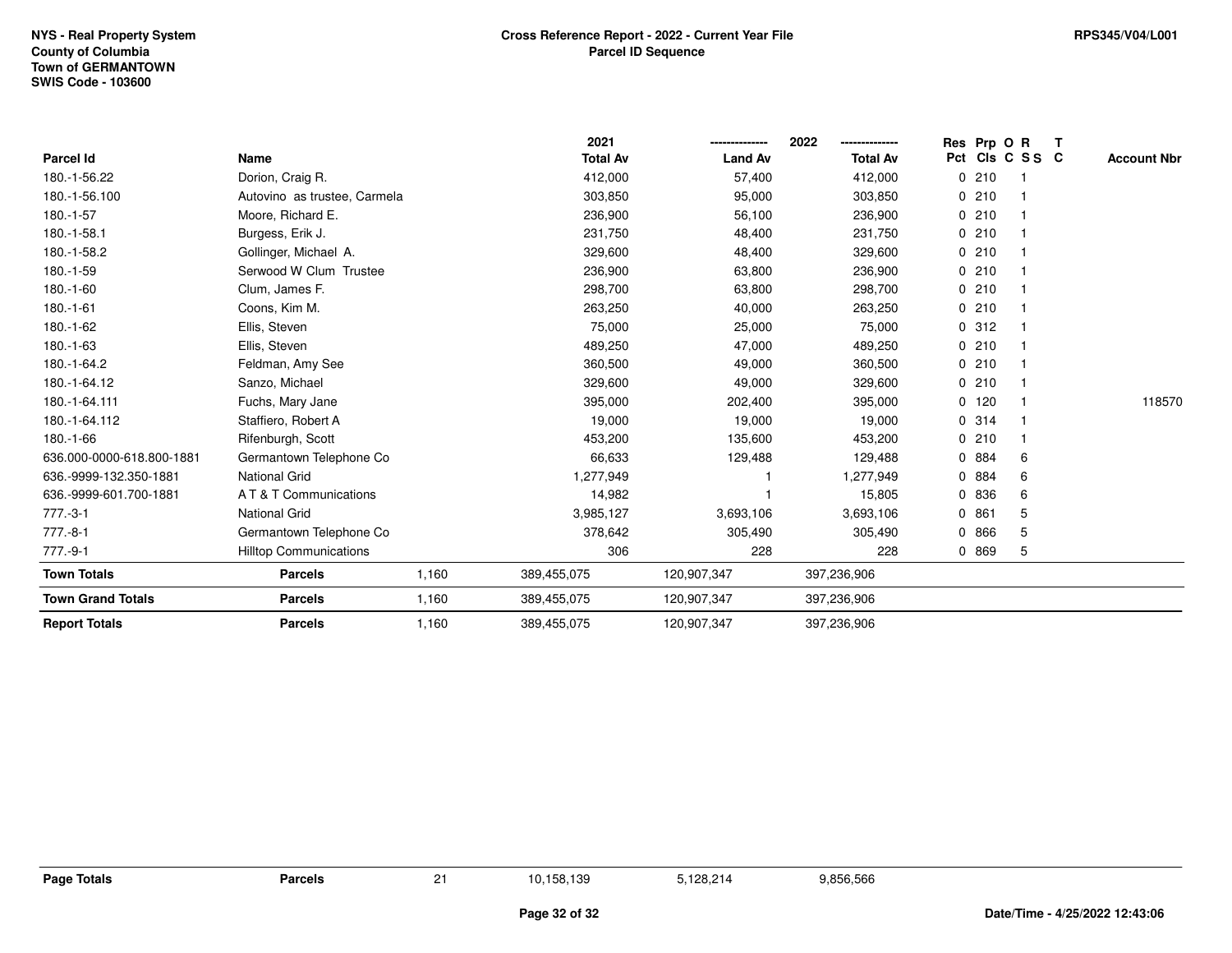NYS - Real Property System
County of Columbia
Town of GERMANTOWN
SWIS Code - 103600

**Cross Reference Report - 2022 - Current Year File**
**Parcel ID Sequence**

RPS345/V04/L001

| Parcel Id | Name | | 2021 Total Av | 2022 Land Av | 2022 Total Av | Res Pct | Prp Cls | O C | R S S | T C | Account Nbr |
|---|---|---|---|---|---|---|---|---|---|---|---|
| 180.-1-56.22 | Dorion, Craig R. | | 412,000 | 57,400 | 412,000 | 0 | 210 | | 1 | | |
| 180.-1-56.100 | Autovino as trustee, Carmela | | 303,850 | 95,000 | 303,850 | 0 | 210 | | 1 | | |
| 180.-1-57 | Moore, Richard E. | | 236,900 | 56,100 | 236,900 | 0 | 210 | | 1 | | |
| 180.-1-58.1 | Burgess, Erik J. | | 231,750 | 48,400 | 231,750 | 0 | 210 | | 1 | | |
| 180.-1-58.2 | Gollinger, Michael A. | | 329,600 | 48,400 | 329,600 | 0 | 210 | | 1 | | |
| 180.-1-59 | Serwood W Clum Trustee | | 236,900 | 63,800 | 236,900 | 0 | 210 | | 1 | | |
| 180.-1-60 | Clum, James F. | | 298,700 | 63,800 | 298,700 | 0 | 210 | | 1 | | |
| 180.-1-61 | Coons, Kim M. | | 263,250 | 40,000 | 263,250 | 0 | 210 | | 1 | | |
| 180.-1-62 | Ellis, Steven | | 75,000 | 25,000 | 75,000 | 0 | 312 | | 1 | | |
| 180.-1-63 | Ellis, Steven | | 489,250 | 47,000 | 489,250 | 0 | 210 | | 1 | | |
| 180.-1-64.2 | Feldman, Amy See | | 360,500 | 49,000 | 360,500 | 0 | 210 | | 1 | | |
| 180.-1-64.12 | Sanzo, Michael | | 329,600 | 49,000 | 329,600 | 0 | 210 | | 1 | | |
| 180.-1-64.111 | Fuchs, Mary Jane | | 395,000 | 202,400 | 395,000 | 0 | 120 | | 1 | | 118570 |
| 180.-1-64.112 | Staffiero, Robert A | | 19,000 | 19,000 | 19,000 | 0 | 314 | | 1 | | |
| 180.-1-66 | Rifenburgh, Scott | | 453,200 | 135,600 | 453,200 | 0 | 210 | | 1 | | |
| 636.000-0000-618.800-1881 | Germantown Telephone Co | | 66,633 | 129,488 | 129,488 | 0 | 884 | | 6 | | |
| 636.-9999-132.350-1881 | National Grid | | 1,277,949 | 1 | 1,277,949 | 0 | 884 | | 6 | | |
| 636.-9999-601.700-1881 | A T & T Communications | | 14,982 | 1 | 15,805 | 0 | 836 | | 6 | | |
| 777.-3-1 | National Grid | | 3,985,127 | 3,693,106 | 3,693,106 | 0 | 861 | | 5 | | |
| 777.-8-1 | Germantown Telephone Co | | 378,642 | 305,490 | 305,490 | 0 | 866 | | 5 | | |
| 777.-9-1 | Hilltop Communications | | 306 | 228 | 228 | 0 | 869 | | 5 | | |
| **Town Totals** | **Parcels** | 1,160 | 389,455,075 | 120,907,347 | 397,236,906 | | | | | | |
| **Town Grand Totals** | **Parcels** | 1,160 | 389,455,075 | 120,907,347 | 397,236,906 | | | | | | |
| **Report Totals** | **Parcels** | 1,160 | 389,455,075 | 120,907,347 | 397,236,906 | | | | | | |

| | | | | | |
|---|---|---|---|---|---|
| **Page Totals** | **Parcels** | 21 | 10,158,139 | 5,128,214 | 9,856,566 |

**Date/Time - 4/25/2022 12:43:06**